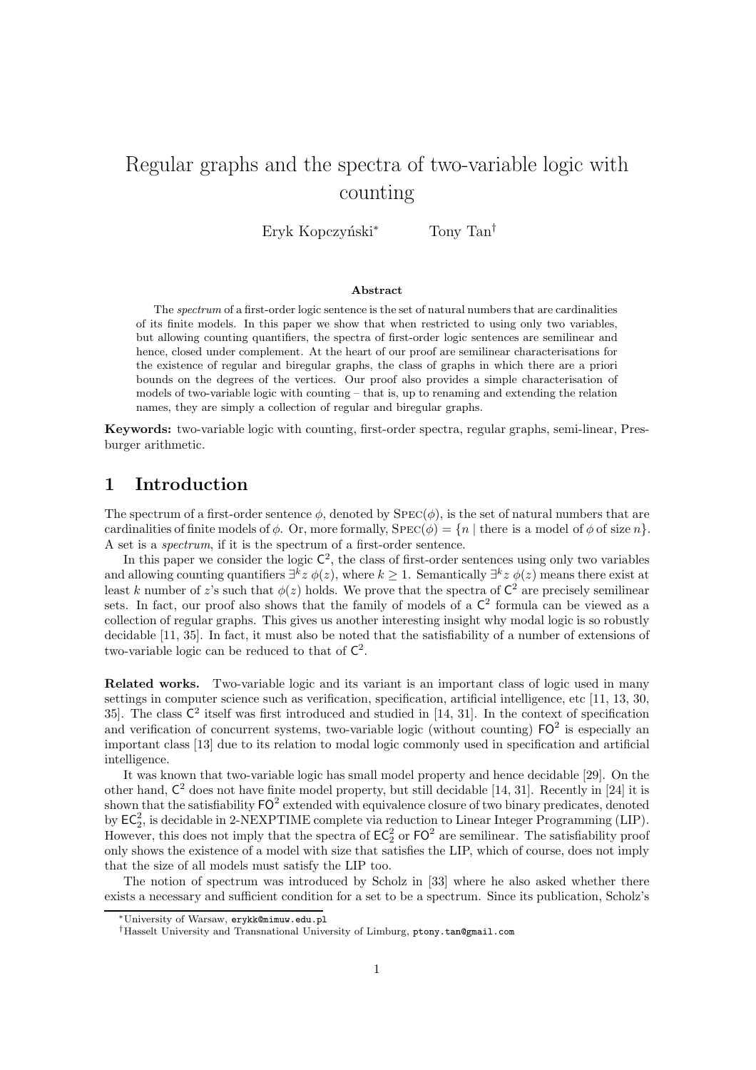# Regular graphs and the spectra of two-variable logic with counting

Eryk Kopczyński[*] Tony Tan[†]

### Abstract

The *spectrum* of a first-order logic sentence is the set of natural numbers that are cardinalities of its finite models. In this paper we show that when restricted to using only two variables, but allowing counting quantifiers, the spectra of first-order logic sentences are semilinear and hence, closed under complement. At the heart of our proof are semilinear characterisations for the existence of regular and biregular graphs, the class of graphs in which there are a priori bounds on the degrees of the vertices. Our proof also provides a simple characterisation of models of two-variable logic with counting – that is, up to renaming and extending the relation names, they are simply a collection of regular and biregular graphs.

**Keywords:** two-variable logic with counting, first-order spectra, regular graphs, semi-linear, Presburger arithmetic.

## 1 Introduction

The spectrum of a first-order sentence $\phi$, denoted by $\text{SPEC}(\phi)$, is the set of natural numbers that are cardinalities of finite models of $\phi$. Or, more formally, $\text{SPEC}(\phi) = \{n \mid \text{there is a model of } \phi \text{ of size } n\}$. A set is a *spectrum*, if it is the spectrum of a first-order sentence.

In this paper we consider the logic $\mathsf{C}^2$, the class of first-order sentences using only two variables and allowing counting quantifiers $\exists^k z\ \phi(z)$, where $k \geq 1$. Semantically $\exists^k z\ \phi(z)$ means there exist at least $k$ number of $z$'s such that $\phi(z)$ holds. We prove that the spectra of $\mathsf{C}^2$ are precisely semilinear sets. In fact, our proof also shows that the family of models of a $\mathsf{C}^2$ formula can be viewed as a collection of regular graphs. This gives us another interesting insight why modal logic is so robustly decidable [11, 35]. In fact, it must also be noted that the satisfiability of a number of extensions of two-variable logic can be reduced to that of $\mathsf{C}^2$.

**Related works.** Two-variable logic and its variant is an important class of logic used in many settings in computer science such as verification, specification, artificial intelligence, etc [11, 13, 30, 35]. The class $\mathsf{C}^2$ itself was first introduced and studied in [14, 31]. In the context of specification and verification of concurrent systems, two-variable logic (without counting) $\mathsf{FO}^2$ is especially an important class [13] due to its relation to modal logic commonly used in specification and artificial intelligence.

It was known that two-variable logic has small model property and hence decidable [29]. On the other hand, $\mathsf{C}^2$ does not have finite model property, but still decidable [14, 31]. Recently in [24] it is shown that the satisfiability $\mathsf{FO}^2$ extended with equivalence closure of two binary predicates, denoted by $\mathsf{EC}^2_2$, is decidable in 2-NEXPTIME complete via reduction to Linear Integer Programming (LIP). However, this does not imply that the spectra of $\mathsf{EC}^2_2$ or $\mathsf{FO}^2$ are semilinear. The satisfiability proof only shows the existence of a model with size that satisfies the LIP, which of course, does not imply that the size of all models must satisfy the LIP too.

The notion of spectrum was introduced by Scholz in [33] where he also asked whether there exists a necessary and sufficient condition for a set to be a spectrum. Since its publication, Scholz's

[*] University of Warsaw, erykk@mimuw.edu.pl

[†] Hasselt University and Transnational University of Limburg, ptony.tan@gmail.com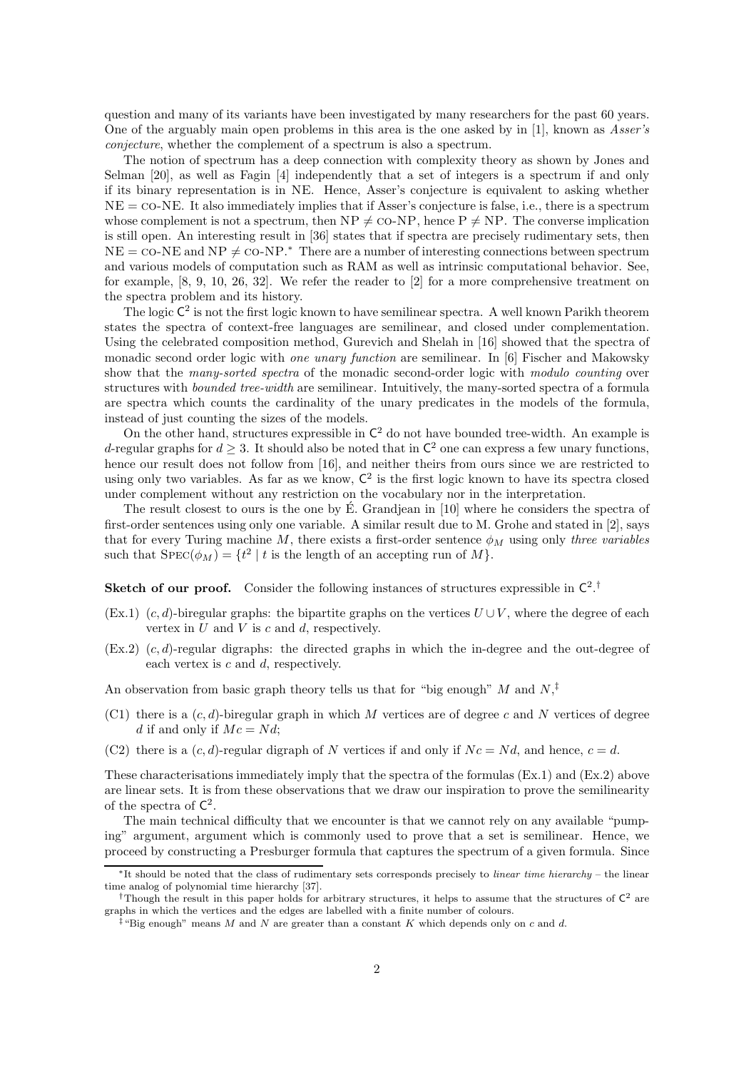question and many of its variants have been investigated by many researchers for the past 60 years. One of the arguably main open problems in this area is the one asked by in [1], known as *Asser's conjecture*, whether the complement of a spectrum is also a spectrum.

The notion of spectrum has a deep connection with complexity theory as shown by Jones and Selman [20], as well as Fagin [4] independently that a set of integers is a spectrum if and only if its binary representation is in NE. Hence, Asser's conjecture is equivalent to asking whether NE = co-NE. It also immediately implies that if Asser's conjecture is false, i.e., there is a spectrum whose complement is not a spectrum, then NP ≠ co-NP, hence P ≠ NP. The converse implication is still open. An interesting result in [36] states that if spectra are precisely rudimentary sets, then NE = co-NE and NP ≠ co-NP.* There are a number of interesting connections between spectrum and various models of computation such as RAM as well as intrinsic computational behavior. See, for example, [8, 9, 10, 26, 32]. We refer the reader to [2] for a more comprehensive treatment on the spectra problem and its history.

The logic $\mathsf{C}^2$ is not the first logic known to have semilinear spectra. A well known Parikh theorem states the spectra of context-free languages are semilinear, and closed under complementation. Using the celebrated composition method, Gurevich and Shelah in [16] showed that the spectra of monadic second order logic with *one unary function* are semilinear. In [6] Fischer and Makowsky show that the *many-sorted spectra* of the monadic second-order logic with *modulo counting* over structures with *bounded tree-width* are semilinear. Intuitively, the many-sorted spectra of a formula are spectra which counts the cardinality of the unary predicates in the models of the formula, instead of just counting the sizes of the models.

On the other hand, structures expressible in $\mathsf{C}^2$ do not have bounded tree-width. An example is $d$-regular graphs for $d \geq 3$. It should also be noted that in $\mathsf{C}^2$ one can express a few unary functions, hence our result does not follow from [16], and neither theirs from ours since we are restricted to using only two variables. As far as we know, $\mathsf{C}^2$ is the first logic known to have its spectra closed under complement without any restriction on the vocabulary nor in the interpretation.

The result closest to ours is the one by É. Grandjean in [10] where he considers the spectra of first-order sentences using only one variable. A similar result due to M. Grohe and stated in [2], says that for every Turing machine $M$, there exists a first-order sentence $\phi_M$ using only *three variables* such that $\textsc{Spec}(\phi_M) = \{t^2 \mid t \text{ is the length of an accepting run of } M\}$.

**Sketch of our proof.** Consider the following instances of structures expressible in $\mathsf{C}^2$.†

(Ex.1) $(c, d)$-biregular graphs: the bipartite graphs on the vertices $U \cup V$, where the degree of each vertex in $U$ and $V$ is $c$ and $d$, respectively.

(Ex.2) $(c, d)$-regular digraphs: the directed graphs in which the in-degree and the out-degree of each vertex is $c$ and $d$, respectively.

An observation from basic graph theory tells us that for "big enough" $M$ and $N$,‡

(C1) there is a $(c, d)$-biregular graph in which $M$ vertices are of degree $c$ and $N$ vertices of degree $d$ if and only if $Mc = Nd$;

(C2) there is a $(c, d)$-regular digraph of $N$ vertices if and only if $Nc = Nd$, and hence, $c = d$.

These characterisations immediately imply that the spectra of the formulas (Ex.1) and (Ex.2) above are linear sets. It is from these observations that we draw our inspiration to prove the semilinearity of the spectra of $\mathsf{C}^2$.

The main technical difficulty that we encounter is that we cannot rely on any available "pumping" argument, argument which is commonly used to prove that a set is semilinear. Hence, we proceed by constructing a Presburger formula that captures the spectrum of a given formula. Since

---

*It should be noted that the class of rudimentary sets corresponds precisely to *linear time hierarchy* – the linear time analog of polynomial time hierarchy [37].

†Though the result in this paper holds for arbitrary structures, it helps to assume that the structures of $\mathsf{C}^2$ are graphs in which the vertices and the edges are labelled with a finite number of colours.

‡"Big enough" means $M$ and $N$ are greater than a constant $K$ which depends only on $c$ and $d$.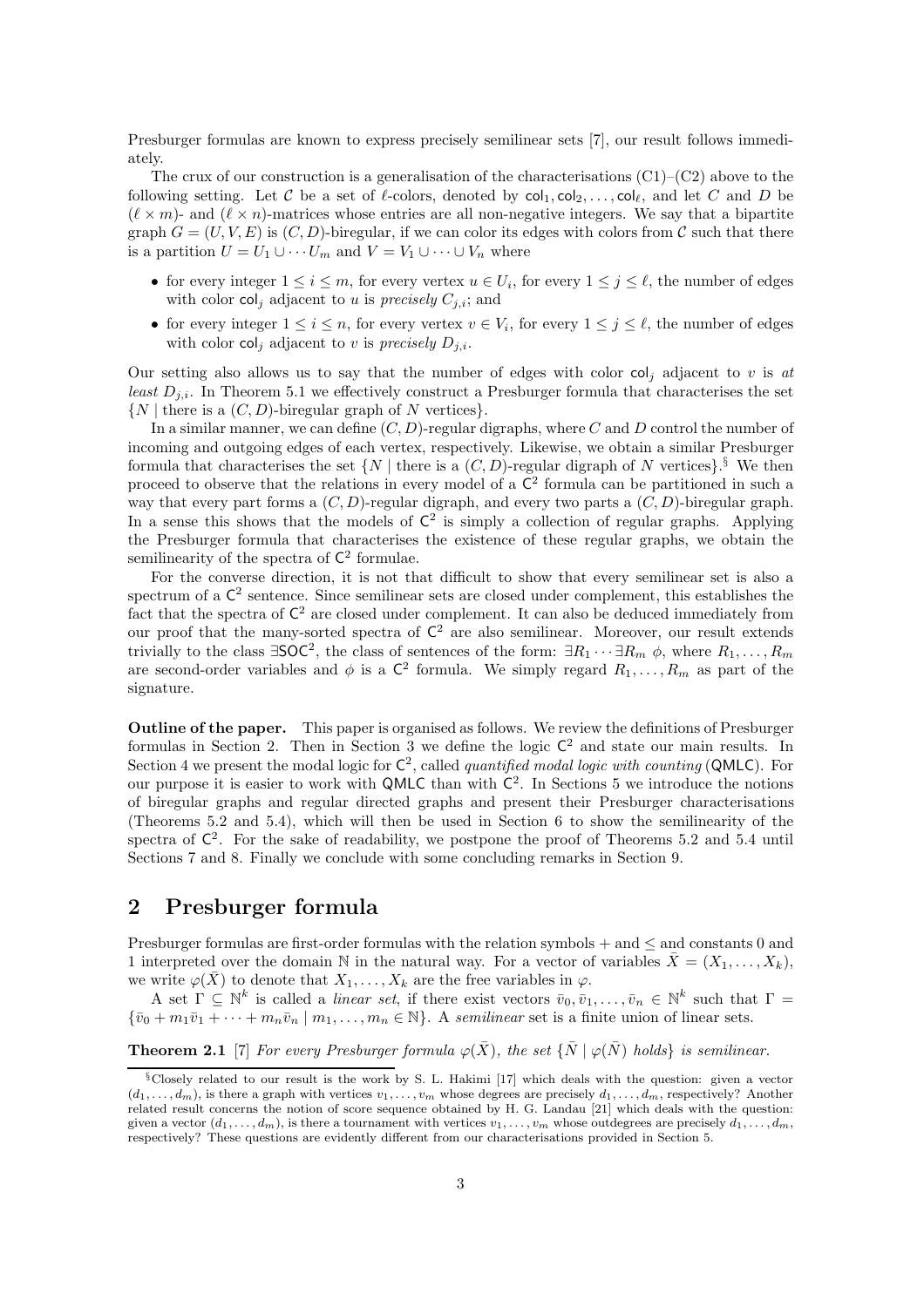Presburger formulas are known to express precisely semilinear sets [7], our result follows immediately.

The crux of our construction is a generalisation of the characterisations (C1)–(C2) above to the following setting. Let $\mathcal{C}$ be a set of $\ell$-colors, denoted by $\mathsf{col}_1, \mathsf{col}_2, \ldots, \mathsf{col}_\ell$, and let $C$ and $D$ be $(\ell \times m)$- and $(\ell \times n)$-matrices whose entries are all non-negative integers. We say that a bipartite graph $G = (U, V, E)$ is $(C, D)$-biregular, if we can color its edges with colors from $\mathcal{C}$ such that there is a partition $U = U_1 \cup \cdots U_m$ and $V = V_1 \cup \cdots \cup V_n$ where

- for every integer $1 \le i \le m$, for every vertex $u \in U_i$, for every $1 \le j \le \ell$, the number of edges with color $\mathsf{col}_j$ adjacent to $u$ is *precisely* $C_{j,i}$; and
- for every integer $1 \le i \le n$, for every vertex $v \in V_i$, for every $1 \le j \le \ell$, the number of edges with color $\mathsf{col}_j$ adjacent to $v$ is *precisely* $D_{j,i}$.

Our setting also allows us to say that the number of edges with color $\mathsf{col}_j$ adjacent to $v$ is *at least* $D_{j,i}$. In Theorem 5.1 we effectively construct a Presburger formula that characterises the set $\{N \mid \text{there is a } (C, D)\text{-biregular graph of } N \text{ vertices}\}$.

In a similar manner, we can define $(C, D)$-regular digraphs, where $C$ and $D$ control the number of incoming and outgoing edges of each vertex, respectively. Likewise, we obtain a similar Presburger formula that characterises the set $\{N \mid \text{there is a } (C, D)\text{-regular digraph of } N \text{ vertices}\}$.§ We then proceed to observe that the relations in every model of a $\mathsf{C}^2$ formula can be partitioned in such a way that every part forms a $(C, D)$-regular digraph, and every two parts a $(C, D)$-biregular graph. In a sense this shows that the models of $\mathsf{C}^2$ is simply a collection of regular graphs. Applying the Presburger formula that characterises the existence of these regular graphs, we obtain the semilinearity of the spectra of $\mathsf{C}^2$ formulae.

For the converse direction, it is not that difficult to show that every semilinear set is also a spectrum of a $\mathsf{C}^2$ sentence. Since semilinear sets are closed under complement, this establishes the fact that the spectra of $\mathsf{C}^2$ are closed under complement. It can also be deduced immediately from our proof that the many-sorted spectra of $\mathsf{C}^2$ are also semilinear. Moreover, our result extends trivially to the class $\exists\mathsf{SOC}^2$, the class of sentences of the form: $\exists R_1 \cdots \exists R_m \ \phi$, where $R_1, \ldots, R_m$ are second-order variables and $\phi$ is a $\mathsf{C}^2$ formula. We simply regard $R_1, \ldots, R_m$ as part of the signature.

**Outline of the paper.** This paper is organised as follows. We review the definitions of Presburger formulas in Section 2. Then in Section 3 we define the logic $\mathsf{C}^2$ and state our main results. In Section 4 we present the modal logic for $\mathsf{C}^2$, called *quantified modal logic with counting* (QMLC). For our purpose it is easier to work with QMLC than with $\mathsf{C}^2$. In Sections 5 we introduce the notions of biregular graphs and regular directed graphs and present their Presburger characterisations (Theorems 5.2 and 5.4), which will then be used in Section 6 to show the semilinearity of the spectra of $\mathsf{C}^2$. For the sake of readability, we postpone the proof of Theorems 5.2 and 5.4 until Sections 7 and 8. Finally we conclude with some concluding remarks in Section 9.

## 2 Presburger formula

Presburger formulas are first-order formulas with the relation symbols $+$ and $\le$ and constants 0 and 1 interpreted over the domain $\mathbb{N}$ in the natural way. For a vector of variables $\bar{X} = (X_1, \ldots, X_k)$, we write $\varphi(\bar{X})$ to denote that $X_1, \ldots, X_k$ are the free variables in $\varphi$.

A set $\Gamma \subseteq \mathbb{N}^k$ is called a *linear set*, if there exist vectors $\bar{v}_0, \bar{v}_1, \ldots, \bar{v}_n \in \mathbb{N}^k$ such that $\Gamma = \{\bar{v}_0 + m_1\bar{v}_1 + \cdots + m_n\bar{v}_n \mid m_1, \ldots, m_n \in \mathbb{N}\}$. A *semilinear* set is a finite union of linear sets.

**Theorem 2.1** [7] *For every Presburger formula $\varphi(\bar{X})$, the set $\{\bar{N} \mid \varphi(\bar{N}) \text{ holds}\}$ is semilinear.*

---

§Closely related to our result is the work by S. L. Hakimi [17] which deals with the question: given a vector $(d_1, \ldots, d_m)$, is there a graph with vertices $v_1, \ldots, v_m$ whose degrees are precisely $d_1, \ldots, d_m$, respectively? Another related result concerns the notion of score sequence obtained by H. G. Landau [21] which deals with the question: given a vector $(d_1, \ldots, d_m)$, is there a tournament with vertices $v_1, \ldots, v_m$ whose outdegrees are precisely $d_1, \ldots, d_m$, respectively? These questions are evidently different from our characterisations provided in Section 5.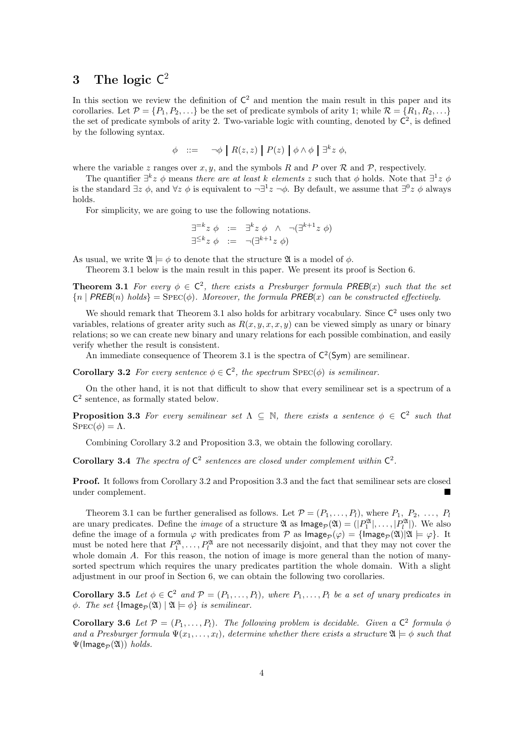## 3 The logic $\mathsf{C}^2$

In this section we review the definition of $\mathsf{C}^2$ and mention the main result in this paper and its corollaries. Let $\mathcal{P} = \{P_1, P_2, \ldots\}$ be the set of predicate symbols of arity 1; while $\mathcal{R} = \{R_1, R_2, \ldots\}$ the set of predicate symbols of arity 2. Two-variable logic with counting, denoted by $\mathsf{C}^2$, is defined by the following syntax.

$$\phi \quad ::= \quad \neg\phi \;\big|\; R(z,z) \;\big|\; P(z) \;\big|\; \phi \wedge \phi \;\big|\; \exists^k z\ \phi,$$

where the variable $z$ ranges over $x, y$, and the symbols $R$ and $P$ over $\mathcal{R}$ and $\mathcal{P}$, respectively.

The quantifier $\exists^k z\ \phi$ means *there are at least $k$ elements $z$* such that $\phi$ holds. Note that $\exists^1 z\ \phi$ is the standard $\exists z\ \phi$, and $\forall z\ \phi$ is equivalent to $\neg\exists^1 z\ \neg\phi$. By default, we assume that $\exists^0 z\ \phi$ always holds.

For simplicity, we are going to use the following notations.

$$\begin{aligned} \exists^{=k} z\ \phi \quad &:= \quad \exists^k z\ \phi \quad \wedge \quad \neg(\exists^{k+1} z\ \phi) \\ \exists^{\leq k} z\ \phi \quad &:= \quad \neg(\exists^{k+1} z\ \phi) \end{aligned}$$

As usual, we write $\mathfrak{A} \models \phi$ to denote that the structure $\mathfrak{A}$ is a model of $\phi$.

Theorem 3.1 below is the main result in this paper. We present its proof is Section 6.

**Theorem 3.1** *For every $\phi \in \mathsf{C}^2$, there exists a Presburger formula $\mathsf{PREB}(x)$ such that the set $\{n \mid \mathsf{PREB}(n) \text{ holds}\} = \textsc{Spec}(\phi)$. Moreover, the formula $\mathsf{PREB}(x)$ can be constructed effectively.*

We should remark that Theorem 3.1 also holds for arbitrary vocabulary. Since $\mathsf{C}^2$ uses only two variables, relations of greater arity such as $R(x,y,x,x,y)$ can be viewed simply as unary or binary relations; so we can create new binary and unary relations for each possible combination, and easily verify whether the result is consistent.

An immediate consequence of Theorem 3.1 is the spectra of $\mathsf{C}^2(\mathsf{Sym})$ are semilinear.

**Corollary 3.2** *For every sentence $\phi \in \mathsf{C}^2$, the spectrum $\textsc{Spec}(\phi)$ is semilinear.*

On the other hand, it is not that difficult to show that every semilinear set is a spectrum of a $\mathsf{C}^2$ sentence, as formally stated below.

**Proposition 3.3** *For every semilinear set $\Lambda \subseteq \mathbb{N}$, there exists a sentence $\phi \in \mathsf{C}^2$ such that $\textsc{Spec}(\phi) = \Lambda$.*

Combining Corollary 3.2 and Proposition 3.3, we obtain the following corollary.

**Corollary 3.4** *The spectra of $\mathsf{C}^2$ sentences are closed under complement within $\mathsf{C}^2$.*

**Proof.** It follows from Corollary 3.2 and Proposition 3.3 and the fact that semilinear sets are closed under complement. ■

Theorem 3.1 can be further generalised as follows. Let $\mathcal{P} = (P_1, \ldots, P_l)$, where $P_1, P_2, \ldots, P_l$ are unary predicates. Define the *image* of a structure $\mathfrak{A}$ as $\mathsf{Image}_{\mathcal{P}}(\mathfrak{A}) = (|P_1^{\mathfrak{A}}|, \ldots, |P_l^{\mathfrak{A}}|)$. We also define the image of a formula $\varphi$ with predicates from $\mathcal{P}$ as $\mathsf{Image}_{\mathcal{P}}(\varphi) = \{\mathsf{Image}_{\mathcal{P}}(\mathfrak{A}) | \mathfrak{A} \models \varphi\}$. It must be noted here that $P_1^{\mathfrak{A}}, \ldots, P_l^{\mathfrak{A}}$ are not necessarily disjoint, and that they may not cover the whole domain $A$. For this reason, the notion of image is more general than the notion of many-sorted spectrum which requires the unary predicates partition the whole domain. With a slight adjustment in our proof in Section 6, we can obtain the following two corollaries.

**Corollary 3.5** *Let $\phi \in \mathsf{C}^2$ and $\mathcal{P} = (P_1, \ldots, P_l)$, where $P_1, \ldots, P_l$ be a set of unary predicates in $\phi$. The set $\{\mathsf{Image}_{\mathcal{P}}(\mathfrak{A}) \mid \mathfrak{A} \models \phi\}$ is semilinear.*

**Corollary 3.6** *Let $\mathcal{P} = (P_1, \ldots, P_l)$. The following problem is decidable. Given a $\mathsf{C}^2$ formula $\phi$ and a Presburger formula $\Psi(x_1, \ldots, x_l)$, determine whether there exists a structure $\mathfrak{A} \models \phi$ such that $\Psi(\mathsf{Image}_{\mathcal{P}}(\mathfrak{A}))$ holds.*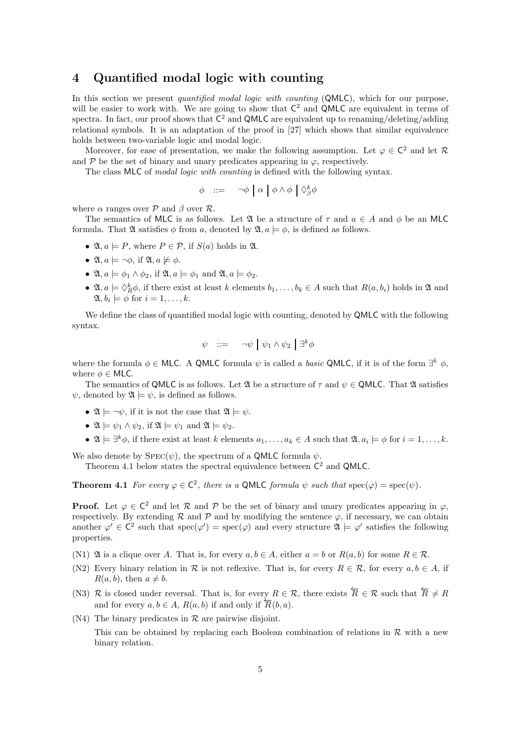## 4 Quantified modal logic with counting

In this section we present *quantified modal logic with counting* (QMLC), which for our purpose, will be easier to work with. We are going to show that $\mathsf{C}^2$ and QMLC are equivalent in terms of spectra. In fact, our proof shows that $\mathsf{C}^2$ and QMLC are equivalent up to renaming/deleting/adding relational symbols. It is an adaptation of the proof in [27] which shows that similar equivalence holds between two-variable logic and modal logic.

Moreover, for ease of presentation, we make the following assumption. Let $\varphi \in \mathsf{C}^2$ and let $\mathcal{R}$ and $\mathcal{P}$ be the set of binary and unary predicates appearing in $\varphi$, respectively.

The class MLC of *modal logic with counting* is defined with the following syntax.

$$\phi \quad ::= \quad \neg\phi \;\Big|\; \alpha \;\Big|\; \phi \wedge \phi \;\Big|\; \Diamond_{\beta}^{k}\phi$$

where $\alpha$ ranges over $\mathcal{P}$ and $\beta$ over $\mathcal{R}$.

The semantics of MLC is as follows. Let $\mathfrak{A}$ be a structure of $\tau$ and $a \in A$ and $\phi$ be an MLC formula. That $\mathfrak{A}$ satisfies $\phi$ from $a$, denoted by $\mathfrak{A}, a \models \phi$, is defined as follows.

- $\mathfrak{A}, a \models P$, where $P \in \mathcal{P}$, if $S(a)$ holds in $\mathfrak{A}$.
- $\mathfrak{A}, a \models \neg\phi$, if $\mathfrak{A}, a \not\models \phi$.
- $\mathfrak{A}, a \models \phi_1 \wedge \phi_2$, if $\mathfrak{A}, a \models \phi_1$ and $\mathfrak{A}, a \models \phi_2$.
- $\mathfrak{A}, a \models \Diamond_R^k\phi$, if there exist at least $k$ elements $b_1, \ldots, b_k \in A$ such that $R(a, b_i)$ holds in $\mathfrak{A}$ and $\mathfrak{A}, b_i \models \phi$ for $i = 1, \ldots, k$.

We define the class of quantified modal logic with counting, denoted by QMLC with the following syntax.

$$\psi \quad ::= \quad \neg\psi \;\Big|\; \psi_1 \wedge \psi_2 \;\Big|\; \exists^k\phi$$

where the formula $\phi \in$ MLC. A QMLC formula $\psi$ is called a *basic* QMLC, if it is of the form $\exists^k\ \phi$, where $\phi \in$ MLC.

The semantics of QMLC is as follows. Let $\mathfrak{A}$ be a structure of $\tau$ and $\psi \in$ QMLC. That $\mathfrak{A}$ satisfies $\psi$, denoted by $\mathfrak{A} \models \psi$, is defined as follows.

- $\mathfrak{A} \models \neg\psi$, if it is not the case that $\mathfrak{A} \models \psi$.
- $\mathfrak{A} \models \psi_1 \wedge \psi_2$, if $\mathfrak{A} \models \psi_1$ and $\mathfrak{A} \models \psi_2$.
- $\mathfrak{A} \models \exists^k\phi$, if there exist at least $k$ elements $a_1, \ldots, a_k \in A$ such that $\mathfrak{A}, a_i \models \phi$ for $i = 1, \ldots, k$.

We also denote by $\textsc{Spec}(\psi)$, the spectrum of a QMLC formula $\psi$.

Theorem 4.1 below states the spectral equivalence between $\mathsf{C}^2$ and QMLC.

**Theorem 4.1** *For every $\varphi \in \mathsf{C}^2$, there is a* QMLC *formula $\psi$ such that* $\mathrm{spec}(\varphi) = \mathrm{spec}(\psi)$.

**Proof.** Let $\varphi \in \mathsf{C}^2$ and let $\mathcal{R}$ and $\mathcal{P}$ be the set of binary and unary predicates appearing in $\varphi$, respectively. By extending $\mathcal{R}$ and $\mathcal{P}$ and by modifying the sentence $\varphi$, if necessary, we can obtain another $\varphi' \in \mathsf{C}^2$ such that $\mathrm{spec}(\varphi') = \mathrm{spec}(\varphi)$ and every structure $\mathfrak{A} \models \varphi'$ satisfies the following properties.

(N1) $\mathfrak{A}$ is a clique over $A$. That is, for every $a, b \in A$, either $a = b$ or $R(a, b)$ for some $R \in \mathcal{R}$.

(N2) Every binary relation in $\mathcal{R}$ is not reflexive. That is, for every $R \in \mathcal{R}$, for every $a, b \in A$, if $R(a, b)$, then $a \neq b$.

(N3) $\mathcal{R}$ is closed under reversal. That is, for every $R \in \mathcal{R}$, there exists $\overleftarrow{R} \in \mathcal{R}$ such that $\overleftarrow{R} \neq R$ and for every $a, b \in A$, $R(a, b)$ if and only if $\overleftarrow{R}(b, a)$.

(N4) The binary predicates in $\mathcal{R}$ are pairwise disjoint.

This can be obtained by replacing each Boolean combination of relations in $\mathcal{R}$ with a new binary relation.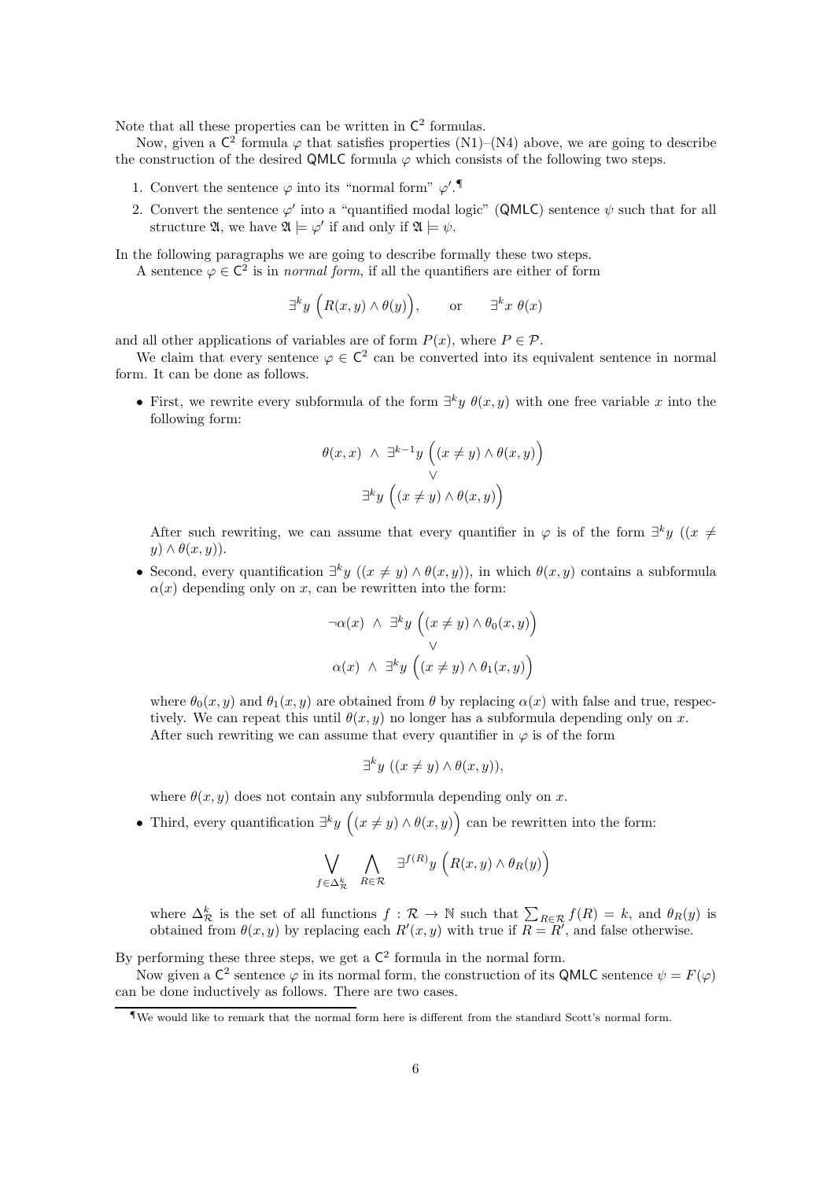Note that all these properties can be written in $\mathsf{C}^2$ formulas.

Now, given a $\mathsf{C}^2$ formula $\varphi$ that satisfies properties (N1)–(N4) above, we are going to describe the construction of the desired QMLC formula $\varphi$ which consists of the following two steps.

1. Convert the sentence $\varphi$ into its "normal form" $\varphi'$.[¶]
2. Convert the sentence $\varphi'$ into a "quantified modal logic" (QMLC) sentence $\psi$ such that for all structure $\mathfrak{A}$, we have $\mathfrak{A} \models \varphi'$ if and only if $\mathfrak{A} \models \psi$.

In the following paragraphs we are going to describe formally these two steps.

A sentence $\varphi \in \mathsf{C}^2$ is in *normal form*, if all the quantifiers are either of form

$$\exists^k y \ \Big(R(x,y) \wedge \theta(y)\Big), \qquad \text{or} \qquad \exists^k x \ \theta(x)$$

and all other applications of variables are of form $P(x)$, where $P \in \mathcal{P}$.

We claim that every sentence $\varphi \in \mathsf{C}^2$ can be converted into its equivalent sentence in normal form. It can be done as follows.

- First, we rewrite every subformula of the form $\exists^k y \ \theta(x,y)$ with one free variable $x$ into the following form:

$$\begin{array}{c} \theta(x,x) \ \wedge \ \exists^{k-1} y \ \Big((x \neq y) \wedge \theta(x,y)\Big) \\ \vee \\ \exists^k y \ \Big((x \neq y) \wedge \theta(x,y)\Big) \end{array}$$

  After such rewriting, we can assume that every quantifier in $\varphi$ is of the form $\exists^k y \ ((x \neq y) \wedge \theta(x,y))$.

- Second, every quantification $\exists^k y \ ((x \neq y) \wedge \theta(x,y))$, in which $\theta(x,y)$ contains a subformula $\alpha(x)$ depending only on $x$, can be rewritten into the form:

$$\begin{array}{c} \neg\alpha(x) \ \wedge \ \exists^k y \ \Big((x \neq y) \wedge \theta_0(x,y)\Big) \\ \vee \\ \alpha(x) \ \wedge \ \exists^k y \ \Big((x \neq y) \wedge \theta_1(x,y)\Big) \end{array}$$

  where $\theta_0(x,y)$ and $\theta_1(x,y)$ are obtained from $\theta$ by replacing $\alpha(x)$ with false and true, respectively. We can repeat this until $\theta(x,y)$ no longer has a subformula depending only on $x$. After such rewriting we can assume that every quantifier in $\varphi$ is of the form

$$\exists^k y \ ((x \neq y) \wedge \theta(x,y)),$$

  where $\theta(x,y)$ does not contain any subformula depending only on $x$.

- Third, every quantification $\exists^k y \ \Big((x \neq y) \wedge \theta(x,y)\Big)$ can be rewritten into the form:

$$\bigvee_{f \in \Delta^k_{\mathcal{R}}} \ \bigwedge_{R \in \mathcal{R}} \ \exists^{f(R)} y \ \Big(R(x,y) \wedge \theta_R(y)\Big)$$

  where $\Delta^k_{\mathcal{R}}$ is the set of all functions $f : \mathcal{R} \to \mathbb{N}$ such that $\sum_{R \in \mathcal{R}} f(R) = k$, and $\theta_R(y)$ is obtained from $\theta(x,y)$ by replacing each $R'(x,y)$ with true if $R = R'$, and false otherwise.

By performing these three steps, we get a $\mathsf{C}^2$ formula in the normal form.

Now given a $\mathsf{C}^2$ sentence $\varphi$ in its normal form, the construction of its QMLC sentence $\psi = F(\varphi)$ can be done inductively as follows. There are two cases.

[¶]We would like to remark that the normal form here is different from the standard Scott's normal form.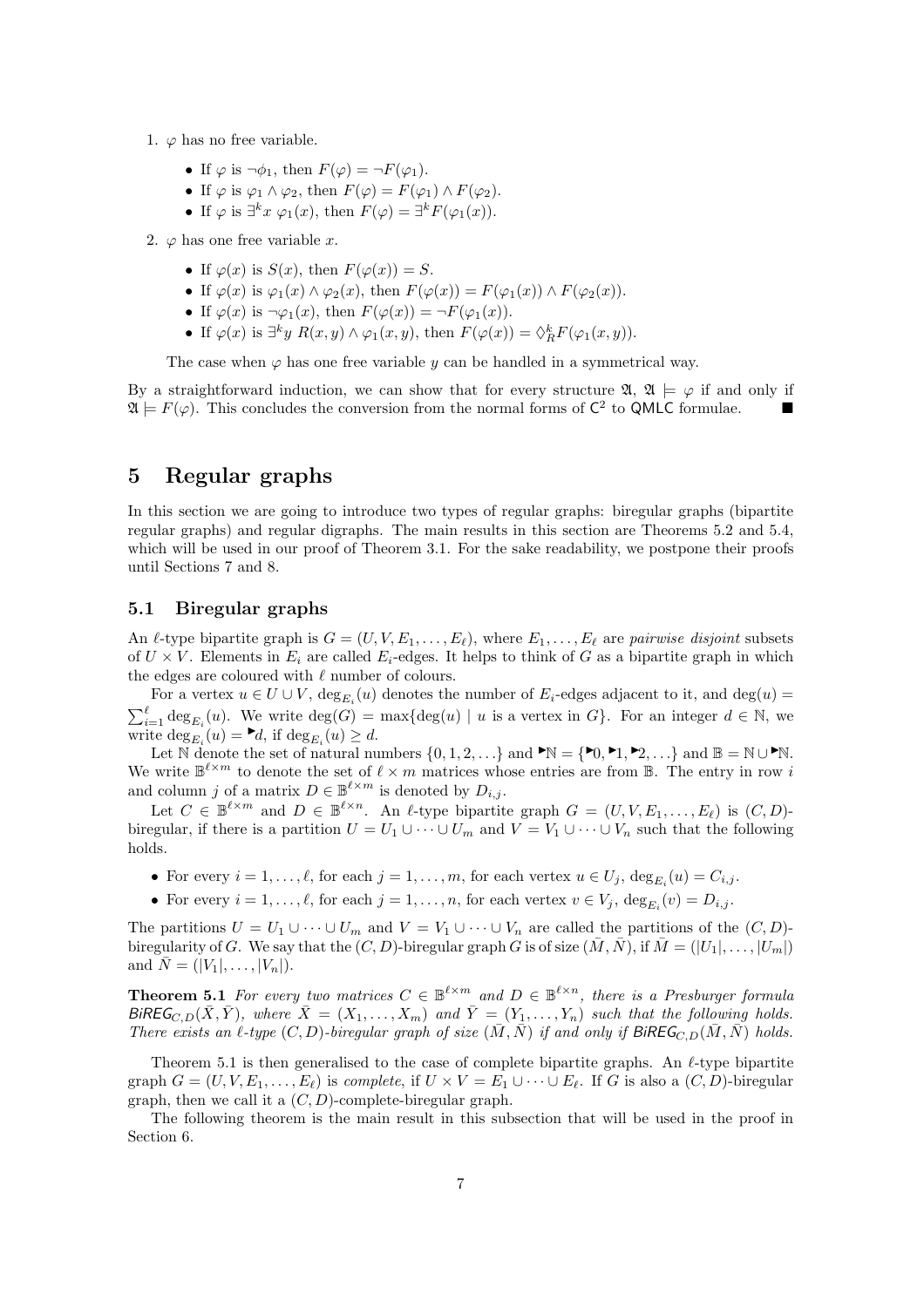1. $\varphi$ has no free variable.

   - If $\varphi$ is $\neg\phi_1$, then $F(\varphi) = \neg F(\varphi_1)$.
   - If $\varphi$ is $\varphi_1 \wedge \varphi_2$, then $F(\varphi) = F(\varphi_1) \wedge F(\varphi_2)$.
   - If $\varphi$ is $\exists^k x\ \varphi_1(x)$, then $F(\varphi) = \exists^k F(\varphi_1(x))$.

2. $\varphi$ has one free variable $x$.

   - If $\varphi(x)$ is $S(x)$, then $F(\varphi(x)) = S$.
   - If $\varphi(x)$ is $\varphi_1(x) \wedge \varphi_2(x)$, then $F(\varphi(x)) = F(\varphi_1(x)) \wedge F(\varphi_2(x))$.
   - If $\varphi(x)$ is $\neg\varphi_1(x)$, then $F(\varphi(x)) = \neg F(\varphi_1(x))$.
   - If $\varphi(x)$ is $\exists^k y\ R(x,y) \wedge \varphi_1(x,y)$, then $F(\varphi(x)) = \Diamond_R^k F(\varphi_1(x,y))$.

   The case when $\varphi$ has one free variable $y$ can be handled in a symmetrical way.

By a straightforward induction, we can show that for every structure $\mathfrak{A}$, $\mathfrak{A} \models \varphi$ if and only if $\mathfrak{A} \models F(\varphi)$. This concludes the conversion from the normal forms of $\mathsf{C}^2$ to $\mathsf{QMLC}$ formulae. ■

# 5 Regular graphs

In this section we are going to introduce two types of regular graphs: biregular graphs (bipartite regular graphs) and regular digraphs. The main results in this section are Theorems 5.2 and 5.4, which will be used in our proof of Theorem 3.1. For the sake readability, we postpone their proofs until Sections 7 and 8.

## 5.1 Biregular graphs

An $\ell$-type bipartite graph is $G = (U, V, E_1, \ldots, E_\ell)$, where $E_1, \ldots, E_\ell$ are *pairwise disjoint* subsets of $U \times V$. Elements in $E_i$ are called $E_i$-edges. It helps to think of $G$ as a bipartite graph in which the edges are coloured with $\ell$ number of colours.

For a vertex $u \in U \cup V$, $\deg_{E_i}(u)$ denotes the number of $E_i$-edges adjacent to it, and $\deg(u) = \sum_{i=1}^{\ell} \deg_{E_i}(u)$. We write $\deg(G) = \max\{\deg(u) \mid u \text{ is a vertex in } G\}$. For an integer $d \in \mathbb{N}$, we write $\deg_{E_i}(u) = {}^{\blacktriangleright}d$, if $\deg_{E_i}(u) \geq d$.

Let $\mathbb{N}$ denote the set of natural numbers $\{0, 1, 2, \ldots\}$ and ${}^{\blacktriangleright}\mathbb{N} = \{{}^{\blacktriangleright}0, {}^{\blacktriangleright}1, {}^{\blacktriangleright}2, \ldots\}$ and $\mathbb{B} = \mathbb{N} \cup {}^{\blacktriangleright}\mathbb{N}$. We write $\mathbb{B}^{\ell \times m}$ to denote the set of $\ell \times m$ matrices whose entries are from $\mathbb{B}$. The entry in row $i$ and column $j$ of a matrix $D \in \mathbb{B}^{\ell \times m}$ is denoted by $D_{i,j}$.

Let $C \in \mathbb{B}^{\ell \times m}$ and $D \in \mathbb{B}^{\ell \times n}$. An $\ell$-type bipartite graph $G = (U, V, E_1, \ldots, E_\ell)$ is $(C, D)$-biregular, if there is a partition $U = U_1 \cup \cdots \cup U_m$ and $V = V_1 \cup \cdots \cup V_n$ such that the following holds.

- For every $i = 1, \ldots, \ell$, for each $j = 1, \ldots, m$, for each vertex $u \in U_j$, $\deg_{E_i}(u) = C_{i,j}$.
- For every $i = 1, \ldots, \ell$, for each $j = 1, \ldots, n$, for each vertex $v \in V_j$, $\deg_{E_i}(v) = D_{i,j}$.

The partitions $U = U_1 \cup \cdots \cup U_m$ and $V = V_1 \cup \cdots \cup V_n$ are called the partitions of the $(C, D)$-biregularity of $G$. We say that the $(C, D)$-biregular graph $G$ is of size $(\bar{M}, \bar{N})$, if $\bar{M} = (|U_1|, \ldots, |U_m|)$ and $\bar{N} = (|V_1|, \ldots, |V_n|)$.

**Theorem 5.1** *For every two matrices $C \in \mathbb{B}^{\ell \times m}$ and $D \in \mathbb{B}^{\ell \times n}$, there is a Presburger formula $\mathsf{BiREG}_{C,D}(\bar{X}, \bar{Y})$, where $\bar{X} = (X_1, \ldots, X_m)$ and $\bar{Y} = (Y_1, \ldots, Y_n)$ such that the following holds. There exists an $\ell$-type $(C, D)$-biregular graph of size $(\bar{M}, \bar{N})$ if and only if $\mathsf{BiREG}_{C,D}(\bar{M}, \bar{N})$ holds.*

Theorem 5.1 is then generalised to the case of complete bipartite graphs. An $\ell$-type bipartite graph $G = (U, V, E_1, \ldots, E_\ell)$ is *complete*, if $U \times V = E_1 \cup \cdots \cup E_\ell$. If $G$ is also a $(C, D)$-biregular graph, then we call it a $(C, D)$-complete-biregular graph.

The following theorem is the main result in this subsection that will be used in the proof in Section 6.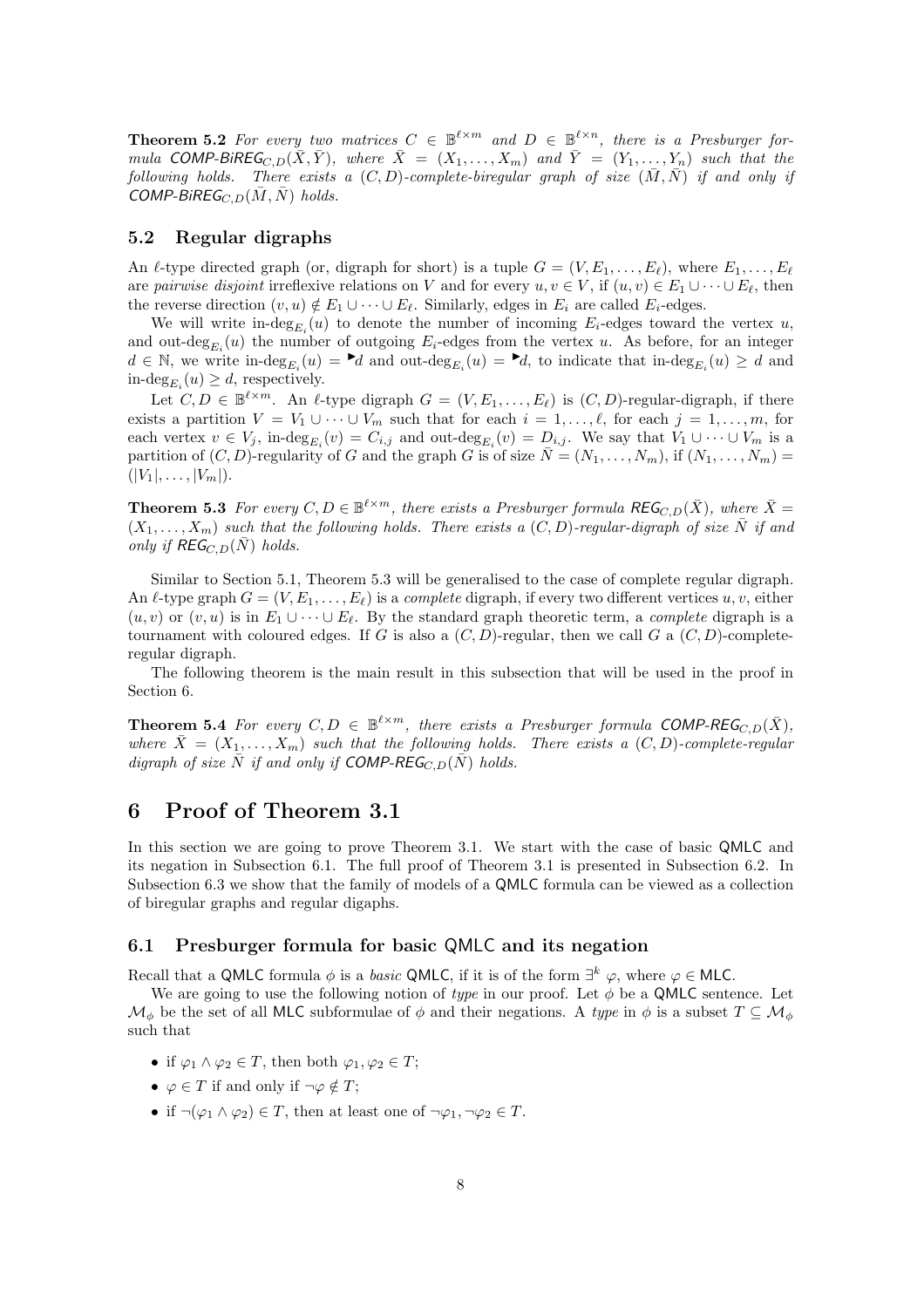**Theorem 5.2** *For every two matrices $C \in \mathbb{B}^{\ell \times m}$ and $D \in \mathbb{B}^{\ell \times n}$, there is a Presburger formula $\mathsf{COMP\text{-}BiREG}_{C,D}(\bar{X}, \bar{Y})$, where $\bar{X} = (X_1, \ldots, X_m)$ and $\bar{Y} = (Y_1, \ldots, Y_n)$ such that the following holds. There exists a $(C, D)$-complete-biregular graph of size $(\bar{M}, \bar{N})$ if and only if $\mathsf{COMP\text{-}BiREG}_{C,D}(\bar{M}, \bar{N})$ holds.*

### 5.2 Regular digraphs

An $\ell$-type directed graph (or, digraph for short) is a tuple $G = (V, E_1, \ldots, E_\ell)$, where $E_1, \ldots, E_\ell$ are *pairwise disjoint* irreflexive relations on $V$ and for every $u, v \in V$, if $(u, v) \in E_1 \cup \cdots \cup E_\ell$, then the reverse direction $(v, u) \notin E_1 \cup \cdots \cup E_\ell$. Similarly, edges in $E_i$ are called $E_i$-edges.

We will write $\text{in-deg}_{E_i}(u)$ to denote the number of incoming $E_i$-edges toward the vertex $u$, and $\text{out-deg}_{E_i}(u)$ the number of outgoing $E_i$-edges from the vertex $u$. As before, for an integer $d \in \mathbb{N}$, we write $\text{in-deg}_{E_i}(u) = {}^{\blacktriangleright}d$ and $\text{out-deg}_{E_i}(u) = {}^{\blacktriangleright}d$, to indicate that $\text{in-deg}_{E_i}(u) \geq d$ and $\text{in-deg}_{E_i}(u) \geq d$, respectively.

Let $C, D \in \mathbb{B}^{\ell \times m}$. An $\ell$-type digraph $G = (V, E_1, \ldots, E_\ell)$ is $(C, D)$-regular-digraph, if there exists a partition $V = V_1 \cup \cdots \cup V_m$ such that for each $i = 1, \ldots, \ell$, for each $j = 1, \ldots, m$, for each vertex $v \in V_j$, $\text{in-deg}_{E_i}(v) = C_{i,j}$ and $\text{out-deg}_{E_i}(v) = D_{i,j}$. We say that $V_1 \cup \cdots \cup V_m$ is a partition of $(C, D)$-regularity of $G$ and the graph $G$ is of size $\bar{N} = (N_1, \ldots, N_m)$, if $(N_1, \ldots, N_m) = (|V_1|, \ldots, |V_m|)$.

**Theorem 5.3** *For every $C, D \in \mathbb{B}^{\ell \times m}$, there exists a Presburger formula $\mathsf{REG}_{C,D}(\bar{X})$, where $\bar{X} = (X_1, \ldots, X_m)$ such that the following holds. There exists a $(C, D)$-regular-digraph of size $\bar{N}$ if and only if $\mathsf{REG}_{C,D}(\bar{N})$ holds.*

Similar to Section 5.1, Theorem 5.3 will be generalised to the case of complete regular digraph. An $\ell$-type graph $G = (V, E_1, \ldots, E_\ell)$ is a *complete* digraph, if every two different vertices $u, v$, either $(u, v)$ or $(v, u)$ is in $E_1 \cup \cdots \cup E_\ell$. By the standard graph theoretic term, a *complete* digraph is a tournament with coloured edges. If $G$ is also a $(C, D)$-regular, then we call $G$ a $(C, D)$-complete-regular digraph.

The following theorem is the main result in this subsection that will be used in the proof in Section 6.

**Theorem 5.4** *For every $C, D \in \mathbb{B}^{\ell \times m}$, there exists a Presburger formula $\mathsf{COMP\text{-}REG}_{C,D}(\bar{X})$, where $\bar{X} = (X_1, \ldots, X_m)$ such that the following holds. There exists a $(C, D)$-complete-regular digraph of size $\bar{N}$ if and only if $\mathsf{COMP\text{-}REG}_{C,D}(\bar{N})$ holds.*

## 6 Proof of Theorem 3.1

In this section we are going to prove Theorem 3.1. We start with the case of basic QMLC and its negation in Subsection 6.1. The full proof of Theorem 3.1 is presented in Subsection 6.2. In Subsection 6.3 we show that the family of models of a QMLC formula can be viewed as a collection of biregular graphs and regular digaphs.

### 6.1 Presburger formula for basic QMLC and its negation

Recall that a QMLC formula $\phi$ is a *basic* QMLC, if it is of the form $\exists^k \varphi$, where $\varphi \in$ MLC.

We are going to use the following notion of *type* in our proof. Let $\phi$ be a QMLC sentence. Let $\mathcal{M}_\phi$ be the set of all MLC subformulae of $\phi$ and their negations. A *type* in $\phi$ is a subset $T \subseteq \mathcal{M}_\phi$ such that

- if $\varphi_1 \wedge \varphi_2 \in T$, then both $\varphi_1, \varphi_2 \in T$;
- $\varphi \in T$ if and only if $\neg\varphi \notin T$;
- if $\neg(\varphi_1 \wedge \varphi_2) \in T$, then at least one of $\neg\varphi_1, \neg\varphi_2 \in T$.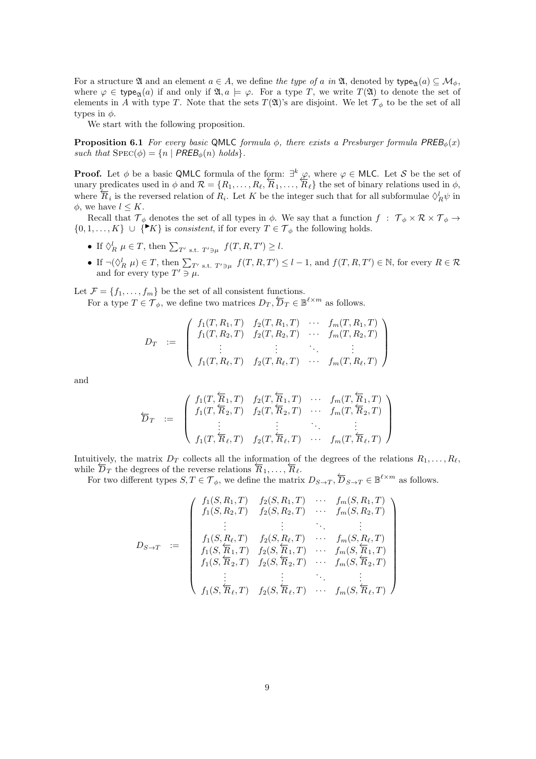For a structure $\mathfrak{A}$ and an element $a \in A$, we define *the type of $a$ in $\mathfrak{A}$*, denoted by $\mathsf{type}_{\mathfrak{A}}(a) \subseteq \mathcal{M}_\phi$, where $\varphi \in \mathsf{type}_{\mathfrak{A}}(a)$ if and only if $\mathfrak{A}, a \models \varphi$. For a type $T$, we write $T(\mathfrak{A})$ to denote the set of elements in $A$ with type $T$. Note that the sets $T(\mathfrak{A})$'s are disjoint. We let $\mathcal{T}_\phi$ to be the set of all types in $\phi$.

We start with the following proposition.

**Proposition 6.1** *For every basic* QMLC *formula $\phi$, there exists a Presburger formula $\mathit{PREB}_\phi(x)$ such that* $\textsc{Spec}(\phi) = \{n \mid \mathit{PREB}_\phi(n) \text{ holds}\}$.

**Proof.** Let $\phi$ be a basic QMLC formula of the form: $\exists^k \varphi$, where $\varphi \in \mathsf{MLC}$. Let $\mathcal{S}$ be the set of unary predicates used in $\phi$ and $\mathcal{R} = \{R_1, \ldots, R_\ell, \overleftarrow{R}_1, \ldots, \overleftarrow{R}_\ell\}$ the set of binary relations used in $\phi$, where $\overleftarrow{R}_i$ is the reversed relation of $R_i$. Let $K$ be the integer such that for all subformulae $\Diamond_R^l \psi$ in $\phi$, we have $l \leq K$.

Recall that $\mathcal{T}_\phi$ denotes the set of all types in $\phi$. We say that a function $f : \mathcal{T}_\phi \times \mathcal{R} \times \mathcal{T}_\phi \to \{0, 1, \ldots, K\} \cup \{^{\blacktriangleright}K\}$ is *consistent*, if for every $T \in \mathcal{T}_\phi$ the following holds.

- If $\Diamond_R^l \mu \in T$, then $\sum_{T' \text{ s.t. } T' \ni \mu} f(T, R, T') \geq l$.
- If $\neg(\Diamond_R^l \mu) \in T$, then $\sum_{T' \text{ s.t. } T' \ni \mu} f(T, R, T') \leq l - 1$, and $f(T, R, T') \in \mathbb{N}$, for every $R \in \mathcal{R}$ and for every type $T' \ni \mu$.

Let $\mathcal{F} = \{f_1, \ldots, f_m\}$ be the set of all consistent functions.

For a type $T \in \mathcal{T}_\phi$, we define two matrices $D_T, \overleftarrow{D}_T \in \mathbb{B}^{\ell \times m}$ as follows.

$$D_T \;:=\; \begin{pmatrix} f_1(T, R_1, T) & f_2(T, R_1, T) & \cdots & f_m(T, R_1, T) \\ f_1(T, R_2, T) & f_2(T, R_2, T) & \cdots & f_m(T, R_2, T) \\ \vdots & \vdots & \ddots & \vdots \\ f_1(T, R_\ell, T) & f_2(T, R_\ell, T) & \cdots & f_m(T, R_\ell, T) \end{pmatrix}$$

and

$$\overleftarrow{D}_T \;:=\; \begin{pmatrix} f_1(T, \overleftarrow{R}_1, T) & f_2(T, \overleftarrow{R}_1, T) & \cdots & f_m(T, \overleftarrow{R}_1, T) \\ f_1(T, \overleftarrow{R}_2, T) & f_2(T, \overleftarrow{R}_2, T) & \cdots & f_m(T, \overleftarrow{R}_2, T) \\ \vdots & \vdots & \ddots & \vdots \\ f_1(T, \overleftarrow{R}_\ell, T) & f_2(T, \overleftarrow{R}_\ell, T) & \cdots & f_m(T, \overleftarrow{R}_\ell, T) \end{pmatrix}$$

Intuitively, the matrix $D_T$ collects all the information of the degrees of the relations $R_1, \ldots, R_\ell$, while $\overleftarrow{D}_T$ the degrees of the reverse relations $\overleftarrow{R}_1, \ldots, \overleftarrow{R}_\ell$.

For two different types $S, T \in \mathcal{T}_\phi$, we define the matrix $D_{S \to T}, \overleftarrow{D}_{S \to T} \in \mathbb{B}^{\ell \times m}$ as follows.

$$D_{S \to T} \;:=\; \begin{pmatrix} f_1(S, R_1, T) & f_2(S, R_1, T) & \cdots & f_m(S, R_1, T) \\ f_1(S, R_2, T) & f_2(S, R_2, T) & \cdots & f_m(S, R_2, T) \\ \vdots & \vdots & \ddots & \vdots \\ f_1(S, R_\ell, T) & f_2(S, R_\ell, T) & \cdots & f_m(S, R_\ell, T) \\ f_1(S, \overleftarrow{R}_1, T) & f_2(S, \overleftarrow{R}_1, T) & \cdots & f_m(S, \overleftarrow{R}_1, T) \\ f_1(S, \overleftarrow{R}_2, T) & f_2(S, \overleftarrow{R}_2, T) & \cdots & f_m(S, \overleftarrow{R}_2, T) \\ \vdots & \vdots & \ddots & \vdots \\ f_1(S, \overleftarrow{R}_\ell, T) & f_2(S, \overleftarrow{R}_\ell, T) & \cdots & f_m(S, \overleftarrow{R}_\ell, T) \end{pmatrix}$$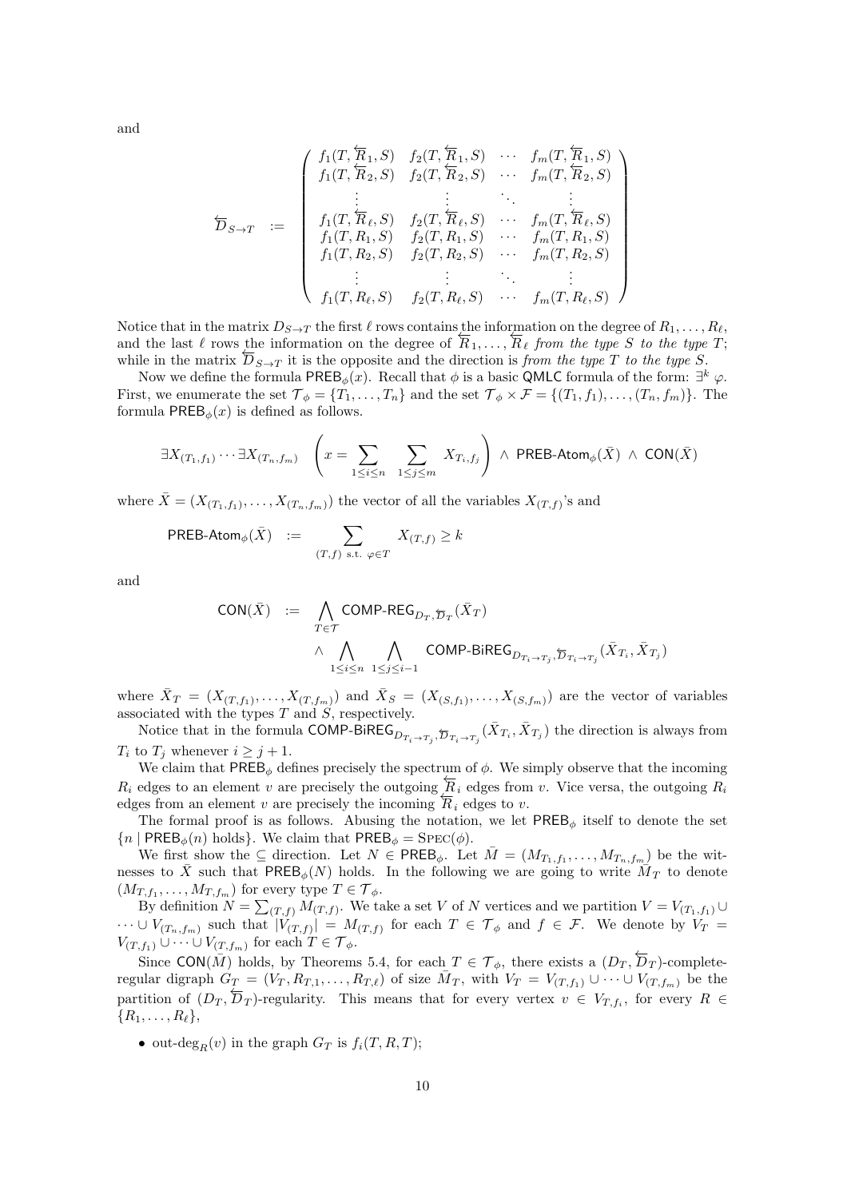and

$$
\overleftarrow{D}_{S\to T} \;\; := \;\; \begin{pmatrix}
f_1(T,\overleftarrow{R}_1,S) & f_2(T,\overleftarrow{R}_1,S) & \cdots & f_m(T,\overleftarrow{R}_1,S) \\
f_1(T,\overleftarrow{R}_2,S) & f_2(T,\overleftarrow{R}_2,S) & \cdots & f_m(T,\overleftarrow{R}_2,S) \\
\vdots & \vdots & \ddots & \vdots \\
f_1(T,\overleftarrow{R}_\ell,S) & f_2(T,\overleftarrow{R}_\ell,S) & \cdots & f_m(T,\overleftarrow{R}_\ell,S) \\
f_1(T,R_1,S) & f_2(T,R_1,S) & \cdots & f_m(T,R_1,S) \\
f_1(T,R_2,S) & f_2(T,R_2,S) & \cdots & f_m(T,R_2,S) \\
\vdots & \vdots & \ddots & \vdots \\
f_1(T,R_\ell,S) & f_2(T,R_\ell,S) & \cdots & f_m(T,R_\ell,S)
\end{pmatrix}
$$

Notice that in the matrix $D_{S\to T}$ the first $\ell$ rows contains the information on the degree of $R_1,\ldots,R_\ell$, and the last $\ell$ rows the information on the degree of $\overleftarrow{R}_1,\ldots,\overleftarrow{R}_\ell$ *from the type $S$ to the type $T$*; while in the matrix $\overleftarrow{D}_{S\to T}$ it is the opposite and the direction is *from the type $T$ to the type $S$*.

Now we define the formula $\mathsf{PREB}_\phi(x)$. Recall that $\phi$ is a basic $\mathsf{QMLC}$ formula of the form: $\exists^k\ \varphi$. First, we enumerate the set $\mathcal{T}_\phi = \{T_1,\ldots,T_n\}$ and the set $\mathcal{T}_\phi\times\mathcal{F} = \{(T_1,f_1),\ldots,(T_n,f_m)\}$. The formula $\mathsf{PREB}_\phi(x)$ is defined as follows.

$$
\exists X_{(T_1,f_1)}\cdots\exists X_{(T_n,f_m)}\quad \left(x = \sum_{1\le i\le n}\ \sum_{1\le j\le m} X_{T_i,f_j}\right)\ \wedge\ \mathsf{PREB\text{-}Atom}_\phi(\bar{X})\ \wedge\ \mathsf{CON}(\bar{X})
$$

where $\bar{X} = (X_{(T_1,f_1)},\ldots,X_{(T_n,f_m)})$ the vector of all the variables $X_{(T,f)}$'s and

$$
\mathsf{PREB\text{-}Atom}_\phi(\bar{X}) \;\; := \;\; \sum_{(T,f)\ \text{s.t.}\ \varphi\in T} X_{(T,f)} \ge k
$$

and

$$
\begin{aligned}
\mathsf{CON}(\bar{X}) \;\; := \;\; & \bigwedge_{T\in\mathcal{T}} \mathsf{COMP\text{-}REG}_{D_T,\overleftarrow{D}_T}(\bar{X}_T) \\
& \wedge \bigwedge_{1\le i\le n}\ \bigwedge_{1\le j\le i-1} \mathsf{COMP\text{-}BiREG}_{D_{T_i\to T_j},\overleftarrow{D}_{T_i\to T_j}}(\bar{X}_{T_i},\bar{X}_{T_j})
\end{aligned}
$$

where $\bar{X}_T = (X_{(T,f_1)},\ldots,X_{(T,f_m)})$ and $\bar{X}_S = (X_{(S,f_1)},\ldots,X_{(S,f_m)})$ are the vector of variables associated with the types $T$ and $S$, respectively.

Notice that in the formula $\mathsf{COMP\text{-}BiREG}_{D_{T_i\to T_j},\overleftarrow{D}_{T_i\to T_j}}(\bar{X}_{T_i},\bar{X}_{T_j})$ the direction is always from $T_i$ to $T_j$ whenever $i\ge j+1$.

We claim that $\mathsf{PREB}_\phi$ defines precisely the spectrum of $\phi$. We simply observe that the incoming $R_i$ edges to an element $v$ are precisely the outgoing $\overleftarrow{R}_i$ edges from $v$. Vice versa, the outgoing $R_i$ edges from an element $v$ are precisely the incoming $\overleftarrow{R}_i$ edges to $v$.

The formal proof is as follows. Abusing the notation, we let $\mathsf{PREB}_\phi$ itself to denote the set $\{n \mid \mathsf{PREB}_\phi(n) \text{ holds}\}$. We claim that $\mathsf{PREB}_\phi = \textsc{Spec}(\phi)$.

We first show the $\subseteq$ direction. Let $N\in\mathsf{PREB}_\phi$. Let $\bar{M} = (M_{T_1,f_1},\ldots,M_{T_n,f_m})$ be the witnesses to $\bar{X}$ such that $\mathsf{PREB}_\phi(N)$ holds. In the following we are going to write $\bar{M}_T$ to denote $(M_{T,f_1},\ldots,M_{T,f_m})$ for every type $T\in\mathcal{T}_\phi$.

By definition $N = \sum_{(T,f)} M_{(T,f)}$. We take a set $V$ of $N$ vertices and we partition $V = V_{(T_1,f_1)}\cup\cdots\cup V_{(T_n,f_m)}$ such that $|V_{(T,f)}| = M_{(T,f)}$ for each $T\in\mathcal{T}_\phi$ and $f\in\mathcal{F}$. We denote by $V_T = V_{(T,f_1)}\cup\cdots\cup V_{(T,f_m)}$ for each $T\in\mathcal{T}_\phi$.

Since $\mathsf{CON}(\bar{M})$ holds, by Theorems 5.4, for each $T\in\mathcal{T}_\phi$, there exists a $(D_T,\overleftarrow{D}_T)$-complete-regular digraph $G_T = (V_T,R_{T,1},\ldots,R_{T,\ell})$ of size $\bar{M}_T$, with $V_T = V_{(T,f_1)}\cup\cdots\cup V_{(T,f_m)}$ be the partition of $(D_T,\overleftarrow{D}_T)$-regularity. This means that for every vertex $v\in V_{T,f_i}$, for every $R\in\{R_1,\ldots,R_\ell\}$,

- out-$\deg_R(v)$ in the graph $G_T$ is $f_i(T,R,T)$;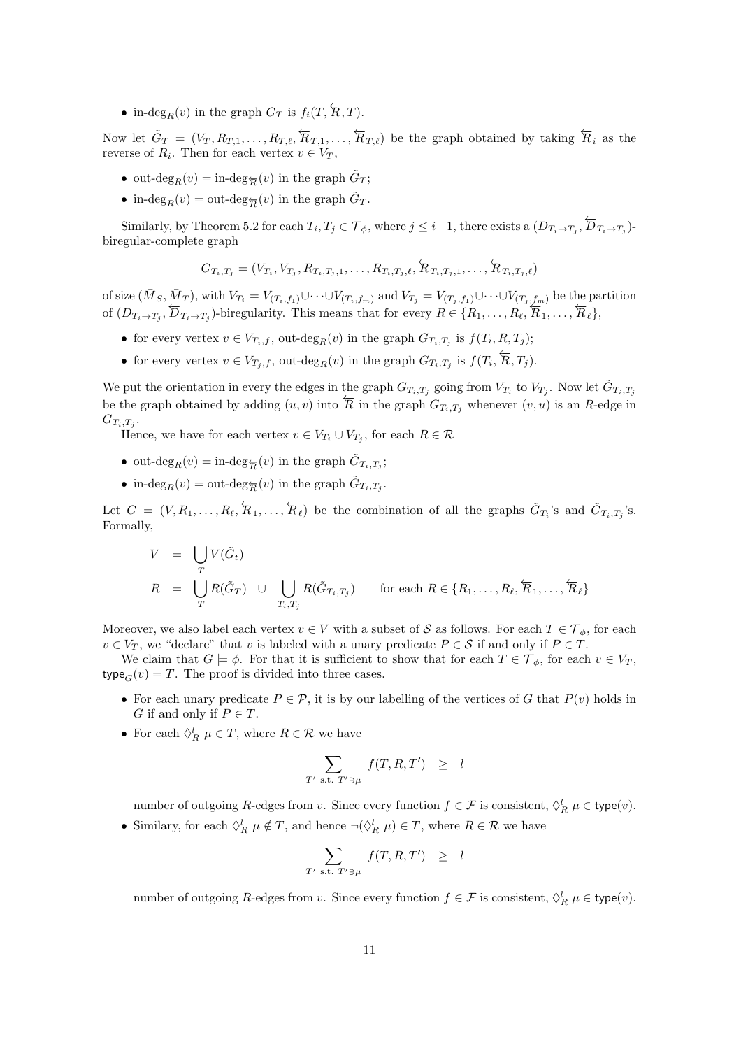- in-$\deg_R(v)$ in the graph $G_T$ is $f_i(T, \overleftarrow{R}, T)$.

Now let $\tilde{G}_T = (V_T, R_{T,1}, \ldots, R_{T,\ell}, \overleftarrow{R}_{T,1}, \ldots, \overleftarrow{R}_{T,\ell})$ be the graph obtained by taking $\overleftarrow{R}_i$ as the reverse of $R_i$. Then for each vertex $v \in V_T$,

- out-$\deg_R(v)$ = in-$\deg_{\overleftarrow{R}}(v)$ in the graph $\tilde{G}_T$;
- in-$\deg_R(v)$ = out-$\deg_{\overleftarrow{R}}(v)$ in the graph $\tilde{G}_T$.

Similarly, by Theorem 5.2 for each $T_i, T_j \in \mathcal{T}_\phi$, where $j \leq i-1$, there exists a $(D_{T_i \to T_j}, \overleftarrow{D}_{T_i \to T_j})$-biregular-complete graph

$$G_{T_i,T_j} = (V_{T_i}, V_{T_j}, R_{T_i,T_j,1}, \ldots, R_{T_i,T_j,\ell}, \overleftarrow{R}_{T_i,T_j,1}, \ldots, \overleftarrow{R}_{T_i,T_j,\ell})$$

of size $(\bar{M}_S, \bar{M}_T)$, with $V_{T_i} = V_{(T_i,f_1)} \cup \cdots \cup V_{(T_i,f_m)}$ and $V_{T_j} = V_{(T_j,f_1)} \cup \cdots \cup V_{(T_j,f_m)}$ be the partition of $(D_{T_i \to T_j}, \overleftarrow{D}_{T_i \to T_j})$-biregularity. This means that for every $R \in \{R_1, \ldots, R_\ell, \overleftarrow{R}_1, \ldots, \overleftarrow{R}_\ell\}$,

- for every vertex $v \in V_{T_i,f}$, out-$\deg_R(v)$ in the graph $G_{T_i,T_j}$ is $f(T_i, R, T_j)$;
- for every vertex $v \in V_{T_j,f}$, out-$\deg_R(v)$ in the graph $G_{T_i,T_j}$ is $f(T_i, \overleftarrow{R}, T_j)$.

We put the orientation in every the edges in the graph $G_{T_i,T_j}$ going from $V_{T_i}$ to $V_{T_j}$. Now let $\tilde{G}_{T_i,T_j}$ be the graph obtained by adding $(u,v)$ into $\overleftarrow{R}$ in the graph $G_{T_i,T_j}$ whenever $(v,u)$ is an $R$-edge in $G_{T_i,T_j}$.

Hence, we have for each vertex $v \in V_{T_i} \cup V_{T_j}$, for each $R \in \mathcal{R}$

- out-$\deg_R(v)$ = in-$\deg_{\overleftarrow{R}}(v)$ in the graph $\tilde{G}_{T_i,T_j}$;
- in-$\deg_R(v)$ = out-$\deg_{\overleftarrow{R}}(v)$ in the graph $\tilde{G}_{T_i,T_j}$.

Let $G = (V, R_1, \ldots, R_\ell, \overleftarrow{R}_1, \ldots, \overleftarrow{R}_\ell)$ be the combination of all the graphs $\tilde{G}_{T_i}$'s and $\tilde{G}_{T_i,T_j}$'s. Formally,

$$\begin{aligned} V &= \bigcup_T V(\tilde{G}_t) \\ R &= \bigcup_T R(\tilde{G}_T) \ \cup \ \bigcup_{T_i,T_j} R(\tilde{G}_{T_i,T_j}) \qquad \text{for each } R \in \{R_1, \ldots, R_\ell, \overleftarrow{R}_1, \ldots, \overleftarrow{R}_\ell\} \end{aligned}$$

Moreover, we also label each vertex $v \in V$ with a subset of $\mathcal{S}$ as follows. For each $T \in \mathcal{T}_\phi$, for each $v \in V_T$, we "declare" that $v$ is labeled with a unary predicate $P \in \mathcal{S}$ if and only if $P \in T$.

We claim that $G \models \phi$. For that it is sufficient to show that for each $T \in \mathcal{T}_\phi$, for each $v \in V_T$, $\mathsf{type}_G(v) = T$. The proof is divided into three cases.

- For each unary predicate $P \in \mathcal{P}$, it is by our labelling of the vertices of $G$ that $P(v)$ holds in $G$ if and only if $P \in T$.
- For each $\Diamond_R^l \ \mu \in T$, where $R \in \mathcal{R}$ we have

  $$\sum_{T' \text{ s.t. } T' \ni \mu} f(T, R, T') \quad \geq \quad l$$

  number of outgoing $R$-edges from $v$. Since every function $f \in \mathcal{F}$ is consistent, $\Diamond_R^l \ \mu \in \mathsf{type}(v)$.
- Similary, for each $\Diamond_R^l \ \mu \notin T$, and hence $\neg(\Diamond_R^l \ \mu) \in T$, where $R \in \mathcal{R}$ we have

  $$\sum_{T' \text{ s.t. } T' \ni \mu} f(T, R, T') \quad \geq \quad l$$

  number of outgoing $R$-edges from $v$. Since every function $f \in \mathcal{F}$ is consistent, $\Diamond_R^l \ \mu \in \mathsf{type}(v)$.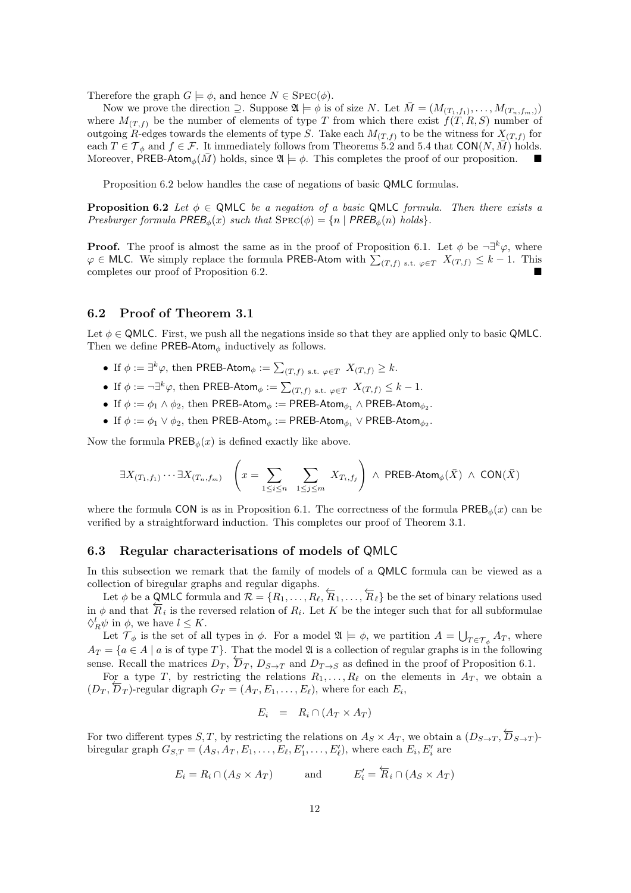Therefore the graph $G \models \phi$, and hence $N \in \text{Spec}(\phi)$.

Now we prove the direction $\supseteq$. Suppose $\mathfrak{A} \models \phi$ is of size $N$. Let $\bar{M} = (M_{(T_1,f_1)}, \ldots, M_{(T_n,f_m,)})$ where $M_{(T,f)}$ be the number of elements of type $T$ from which there exist $f(T, R, S)$ number of outgoing $R$-edges towards the elements of type $S$. Take each $M_{(T,f)}$ to be the witness for $X_{(T,f)}$ for each $T \in \mathcal{T}_\phi$ and $f \in \mathcal{F}$. It immediately follows from Theorems 5.2 and 5.4 that $\mathsf{CON}(N, \bar{M})$ holds. Moreover, $\mathsf{PREB\text{-}Atom}_\phi(\bar{M})$ holds, since $\mathfrak{A} \models \phi$. This completes the proof of our proposition. ■

Proposition 6.2 below handles the case of negations of basic $\mathsf{QMLC}$ formulas.

**Proposition 6.2** *Let $\phi \in \mathsf{QMLC}$ be a negation of a basic $\mathsf{QMLC}$ formula. Then there exists a Presburger formula $\mathsf{PREB}_\phi(x)$ such that $\text{Spec}(\phi) = \{n \mid \mathsf{PREB}_\phi(n) \text{ holds}\}$.*

**Proof.** The proof is almost the same as in the proof of Proposition 6.1. Let $\phi$ be $\neg\exists^k \varphi$, where $\varphi \in \mathsf{MLC}$. We simply replace the formula $\mathsf{PREB\text{-}Atom}$ with $\sum_{(T,f) \text{ s.t. } \varphi \in T} X_{(T,f)} \leq k-1$. This completes our proof of Proposition 6.2. ■

## 6.2 Proof of Theorem 3.1

Let $\phi \in \mathsf{QMLC}$. First, we push all the negations inside so that they are applied only to basic $\mathsf{QMLC}$. Then we define $\mathsf{PREB\text{-}Atom}_\phi$ inductively as follows.

- If $\phi := \exists^k \varphi$, then $\mathsf{PREB\text{-}Atom}_\phi := \sum_{(T,f) \text{ s.t. } \varphi \in T} X_{(T,f)} \geq k$.
- If $\phi := \neg\exists^k \varphi$, then $\mathsf{PREB\text{-}Atom}_\phi := \sum_{(T,f) \text{ s.t. } \varphi \in T} X_{(T,f)} \leq k-1$.
- If $\phi := \phi_1 \wedge \phi_2$, then $\mathsf{PREB\text{-}Atom}_\phi := \mathsf{PREB\text{-}Atom}_{\phi_1} \wedge \mathsf{PREB\text{-}Atom}_{\phi_2}$.
- If $\phi := \phi_1 \vee \phi_2$, then $\mathsf{PREB\text{-}Atom}_\phi := \mathsf{PREB\text{-}Atom}_{\phi_1} \vee \mathsf{PREB\text{-}Atom}_{\phi_2}$.

Now the formula $\mathsf{PREB}_\phi(x)$ is defined exactly like above.

$$\exists X_{(T_1,f_1)} \cdots \exists X_{(T_n,f_m)} \quad \left( x = \sum_{1 \leq i \leq n} \sum_{1 \leq j \leq m} X_{T_i,f_j} \right) \wedge \mathsf{PREB\text{-}Atom}_\phi(\bar{X}) \wedge \mathsf{CON}(\bar{X})$$

where the formula $\mathsf{CON}$ is as in Proposition 6.1. The correctness of the formula $\mathsf{PREB}_\phi(x)$ can be verified by a straightforward induction. This completes our proof of Theorem 3.1.

## 6.3 Regular characterisations of models of QMLC

In this subsection we remark that the family of models of a $\mathsf{QMLC}$ formula can be viewed as a collection of biregular graphs and regular digaphs.

Let $\phi$ be a $\mathsf{QMLC}$ formula and $\mathcal{R} = \{R_1, \ldots, R_\ell, \overleftarrow{R}_1, \ldots, \overleftarrow{R}_\ell\}$ be the set of binary relations used in $\phi$ and that $\overleftarrow{R}_i$ is the reversed relation of $R_i$. Let $K$ be the integer such that for all subformulae $\Diamond_R^l \psi$ in $\phi$, we have $l \leq K$.

Let $\mathcal{T}_\phi$ is the set of all types in $\phi$. For a model $\mathfrak{A} \models \phi$, we partition $A = \bigcup_{T \in \mathcal{T}_\phi} A_T$, where $A_T = \{a \in A \mid a \text{ is of type } T\}$. That the model $\mathfrak{A}$ is a collection of regular graphs is in the following sense. Recall the matrices $D_T$, $\overleftarrow{D}_T$, $D_{S \to T}$ and $D_{T \to S}$ as defined in the proof of Proposition 6.1.

For a type $T$, by restricting the relations $R_1, \ldots, R_\ell$ on the elements in $A_T$, we obtain a $(D_T, \overleftarrow{D}_T)$-regular digraph $G_T = (A_T, E_1, \ldots, E_\ell)$, where for each $E_i$,

$$E_i \quad = \quad R_i \cap (A_T \times A_T)$$

For two different types $S, T$, by restricting the relations on $A_S \times A_T$, we obtain a $(D_{S \to T}, \overleftarrow{D}_{S \to T})$-biregular graph $G_{S,T} = (A_S, A_T, E_1, \ldots, E_\ell, E'_1, \ldots, E'_\ell)$, where each $E_i, E'_i$ are

$$E_i = R_i \cap (A_S \times A_T) \qquad \text{and} \qquad E'_i = \overleftarrow{R}_i \cap (A_S \times A_T)$$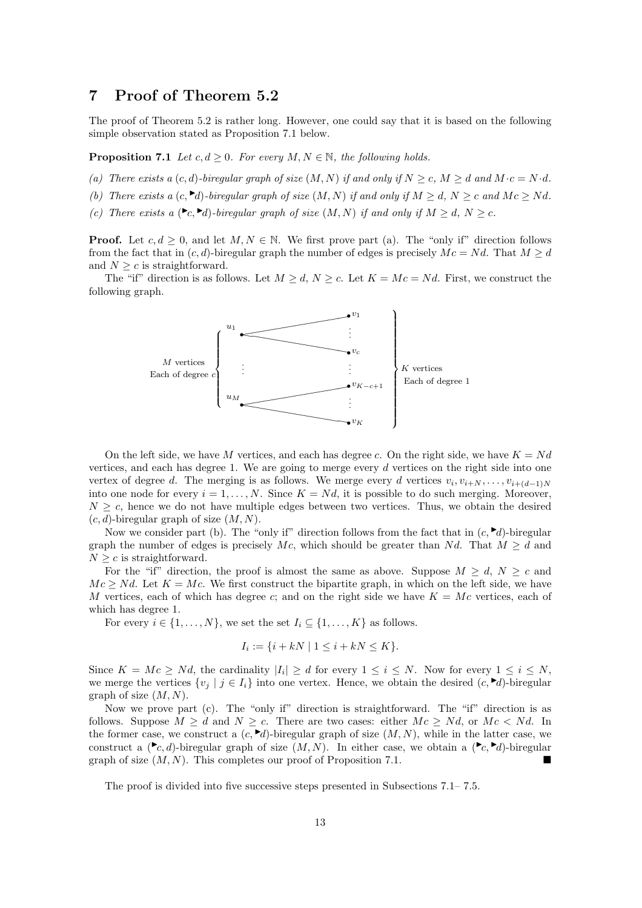# 7 Proof of Theorem 5.2

The proof of Theorem 5.2 is rather long. However, one could say that it is based on the following simple observation stated as Proposition 7.1 below.

**Proposition 7.1** *Let $c, d \geq 0$. For every $M, N \in \mathbb{N}$, the following holds.*

*(a) There exists a $(c,d)$-biregular graph of size $(M,N)$ if and only if $N \geq c$, $M \geq d$ and $M \cdot c = N \cdot d$.*

*(b) There exists a $(c, ^{\blacktriangleright}d)$-biregular graph of size $(M,N)$ if and only if $M \geq d$, $N \geq c$ and $Mc \geq Nd$.*

*(c) There exists a $(^{\blacktriangleright}c, ^{\blacktriangleright}d)$-biregular graph of size $(M,N)$ if and only if $M \geq d$, $N \geq c$.*

**Proof.** Let $c, d \geq 0$, and let $M, N \in \mathbb{N}$. We first prove part (a). The "only if" direction follows from the fact that in $(c,d)$-biregular graph the number of edges is precisely $Mc = Nd$. That $M \geq d$ and $N \geq c$ is straightforward.

The "if" direction is as follows. Let $M \geq d$, $N \geq c$. Let $K = Mc = Nd$. First, we construct the following graph.

$M$ vertices, each of degree $c$: $u_1, \ldots, u_M$; $K$ vertices, each of degree 1: $v_1, \ldots, v_c, \ldots, v_{K-c+1}, \ldots, v_K$. ($u_1$ is connected to $v_1, \ldots, v_c$; $u_M$ is connected to $v_{K-c+1}, \ldots, v_K$.)

On the left side, we have $M$ vertices, and each has degree $c$. On the right side, we have $K = Nd$ vertices, and each has degree 1. We are going to merge every $d$ vertices on the right side into one vertex of degree $d$. The merging is as follows. We merge every $d$ vertices $v_i, v_{i+N}, \ldots, v_{i+(d-1)N}$ into one node for every $i = 1, \ldots, N$. Since $K = Nd$, it is possible to do such merging. Moreover, $N \geq c$, hence we do not have multiple edges between two vertices. Thus, we obtain the desired $(c,d)$-biregular graph of size $(M,N)$.

Now we consider part (b). The "only if" direction follows from the fact that in $(c, ^{\blacktriangleright}d)$-biregular graph the number of edges is precisely $Mc$, which should be greater than $Nd$. That $M \geq d$ and $N \geq c$ is straightforward.

For the "if" direction, the proof is almost the same as above. Suppose $M \geq d$, $N \geq c$ and $Mc \geq Nd$. Let $K = Mc$. We first construct the bipartite graph, in which on the left side, we have $M$ vertices, each of which has degree $c$; and on the right side we have $K = Mc$ vertices, each of which has degree 1.

For every $i \in \{1, \ldots, N\}$, we set the set $I_i \subseteq \{1, \ldots, K\}$ as follows.

$$I_i := \{i + kN \mid 1 \leq i + kN \leq K\}.$$

Since $K = Mc \geq Nd$, the cardinality $|I_i| \geq d$ for every $1 \leq i \leq N$. Now for every $1 \leq i \leq N$, we merge the vertices $\{v_j \mid j \in I_i\}$ into one vertex. Hence, we obtain the desired $(c, ^{\blacktriangleright}d)$-biregular graph of size $(M,N)$.

Now we prove part (c). The "only if" direction is straightforward. The "if" direction is as follows. Suppose $M \geq d$ and $N \geq c$. There are two cases: either $Mc \geq Nd$, or $Mc < Nd$. In the former case, we construct a $(c, ^{\blacktriangleright}d)$-biregular graph of size $(M,N)$, while in the latter case, we construct a $(^{\blacktriangleright}c, d)$-biregular graph of size $(M,N)$. In either case, we obtain a $(^{\blacktriangleright}c, ^{\blacktriangleright}d)$-biregular graph of size $(M,N)$. This completes our proof of Proposition 7.1. ∎

The proof is divided into five successive steps presented in Subsections 7.1– 7.5.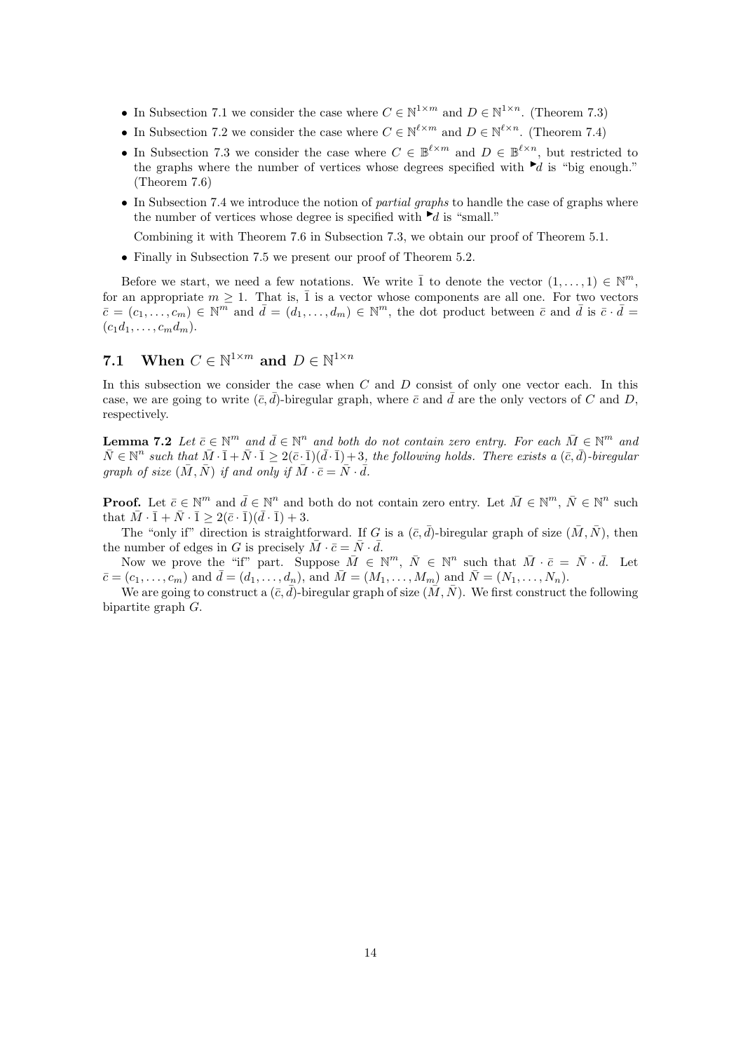- In Subsection 7.1 we consider the case where $C \in \mathbb{N}^{1\times m}$ and $D \in \mathbb{N}^{1\times n}$. (Theorem 7.3)
- In Subsection 7.2 we consider the case where $C \in \mathbb{N}^{\ell\times m}$ and $D \in \mathbb{N}^{\ell\times n}$. (Theorem 7.4)
- In Subsection 7.3 we consider the case where $C \in \mathbb{B}^{\ell\times m}$ and $D \in \mathbb{B}^{\ell\times n}$, but restricted to the graphs where the number of vertices whose degrees specified with $\blacktriangleright d$ is "big enough." (Theorem 7.6)
- In Subsection 7.4 we introduce the notion of *partial graphs* to handle the case of graphs where the number of vertices whose degree is specified with $\blacktriangleright d$ is "small."

  Combining it with Theorem 7.6 in Subsection 7.3, we obtain our proof of Theorem 5.1.
- Finally in Subsection 7.5 we present our proof of Theorem 5.2.

Before we start, we need a few notations. We write $\bar{1}$ to denote the vector $(1,\dots,1) \in \mathbb{N}^m$, for an appropriate $m \geq 1$. That is, $\bar{1}$ is a vector whose components are all one. For two vectors $\bar{c} = (c_1,\dots,c_m) \in \mathbb{N}^m$ and $\bar{d} = (d_1,\dots,d_m) \in \mathbb{N}^m$, the dot product between $\bar{c}$ and $\bar{d}$ is $\bar{c}\cdot\bar{d} = (c_1 d_1,\dots,c_m d_m)$.

## 7.1 When $C \in \mathbb{N}^{1\times m}$ and $D \in \mathbb{N}^{1\times n}$

In this subsection we consider the case when $C$ and $D$ consist of only one vector each. In this case, we are going to write $(\bar{c},\bar{d})$-biregular graph, where $\bar{c}$ and $\bar{d}$ are the only vectors of $C$ and $D$, respectively.

**Lemma 7.2** *Let $\bar{c} \in \mathbb{N}^m$ and $\bar{d} \in \mathbb{N}^n$ and both do not contain zero entry. For each $\bar{M} \in \mathbb{N}^m$ and $\bar{N} \in \mathbb{N}^n$ such that $\bar{M}\cdot\bar{1} + \bar{N}\cdot\bar{1} \geq 2(\bar{c}\cdot\bar{1})(\bar{d}\cdot\bar{1})+3$, the following holds. There exists a $(\bar{c},\bar{d})$-biregular graph of size $(\bar{M},\bar{N})$ if and only if $\bar{M}\cdot\bar{c} = \bar{N}\cdot\bar{d}$.*

**Proof.** Let $\bar{c} \in \mathbb{N}^m$ and $\bar{d} \in \mathbb{N}^n$ and both do not contain zero entry. Let $\bar{M} \in \mathbb{N}^m$, $\bar{N} \in \mathbb{N}^n$ such that $\bar{M}\cdot\bar{1} + \bar{N}\cdot\bar{1} \geq 2(\bar{c}\cdot\bar{1})(\bar{d}\cdot\bar{1}) + 3$.

The "only if" direction is straightforward. If $G$ is a $(\bar{c},\bar{d})$-biregular graph of size $(\bar{M},\bar{N})$, then the number of edges in $G$ is precisely $\bar{M}\cdot\bar{c} = \bar{N}\cdot\bar{d}$.

Now we prove the "if" part. Suppose $\bar{M} \in \mathbb{N}^m$, $\bar{N} \in \mathbb{N}^n$ such that $\bar{M}\cdot\bar{c} = \bar{N}\cdot\bar{d}$. Let $\bar{c} = (c_1,\dots,c_m)$ and $\bar{d} = (d_1,\dots,d_n)$, and $\bar{M} = (M_1,\dots,M_m)$ and $\bar{N} = (N_1,\dots,N_n)$.

We are going to construct a $(\bar{c},\bar{d})$-biregular graph of size $(\bar{M},\bar{N})$. We first construct the following bipartite graph $G$.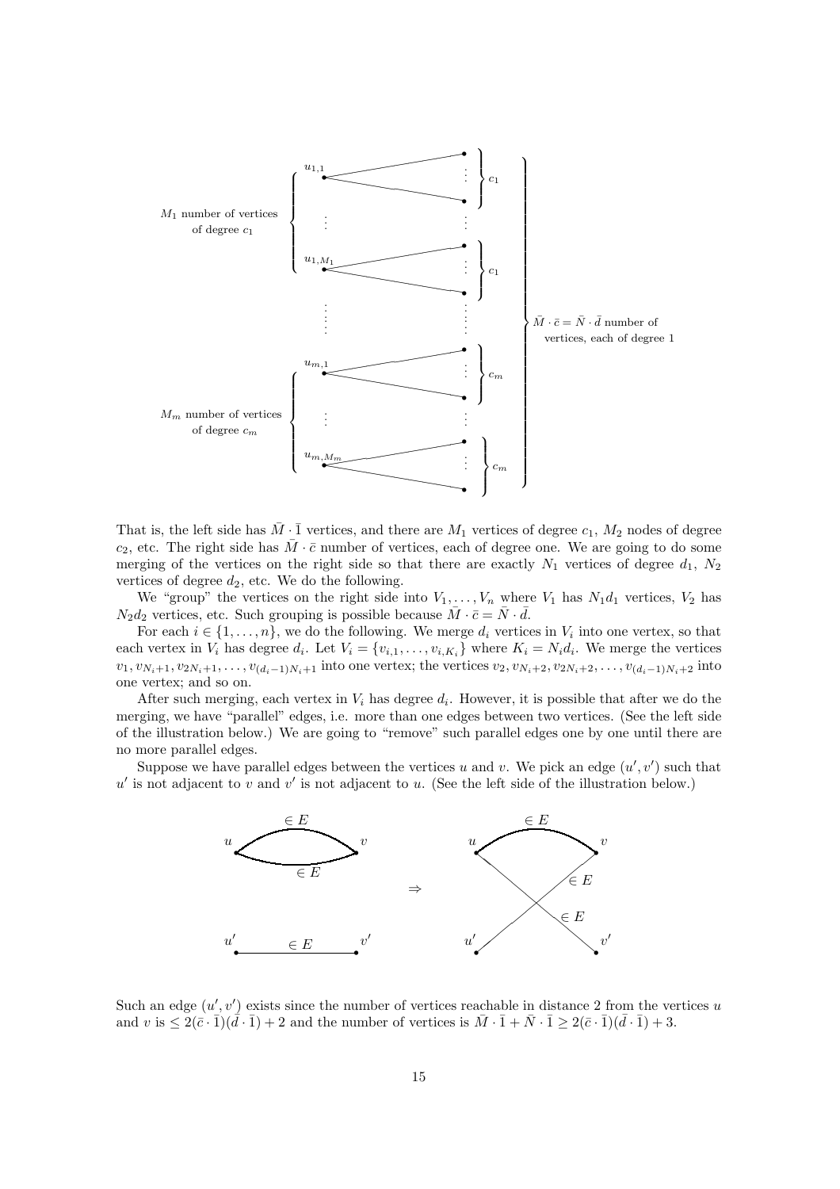That is, the left side has $\bar{M} \cdot \bar{1}$ vertices, and there are $M_1$ vertices of degree $c_1$, $M_2$ nodes of degree $c_2$, etc. The right side has $\bar{M} \cdot \bar{c}$ number of vertices, each of degree one. We are going to do some merging of the vertices on the right side so that there are exactly $N_1$ vertices of degree $d_1$, $N_2$ vertices of degree $d_2$, etc. We do the following.

We "group" the vertices on the right side into $V_1, \ldots, V_n$ where $V_1$ has $N_1 d_1$ vertices, $V_2$ has $N_2 d_2$ vertices, etc. Such grouping is possible because $\bar{M} \cdot \bar{c} = \bar{N} \cdot \bar{d}$.

For each $i \in \{1, \ldots, n\}$, we do the following. We merge $d_i$ vertices in $V_i$ into one vertex, so that each vertex in $V_i$ has degree $d_i$. Let $V_i = \{v_{i,1}, \ldots, v_{i,K_i}\}$ where $K_i = N_i d_i$. We merge the vertices $v_1, v_{N_i+1}, v_{2N_i+1}, \ldots, v_{(d_i-1)N_i+1}$ into one vertex; the vertices $v_2, v_{N_i+2}, v_{2N_i+2}, \ldots, v_{(d_i-1)N_i+2}$ into one vertex; and so on.

After such merging, each vertex in $V_i$ has degree $d_i$. However, it is possible that after we do the merging, we have "parallel" edges, i.e. more than one edges between two vertices. (See the left side of the illustration below.) We are going to "remove" such parallel edges one by one until there are no more parallel edges.

Suppose we have parallel edges between the vertices $u$ and $v$. We pick an edge $(u', v')$ such that $u'$ is not adjacent to $v$ and $v'$ is not adjacent to $u$. (See the left side of the illustration below.)

Such an edge $(u', v')$ exists since the number of vertices reachable in distance 2 from the vertices $u$ and $v$ is $\leq 2(\bar{c} \cdot \bar{1})(\bar{d} \cdot \bar{1}) + 2$ and the number of vertices is $\bar{M} \cdot \bar{1} + \bar{N} \cdot \bar{1} \geq 2(\bar{c} \cdot \bar{1})(\bar{d} \cdot \bar{1}) + 3$.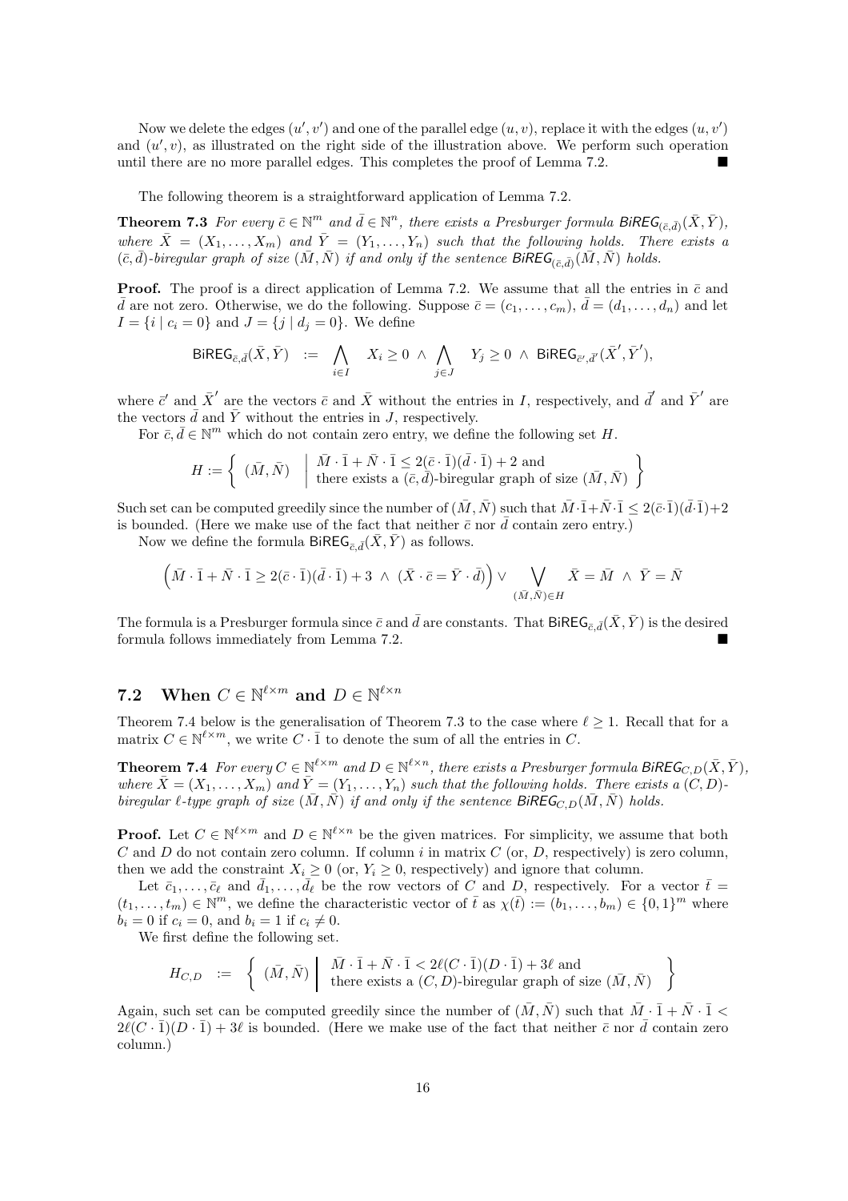Now we delete the edges $(u', v')$ and one of the parallel edge $(u, v)$, replace it with the edges $(u, v')$ and $(u', v)$, as illustrated on the right side of the illustration above. We perform such operation until there are no more parallel edges. This completes the proof of Lemma 7.2. ■

The following theorem is a straightforward application of Lemma 7.2.

**Theorem 7.3** *For every $\bar{c} \in \mathbb{N}^m$ and $\bar{d} \in \mathbb{N}^n$, there exists a Presburger formula $\mathsf{BiREG}_{(\bar{c},\bar{d})}(\bar{X}, \bar{Y})$, where $\bar{X} = (X_1, \ldots, X_m)$ and $\bar{Y} = (Y_1, \ldots, Y_n)$ such that the following holds. There exists a $(\bar{c}, \bar{d})$-biregular graph of size $(\bar{M}, \bar{N})$ if and only if the sentence $\mathsf{BiREG}_{(\bar{c},\bar{d})}(\bar{M}, \bar{N})$ holds.*

**Proof.** The proof is a direct application of Lemma 7.2. We assume that all the entries in $\bar{c}$ and $\bar{d}$ are not zero. Otherwise, we do the following. Suppose $\bar{c} = (c_1, \ldots, c_m)$, $\bar{d} = (d_1, \ldots, d_n)$ and let $I = \{i \mid c_i = 0\}$ and $J = \{j \mid d_j = 0\}$. We define

$$\mathsf{BiREG}_{\bar{c},\bar{d}}(\bar{X}, \bar{Y}) \;\; := \;\; \bigwedge_{i \in I} \;\; X_i \geq 0 \;\wedge\; \bigwedge_{j \in J} \;\; Y_j \geq 0 \;\wedge\; \mathsf{BiREG}_{\bar{c}',\bar{d}'}(\bar{X}', \bar{Y}'),$$

where $\bar{c}'$ and $\bar{X}'$ are the vectors $\bar{c}$ and $\bar{X}$ without the entries in $I$, respectively, and $\bar{d}'$ and $\bar{Y}'$ are the vectors $\bar{d}$ and $\bar{Y}$ without the entries in $J$, respectively.

For $\bar{c}, \bar{d} \in \mathbb{N}^m$ which do not contain zero entry, we define the following set $H$.

$$H := \left\{ \;(\bar{M}, \bar{N}) \;\middle|\; \begin{array}{l} \bar{M} \cdot \bar{1} + \bar{N} \cdot \bar{1} \leq 2(\bar{c} \cdot \bar{1})(\bar{d} \cdot \bar{1}) + 2 \text{ and} \\ \text{there exists a } (\bar{c}, \bar{d})\text{-biregular graph of size } (\bar{M}, \bar{N}) \end{array} \right\}$$

Such set can be computed greedily since the number of $(\bar{M}, \bar{N})$ such that $\bar{M} \cdot \bar{1} + \bar{N} \cdot \bar{1} \leq 2(\bar{c} \cdot \bar{1})(\bar{d} \cdot \bar{1}) + 2$ is bounded. (Here we make use of the fact that neither $\bar{c}$ nor $\bar{d}$ contain zero entry.)

Now we define the formula $\mathsf{BiREG}_{\bar{c},\bar{d}}(\bar{X}, \bar{Y})$ as follows.

$$\Big(\bar{M} \cdot \bar{1} + \bar{N} \cdot \bar{1} \geq 2(\bar{c} \cdot \bar{1})(\bar{d} \cdot \bar{1}) + 3 \;\wedge\; (\bar{X} \cdot \bar{c} = \bar{Y} \cdot \bar{d})\Big) \vee \bigvee_{(\bar{M},\bar{N}) \in H} \bar{X} = \bar{M} \;\wedge\; \bar{Y} = \bar{N}$$

The formula is a Presburger formula since $\bar{c}$ and $\bar{d}$ are constants. That $\mathsf{BiREG}_{\bar{c},\bar{d}}(\bar{X}, \bar{Y})$ is the desired formula follows immediately from Lemma 7.2. ■

## 7.2 When $C \in \mathbb{N}^{\ell \times m}$ and $D \in \mathbb{N}^{\ell \times n}$

Theorem 7.4 below is the generalisation of Theorem 7.3 to the case where $\ell \geq 1$. Recall that for a matrix $C \in \mathbb{N}^{\ell \times m}$, we write $C \cdot \bar{1}$ to denote the sum of all the entries in $C$.

**Theorem 7.4** *For every $C \in \mathbb{N}^{\ell \times m}$ and $D \in \mathbb{N}^{\ell \times n}$, there exists a Presburger formula $\mathsf{BiREG}_{C,D}(\bar{X}, \bar{Y})$, where $\bar{X} = (X_1, \ldots, X_m)$ and $\bar{Y} = (Y_1, \ldots, Y_n)$ such that the following holds. There exists a $(C, D)$-biregular $\ell$-type graph of size $(\bar{M}, \bar{N})$ if and only if the sentence $\mathsf{BiREG}_{C,D}(\bar{M}, \bar{N})$ holds.*

**Proof.** Let $C \in \mathbb{N}^{\ell \times m}$ and $D \in \mathbb{N}^{\ell \times n}$ be the given matrices. For simplicity, we assume that both $C$ and $D$ do not contain zero column. If column $i$ in matrix $C$ (or, $D$, respectively) is zero column, then we add the constraint $X_i \geq 0$ (or, $Y_i \geq 0$, respectively) and ignore that column.

Let $\bar{c}_1, \ldots, \bar{c}_\ell$ and $\bar{d}_1, \ldots, \bar{d}_\ell$ be the row vectors of $C$ and $D$, respectively. For a vector $\bar{t} = (t_1, \ldots, t_m) \in \mathbb{N}^m$, we define the characteristic vector of $\bar{t}$ as $\chi(\bar{t}) := (b_1, \ldots, b_m) \in \{0, 1\}^m$ where $b_i = 0$ if $c_i = 0$, and $b_i = 1$ if $c_i \neq 0$.

We first define the following set.

$$H_{C,D} \;\; := \;\; \left\{ \;(\bar{M}, \bar{N}) \;\middle|\; \begin{array}{l} \bar{M} \cdot \bar{1} + \bar{N} \cdot \bar{1} < 2\ell(C \cdot \bar{1})(D \cdot \bar{1}) + 3\ell \text{ and} \\ \text{there exists a } (C, D)\text{-biregular graph of size } (\bar{M}, \bar{N}) \end{array} \right\}$$

Again, such set can be computed greedily since the number of $(\bar{M}, \bar{N})$ such that $\bar{M} \cdot \bar{1} + \bar{N} \cdot \bar{1} < 2\ell(C \cdot \bar{1})(D \cdot \bar{1}) + 3\ell$ is bounded. (Here we make use of the fact that neither $\bar{c}$ nor $\bar{d}$ contain zero column.)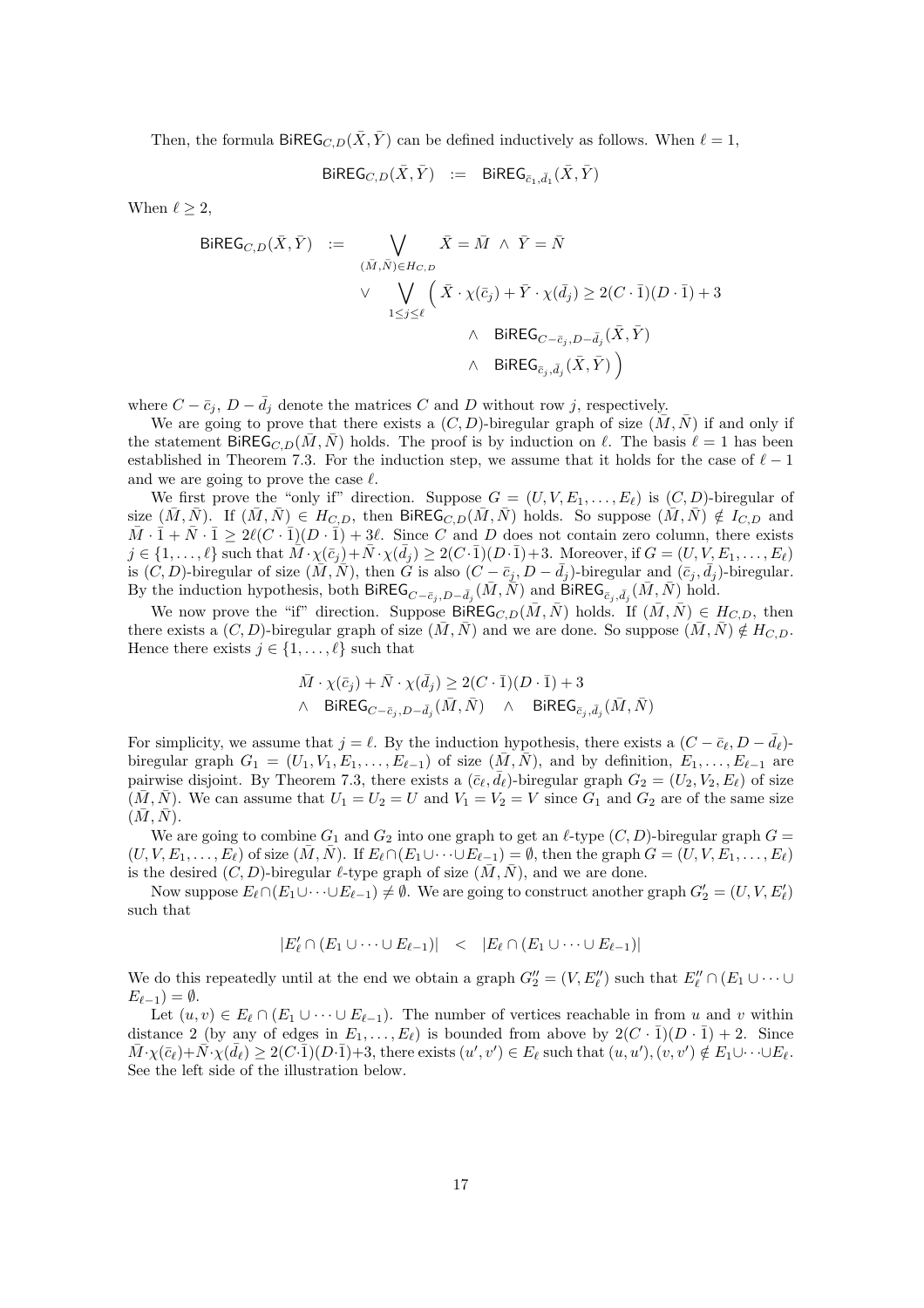Then, the formula $\mathsf{BiREG}_{C,D}(\bar{X},\bar{Y})$ can be defined inductively as follows. When $\ell = 1$,

$$\mathsf{BiREG}_{C,D}(\bar{X},\bar{Y}) \quad := \quad \mathsf{BiREG}_{\bar{c}_1,\bar{d}_1}(\bar{X},\bar{Y})$$

When $\ell \geq 2$,

$$\begin{aligned}
\mathsf{BiREG}_{C,D}(\bar{X},\bar{Y}) \quad := \quad & \bigvee_{(\bar{M},\bar{N})\in H_{C,D}} \bar{X} = \bar{M} \ \wedge \ \bar{Y} = \bar{N} \\
& \vee \bigvee_{1\leq j\leq \ell} \Big( \ \bar{X}\cdot\chi(\bar{c}_j) + \bar{Y}\cdot\chi(\bar{d}_j) \geq 2(C\cdot\bar{1})(D\cdot\bar{1}) + 3 \\
& \qquad\qquad \wedge \ \ \mathsf{BiREG}_{C-\bar{c}_j,D-\bar{d}_j}(\bar{X},\bar{Y}) \\
& \qquad\qquad \wedge \ \ \mathsf{BiREG}_{\bar{c}_j,\bar{d}_j}(\bar{X},\bar{Y}) \Big)
\end{aligned}$$

where $C - \bar{c}_j$, $D - \bar{d}_j$ denote the matrices $C$ and $D$ without row $j$, respectively.

We are going to prove that there exists a $(C,D)$-biregular graph of size $(\bar{M},\bar{N})$ if and only if the statement $\mathsf{BiREG}_{C,D}(\bar{M},\bar{N})$ holds. The proof is by induction on $\ell$. The basis $\ell = 1$ has been established in Theorem 7.3. For the induction step, we assume that it holds for the case of $\ell - 1$ and we are going to prove the case $\ell$.

We first prove the "only if" direction. Suppose $G = (U,V,E_1,\ldots,E_\ell)$ is $(C,D)$-biregular of size $(\bar{M},\bar{N})$. If $(\bar{M},\bar{N}) \in H_{C,D}$, then $\mathsf{BiREG}_{C,D}(\bar{M},\bar{N})$ holds. So suppose $(\bar{M},\bar{N}) \notin I_{C,D}$ and $\bar{M}\cdot\bar{1} + \bar{N}\cdot\bar{1} \geq 2\ell(C\cdot\bar{1})(D\cdot\bar{1}) + 3\ell$. Since $C$ and $D$ does not contain zero column, there exists $j \in \{1,\ldots,\ell\}$ such that $\bar{M}\cdot\chi(\bar{c}_j)+\bar{N}\cdot\chi(\bar{d}_j) \geq 2(C\cdot\bar{1})(D\cdot\bar{1})+3$. Moreover, if $G = (U,V,E_1,\ldots,E_\ell)$ is $(C,D)$-biregular of size $(\bar{M},\bar{N})$, then $G$ is also $(C-\bar{c}_j, D-\bar{d}_j)$-biregular and $(\bar{c}_j,\bar{d}_j)$-biregular. By the induction hypothesis, both $\mathsf{BiREG}_{C-\bar{c}_j,D-\bar{d}_j}(\bar{M},\bar{N})$ and $\mathsf{BiREG}_{\bar{c}_j,\bar{d}_j}(\bar{M},\bar{N})$ hold.

We now prove the "if" direction. Suppose $\mathsf{BiREG}_{C,D}(\bar{M},\bar{N})$ holds. If $(\bar{M},\bar{N}) \in H_{C,D}$, then there exists a $(C,D)$-biregular graph of size $(\bar{M},\bar{N})$ and we are done. So suppose $(\bar{M},\bar{N}) \notin H_{C,D}$. Hence there exists $j \in \{1,\ldots,\ell\}$ such that

$$\begin{aligned}
& \bar{M}\cdot\chi(\bar{c}_j) + \bar{N}\cdot\chi(\bar{d}_j) \geq 2(C\cdot\bar{1})(D\cdot\bar{1}) + 3 \\
\wedge \ \ & \mathsf{BiREG}_{C-\bar{c}_j,D-\bar{d}_j}(\bar{M},\bar{N}) \quad \wedge \quad \mathsf{BiREG}_{\bar{c}_j,\bar{d}_j}(\bar{M},\bar{N})
\end{aligned}$$

For simplicity, we assume that $j = \ell$. By the induction hypothesis, there exists a $(C-\bar{c}_\ell, D-\bar{d}_\ell)$-biregular graph $G_1 = (U_1,V_1,E_1,\ldots,E_{\ell-1})$ of size $(\bar{M},\bar{N})$, and by definition, $E_1,\ldots,E_{\ell-1}$ are pairwise disjoint. By Theorem 7.3, there exists a $(\bar{c}_\ell,\bar{d}_\ell)$-biregular graph $G_2 = (U_2,V_2,E_\ell)$ of size $(\bar{M},\bar{N})$. We can assume that $U_1 = U_2 = U$ and $V_1 = V_2 = V$ since $G_1$ and $G_2$ are of the same size $(\bar{M},\bar{N})$.

We are going to combine $G_1$ and $G_2$ into one graph to get an $\ell$-type $(C,D)$-biregular graph $G = (U,V,E_1,\ldots,E_\ell)$ of size $(\bar{M},\bar{N})$. If $E_\ell \cap (E_1 \cup \cdots \cup E_{\ell-1}) = \emptyset$, then the graph $G = (U,V,E_1,\ldots,E_\ell)$ is the desired $(C,D)$-biregular $\ell$-type graph of size $(\bar{M},\bar{N})$, and we are done.

Now suppose $E_\ell \cap (E_1 \cup \cdots \cup E_{\ell-1}) \neq \emptyset$. We are going to construct another graph $G_2' = (U,V,E_\ell')$ such that

$$|E_\ell' \cap (E_1 \cup \cdots \cup E_{\ell-1})| \quad < \quad |E_\ell \cap (E_1 \cup \cdots \cup E_{\ell-1})|$$

We do this repeatedly until at the end we obtain a graph $G_2'' = (V,E_\ell'')$ such that $E_\ell'' \cap (E_1 \cup \cdots \cup E_{\ell-1}) = \emptyset$.

Let $(u,v) \in E_\ell \cap (E_1 \cup \cdots \cup E_{\ell-1})$. The number of vertices reachable in from $u$ and $v$ within distance 2 (by any of edges in $E_1,\ldots,E_\ell$) is bounded from above by $2(C\cdot\bar{1})(D\cdot\bar{1}) + 2$. Since $\bar{M}\cdot\chi(\bar{c}_\ell)+\bar{N}\cdot\chi(\bar{d}_\ell) \geq 2(C\cdot\bar{1})(D\cdot\bar{1})+3$, there exists $(u',v') \in E_\ell$ such that $(u,u'),(v,v') \notin E_1 \cup \cdots \cup E_\ell$. See the left side of the illustration below.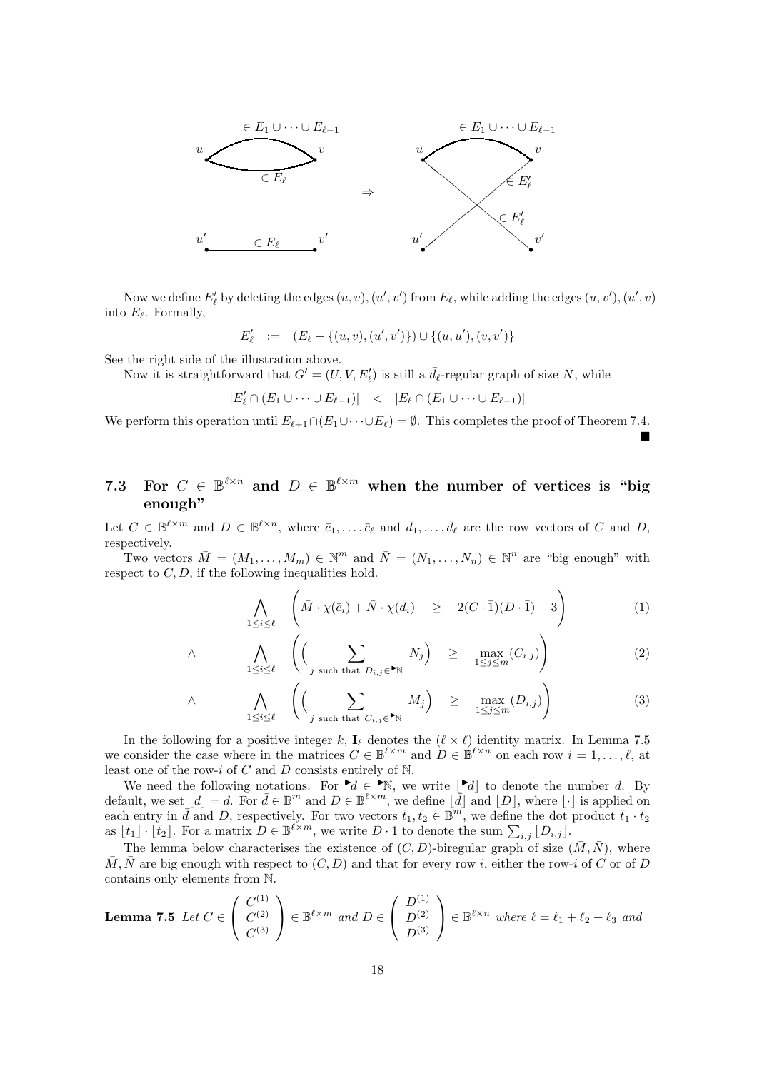Now we define $E'_\ell$ by deleting the edges $(u,v),(u',v')$ from $E_\ell$, while adding the edges $(u,v'),(u',v)$ into $E_\ell$. Formally,

$$E'_\ell \quad := \quad (E_\ell - \{(u,v),(u',v')\}) \cup \{(u,u'),(v,v')\}$$

See the right side of the illustration above.

Now it is straightforward that $G' = (U, V, E'_\ell)$ is still a $\bar{d}_\ell$-regular graph of size $\bar{N}$, while

$$|E'_\ell \cap (E_1 \cup \cdots \cup E_{\ell-1})| \quad < \quad |E_\ell \cap (E_1 \cup \cdots \cup E_{\ell-1})|$$

We perform this operation until $E_{\ell+1} \cap (E_1 \cup \cdots \cup E_\ell) = \emptyset$. This completes the proof of Theorem 7.4. ∎

### 7.3 For $C \in \mathbb{B}^{\ell \times n}$ and $D \in \mathbb{B}^{\ell \times m}$ when the number of vertices is "big enough"

Let $C \in \mathbb{B}^{\ell \times m}$ and $D \in \mathbb{B}^{\ell \times n}$, where $\bar{c}_1, \ldots, \bar{c}_\ell$ and $\bar{d}_1, \ldots, \bar{d}_\ell$ are the row vectors of $C$ and $D$, respectively.

Two vectors $\bar{M} = (M_1, \ldots, M_m) \in \mathbb{N}^m$ and $\bar{N} = (N_1, \ldots, N_n) \in \mathbb{N}^n$ are "big enough" with respect to $C, D$, if the following inequalities hold.

$$\bigwedge_{1 \le i \le \ell} \left( \bar{M} \cdot \chi(\bar{c}_i) + \bar{N} \cdot \chi(\bar{d}_i) \quad \ge \quad 2(C \cdot \bar{1})(D \cdot \bar{1}) + 3 \right) \tag{1}$$

$$\wedge \qquad \bigwedge_{1 \le i \le \ell} \left( \Big( \sum_{j \text{ such that } D_{i,j} \in {}^{\blacktriangleright}\mathbb{N}} N_j \Big) \quad \ge \quad \max_{1 \le j \le m} (C_{i,j}) \right) \tag{2}$$

$$\wedge \qquad \bigwedge_{1 \le i \le \ell} \left( \Big( \sum_{j \text{ such that } C_{i,j} \in {}^{\blacktriangleright}\mathbb{N}} M_j \Big) \quad \ge \quad \max_{1 \le j \le m} (D_{i,j}) \right) \tag{3}$$

In the following for a positive integer $k$, $\mathbf{I}_\ell$ denotes the $(\ell \times \ell)$ identity matrix. In Lemma 7.5 we consider the case where in the matrices $C \in \mathbb{B}^{\ell \times m}$ and $D \in \mathbb{B}^{\ell \times n}$ on each row $i = 1, \ldots, \ell$, at least one of the row-$i$ of $C$ and $D$ consists entirely of $\mathbb{N}$.

We need the following notations. For ${}^{\blacktriangleright}d \in {}^{\blacktriangleright}\mathbb{N}$, we write $\lfloor {}^{\blacktriangleright}d \rfloor$ to denote the number $d$. By default, we set $\lfloor d \rfloor = d$. For $\bar{d} \in \mathbb{B}^m$ and $D \in \mathbb{B}^{\ell \times m}$, we define $\lfloor \bar{d} \rfloor$ and $\lfloor D \rfloor$, where $\lfloor \cdot \rfloor$ is applied on each entry in $\bar{d}$ and $D$, respectively. For two vectors $\bar{t}_1, \bar{t}_2 \in \mathbb{B}^m$, we define the dot product $\bar{t}_1 \cdot \bar{t}_2$ as $\lfloor \bar{t}_1 \rfloor \cdot \lfloor \bar{t}_2 \rfloor$. For a matrix $D \in \mathbb{B}^{\ell \times m}$, we write $D \cdot \bar{1}$ to denote the sum $\sum_{i,j} \lfloor D_{i,j} \rfloor$.

The lemma below characterises the existence of $(C, D)$-biregular graph of size $(\bar{M}, \bar{N})$, where $\bar{M}, \bar{N}$ are big enough with respect to $(C, D)$ and that for every row $i$, either the row-$i$ of $C$ or of $D$ contains only elements from $\mathbb{N}$.

**Lemma 7.5** *Let* $C \in \begin{pmatrix} C^{(1)} \\ C^{(2)} \\ C^{(3)} \end{pmatrix} \in \mathbb{B}^{\ell \times m}$ *and* $D \in \begin{pmatrix} D^{(1)} \\ D^{(2)} \\ D^{(3)} \end{pmatrix} \in \mathbb{B}^{\ell \times n}$ *where* $\ell = \ell_1 + \ell_2 + \ell_3$ *and*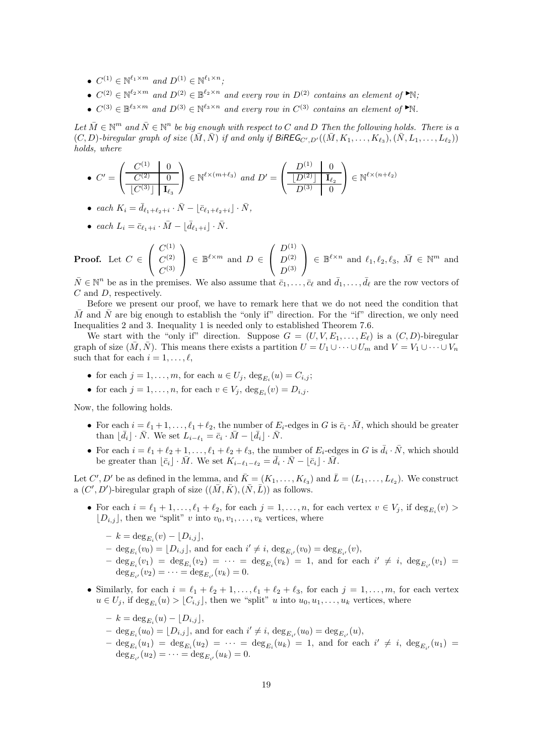- $C^{(1)} \in \mathbb{N}^{\ell_1 \times m}$ *and* $D^{(1)} \in \mathbb{N}^{\ell_1 \times n}$*;*
- $C^{(2)} \in \mathbb{N}^{\ell_2 \times m}$ *and* $D^{(2)} \in \mathbb{B}^{\ell_2 \times n}$ *and every row in* $D^{(2)}$ *contains an element of* $^{\blacktriangleright}\mathbb{N}$*;*
- $C^{(3)} \in \mathbb{B}^{\ell_3 \times m}$ *and* $D^{(3)} \in \mathbb{N}^{\ell_3 \times n}$ *and every row in* $C^{(3)}$ *contains an element of* $^{\blacktriangleright}\mathbb{N}$.

*Let* $\bar{M} \in \mathbb{N}^m$ *and* $\bar{N} \in \mathbb{N}^n$ *be big enough with respect to* $C$ *and* $D$ *Then the following holds. There is a* $(C, D)$*-biregular graph of size* $(\bar{M}, \bar{N})$ *if and only if* $\mathsf{BiREG}_{C',D'}((\bar{M}, K_1, \ldots, K_{\ell_3}), (\bar{N}, L_1, \ldots, L_{\ell_2}))$ *holds, where*

- $C' = \left(\begin{array}{c|c} C^{(1)} & 0 \\ \hline C^{(2)} & 0 \\ \hline \lfloor C^{(3)} \rfloor & \mathbf{I}_{\ell_3} \end{array}\right) \in \mathbb{N}^{\ell \times (m+\ell_3)}$ *and* $D' = \left(\begin{array}{c|c} D^{(1)} & 0 \\ \hline \lfloor D^{(2)} \rfloor & \mathbf{I}_{\ell_2} \\ \hline D^{(3)} & 0 \end{array}\right) \in \mathbb{N}^{\ell \times (n+\ell_2)}$
- *each* $K_i = \bar{d}_{\ell_1+\ell_2+i} \cdot \bar{N} - \lfloor \bar{c}_{\ell_1+\ell_2+i} \rfloor \cdot \bar{N}$,
- *each* $L_i = \bar{c}_{\ell_1+i} \cdot \bar{M} - \lfloor \bar{d}_{\ell_1+i} \rfloor \cdot \bar{N}$.

**Proof.** Let $C \in \begin{pmatrix} C^{(1)} \\ C^{(2)} \\ C^{(3)} \end{pmatrix} \in \mathbb{B}^{\ell \times m}$ and $D \in \begin{pmatrix} D^{(1)} \\ D^{(2)} \\ D^{(3)} \end{pmatrix} \in \mathbb{B}^{\ell \times n}$ and $\ell_1, \ell_2, \ell_3$, $\bar{M} \in \mathbb{N}^m$ and $\bar{N} \in \mathbb{N}^n$ be as in the premises. We also assume that $\bar{c}_1, \ldots, \bar{c}_\ell$ and $\bar{d}_1, \ldots, \bar{d}_\ell$ are the row vectors of $C$ and $D$, respectively.

Before we present our proof, we have to remark here that we do not need the condition that $\bar{M}$ and $\bar{N}$ are big enough to establish the "only if" direction. For the "if" direction, we only need Inequalities 2 and 3. Inequality 1 is needed only to established Theorem 7.6.

We start with the "only if" direction. Suppose $G = (U, V, E_1, \ldots, E_\ell)$ is a $(C, D)$-biregular graph of size $(\bar{M}, \bar{N})$. This means there exists a partition $U = U_1 \cup \cdots \cup U_m$ and $V = V_1 \cup \cdots \cup V_n$ such that for each $i = 1, \ldots, \ell$,

- for each $j = 1, \ldots, m$, for each $u \in U_j$, $\deg_{E_i}(u) = C_{i,j}$;
- for each $j = 1, \ldots, n$, for each $v \in V_j$, $\deg_{E_i}(v) = D_{i,j}$.

Now, the following holds.

- For each $i = \ell_1 + 1, \ldots, \ell_1 + \ell_2$, the number of $E_i$-edges in $G$ is $\bar{c}_i \cdot \bar{M}$, which should be greater than $\lfloor \bar{d}_i \rfloor \cdot \bar{N}$. We set $L_{i-\ell_1} = \bar{c}_i \cdot \bar{M} - \lfloor \bar{d}_i \rfloor \cdot \bar{N}$.
- For each $i = \ell_1 + \ell_2 + 1, \ldots, \ell_1 + \ell_2 + \ell_3$, the number of $E_i$-edges in $G$ is $\bar{d}_i \cdot \bar{N}$, which should be greater than $\lfloor \bar{c}_i \rfloor \cdot \bar{M}$. We set $K_{i-\ell_1-\ell_2} = \bar{d}_i \cdot \bar{N} - \lfloor \bar{c}_i \rfloor \cdot \bar{M}$.

Let $C', D'$ be as defined in the lemma, and $\bar{K} = (K_1, \ldots, K_{\ell_3})$ and $\bar{L} = (L_1, \ldots, L_{\ell_2})$. We construct a $(C', D')$-biregular graph of size $((\bar{M}, \bar{K}), (\bar{N}, \bar{L}))$ as follows.

- For each $i = \ell_1 + 1, \ldots, \ell_1 + \ell_2$, for each $j = 1, \ldots, n$, for each vertex $v \in V_j$, if $\deg_{E_i}(v) > \lfloor D_{i,j} \rfloor$, then we "split" $v$ into $v_0, v_1, \ldots, v_k$ vertices, where
  - $k = \deg_{E_i}(v) - \lfloor D_{i,j} \rfloor$,
  - $\deg_{E_i}(v_0) = \lfloor D_{i,j} \rfloor$, and for each $i' \neq i$, $\deg_{E_{i'}}(v_0) = \deg_{E_{i'}}(v)$,
  - $\deg_{E_i}(v_1) = \deg_{E_i}(v_2) = \cdots = \deg_{E_i}(v_k) = 1$, and for each $i' \neq i$, $\deg_{E_{i'}}(v_1) = \deg_{E_{i'}}(v_2) = \cdots = \deg_{E_{i'}}(v_k) = 0$.
- Similarly, for each $i = \ell_1 + \ell_2 + 1, \ldots, \ell_1 + \ell_2 + \ell_3$, for each $j = 1, \ldots, m$, for each vertex $u \in U_j$, if $\deg_{E_i}(u) > \lfloor C_{i,j} \rfloor$, then we "split" $u$ into $u_0, u_1, \ldots, u_k$ vertices, where
  - $k = \deg_{E_i}(u) - \lfloor D_{i,j} \rfloor$,
  - $\deg_{E_i}(u_0) = \lfloor D_{i,j} \rfloor$, and for each $i' \neq i$, $\deg_{E_{i'}}(u_0) = \deg_{E_{i'}}(u)$,
  - $\deg_{E_i}(u_1) = \deg_{E_i}(u_2) = \cdots = \deg_{E_i}(u_k) = 1$, and for each $i' \neq i$, $\deg_{E_{i'}}(u_1) = \deg_{E_{i'}}(u_2) = \cdots = \deg_{E_{i'}}(u_k) = 0$.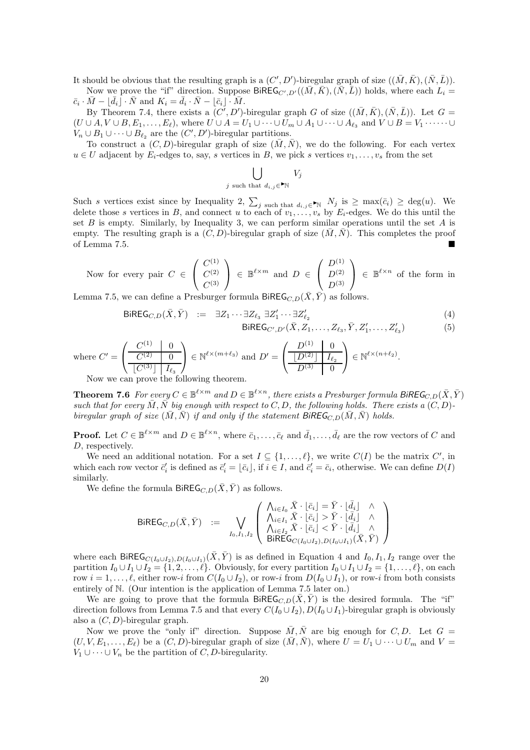It should be obvious that the resulting graph is a $(C',D')$-biregular graph of size $((\bar{M},\bar{K}),(\bar{N},\bar{L}))$.

Now we prove the "if" direction. Suppose $\mathsf{BiREG}_{C',D'}((\bar{M},\bar{K}),(\bar{N},\bar{L}))$ holds, where each $L_i = \bar{c}_i \cdot \bar{M} - \lfloor \bar{d}_i \rfloor \cdot \bar{N}$ and $K_i = \bar{d}_i \cdot \bar{N} - \lfloor \bar{c}_i \rfloor \cdot \bar{M}$.

By Theorem 7.4, there exists a $(C',D')$-biregular graph $G$ of size $((\bar{M},\bar{K}),(\bar{N},\bar{L}))$. Let $G = (U \cup A, V \cup B, E_1, \ldots, E_\ell)$, where $U \cup A = U_1 \cup \cdots \cup U_m \cup A_1 \cup \cdots \cup A_{\ell_3}$ and $V \cup B = V_1 \cdots \cdots \cup V_n \cup B_1 \cup \cdots \cup B_{\ell_2}$ are the $(C',D')$-biregular partitions.

To construct a $(C,D)$-biregular graph of size $(\bar{M},\bar{N})$, we do the following. For each vertex $u \in U$ adjacent by $E_i$-edges to, say, $s$ vertices in $B$, we pick $s$ vertices $v_1,\ldots,v_s$ from the set

$$\bigcup_{j \text{ such that } d_{i,j} \in {}^{\blacktriangleright}\mathbb{N}} V_j$$

Such $s$ vertices exist since by Inequality 2, $\sum_{j \text{ such that } d_{i,j} \in {}^{\blacktriangleright}\mathbb{N}} N_j$ is $\geq \max(\bar{c}_i) \geq \deg(u)$. We delete those $s$ vertices in $B$, and connect $u$ to each of $v_1,\ldots,v_s$ by $E_i$-edges. We do this until the set $B$ is empty. Similarly, by Inequality 3, we can perform similar operations until the set $A$ is empty. The resulting graph is a $(C,D)$-biregular graph of size $(\bar{M},\bar{N})$. This completes the proof of Lemma 7.5. ∎

Now for every pair $C \in \begin{pmatrix} C^{(1)} \\ C^{(2)} \\ C^{(3)} \end{pmatrix} \in \mathbb{B}^{\ell \times m}$ and $D \in \begin{pmatrix} D^{(1)} \\ D^{(2)} \\ D^{(3)} \end{pmatrix} \in \mathbb{B}^{\ell \times n}$ of the form in Lemma 7.5, we can define a Presburger formula $\mathsf{BiREG}_{C,D}(\bar{X},\bar{Y})$ as follows.

$$\mathsf{BiREG}_{C,D}(\bar{X},\bar{Y}) \;:=\; \exists Z_1 \cdots \exists Z_{\ell_3}\ \exists Z'_1 \cdots \exists Z'_{\ell_2} \tag{4}$$

$$\mathsf{BiREG}_{C',D'}(\bar{X},Z_1,\ldots,Z_{\ell_3},\bar{Y},Z'_1,\ldots,Z'_{\ell_3}) \tag{5}$$

where $C' = \left(\begin{array}{c|c} C^{(1)} & 0 \\ \hline C^{(2)} & 0 \\ \hline \lfloor C^{(3)} \rfloor & I_{\ell_3} \end{array}\right) \in \mathbb{N}^{\ell \times (m+\ell_3)}$ and $D' = \left(\begin{array}{c|c} D^{(1)} & 0 \\ \hline \lfloor D^{(2)} \rfloor & I_{\ell_2} \\ \hline D^{(3)} & 0 \end{array}\right) \in \mathbb{N}^{\ell \times (n+\ell_2)}$.

Now we can prove the following theorem.

**Theorem 7.6** *For every $C \in \mathbb{B}^{\ell \times m}$ and $D \in \mathbb{B}^{\ell \times n}$, there exists a Presburger formula $\mathsf{BiREG}_{C,D}(\bar{X},\bar{Y})$ such that for every $\bar{M},\bar{N}$ big enough with respect to $C,D$, the following holds. There exists a $(C,D)$-biregular graph of size $(\bar{M},\bar{N})$ if and only if the statement $\mathsf{BiREG}_{C,D}(\bar{M},\bar{N})$ holds.*

**Proof.** Let $C \in \mathbb{B}^{\ell \times m}$ and $D \in \mathbb{B}^{\ell \times n}$, where $\bar{c}_1,\ldots,\bar{c}_\ell$ and $\bar{d}_1,\ldots,\bar{d}_\ell$ are the row vectors of $C$ and $D$, respectively.

We need an additional notation. For a set $I \subseteq \{1,\ldots,\ell\}$, we write $C(I)$ be the matrix $C'$, in which each row vector $\bar{c}'_i$ is defined as $\bar{c}'_i = \lfloor \bar{c}_i \rfloor$, if $i \in I$, and $\bar{c}'_i = \bar{c}_i$, otherwise. We can define $D(I)$ similarly.

We define the formula $\mathsf{BiREG}_{C,D}(\bar{X},\bar{Y})$ as follows.

$$\mathsf{BiREG}_{C,D}(\bar{X},\bar{Y}) \;:=\; \bigvee_{I_0,I_1,I_2} \begin{pmatrix} \bigwedge_{i \in I_0} \bar{X} \cdot \lfloor \bar{c}_i \rfloor = \bar{Y} \cdot \lfloor \bar{d}_i \rfloor & \wedge \\ \bigwedge_{i \in I_1} \bar{X} \cdot \lfloor \bar{c}_i \rfloor > \bar{Y} \cdot \lfloor \bar{d}_i \rfloor & \wedge \\ \bigwedge_{i \in I_2} \bar{X} \cdot \lfloor \bar{c}_i \rfloor < \bar{Y} \cdot \lfloor \bar{d}_i \rfloor & \wedge \\ \mathsf{BiREG}_{C(I_0 \cup I_2),D(I_0 \cup I_1)}(\bar{X},\bar{Y}) & \end{pmatrix}$$

where each $\mathsf{BiREG}_{C(I_0 \cup I_2),D(I_0 \cup I_1)}(\bar{X},\bar{Y})$ is as defined in Equation 4 and $I_0,I_1,I_2$ range over the partition $I_0 \cup I_1 \cup I_2 = \{1,2,\ldots,\ell\}$. Obviously, for every partition $I_0 \cup I_1 \cup I_2 = \{1,\ldots,\ell\}$, on each row $i = 1,\ldots,\ell$, either row-$i$ from $C(I_0 \cup I_2)$, or row-$i$ from $D(I_0 \cup I_1)$, or row-$i$ from both consists entirely of $\mathbb{N}$. (Our intention is the application of Lemma 7.5 later on.)

We are going to prove that the formula $\mathsf{BiREG}_{C,D}(\bar{X},\bar{Y})$ is the desired formula. The "if" direction follows from Lemma 7.5 and that every $C(I_0 \cup I_2),D(I_0 \cup I_1)$-biregular graph is obviously also a $(C,D)$-biregular graph.

Now we prove the "only if" direction. Suppose $\bar{M},\bar{N}$ are big enough for $C,D$. Let $G = (U,V,E_1,\ldots,E_\ell)$ be a $(C,D)$-biregular graph of size $(\bar{M},\bar{N})$, where $U = U_1 \cup \cdots \cup U_m$ and $V = V_1 \cup \cdots \cup V_n$ be the partition of $C,D$-biregularity.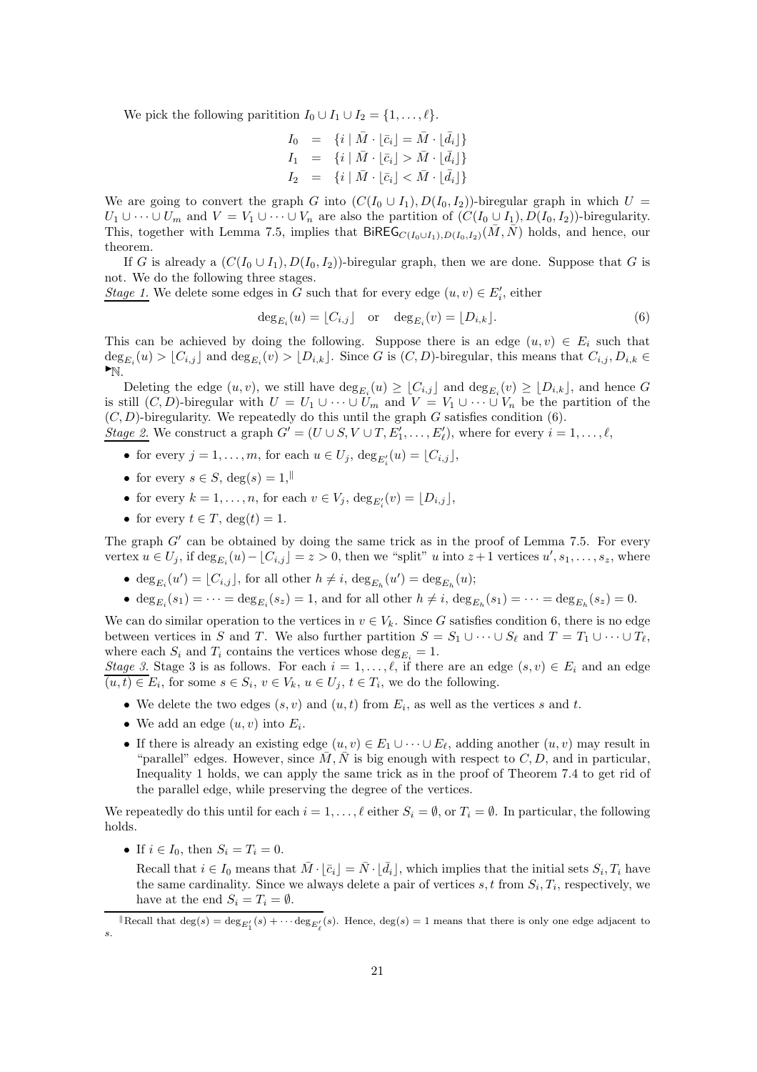We pick the following paritition $I_0 \cup I_1 \cup I_2 = \{1, \ldots, \ell\}$.

$$
\begin{aligned}
I_0 &= \{i \mid \bar{M} \cdot \lfloor \bar{c}_i \rfloor = \bar{M} \cdot \lfloor \bar{d}_i \rfloor\} \\
I_1 &= \{i \mid \bar{M} \cdot \lfloor \bar{c}_i \rfloor > \bar{M} \cdot \lfloor \bar{d}_i \rfloor\} \\
I_2 &= \{i \mid \bar{M} \cdot \lfloor \bar{c}_i \rfloor < \bar{M} \cdot \lfloor \bar{d}_i \rfloor\}
\end{aligned}
$$

We are going to convert the graph $G$ into $(C(I_0 \cup I_1), D(I_0, I_2))$-biregular graph in which $U = U_1 \cup \cdots \cup U_m$ and $V = V_1 \cup \cdots \cup V_n$ are also the partition of $(C(I_0 \cup I_1), D(I_0, I_2))$-biregularity. This, together with Lemma 7.5, implies that $\mathsf{BiREG}_{C(I_0 \cup I_1), D(I_0, I_2)}(\bar{M}, \bar{N})$ holds, and hence, our theorem.

If $G$ is already a $(C(I_0 \cup I_1), D(I_0, I_2))$-biregular graph, then we are done. Suppose that $G$ is not. We do the following three stages.

<u>*Stage 1.*</u> We delete some edges in $G$ such that for every edge $(u, v) \in E'_i$, either

$$
\deg_{E_i}(u) = \lfloor C_{i,j} \rfloor \quad \text{or} \quad \deg_{E_i}(v) = \lfloor D_{i,k} \rfloor. \tag{6}
$$

This can be achieved by doing the following. Suppose there is an edge $(u, v) \in E_i$ such that $\deg_{E_i}(u) > \lfloor C_{i,j} \rfloor$ and $\deg_{E_i}(v) > \lfloor D_{i,k} \rfloor$. Since $G$ is $(C, D)$-biregular, this means that $C_{i,j}, D_{i,k} \in {}^{\blacktriangleright}\mathbb{N}$.

Deleting the edge $(u, v)$, we still have $\deg_{E_i}(u) \geq \lfloor C_{i,j} \rfloor$ and $\deg_{E_i}(v) \geq \lfloor D_{i,k} \rfloor$, and hence $G$ is still $(C, D)$-biregular with $U = U_1 \cup \cdots \cup U_m$ and $V = V_1 \cup \cdots \cup V_n$ be the partition of the $(C, D)$-biregularity. We repeatedly do this until the graph $G$ satisfies condition (6).

<u>*Stage 2.*</u> We construct a graph $G' = (U \cup S, V \cup T, E'_1, \ldots, E'_\ell)$, where for every $i = 1, \ldots, \ell$,

- for every $j = 1, \ldots, m$, for each $u \in U_j$, $\deg_{E'_i}(u) = \lfloor C_{i,j} \rfloor$,
- for every $s \in S$, $\deg(s) = 1$,[‖]
- for every $k = 1, \ldots, n$, for each $v \in V_j$, $\deg_{E'_i}(v) = \lfloor D_{i,j} \rfloor$,
- for every $t \in T$, $\deg(t) = 1$.

The graph $G'$ can be obtained by doing the same trick as in the proof of Lemma 7.5. For every vertex $u \in U_j$, if $\deg_{E_i}(u) - \lfloor C_{i,j} \rfloor = z > 0$, then we "split" $u$ into $z + 1$ vertices $u', s_1, \ldots, s_z$, where

- $\deg_{E_i}(u') = \lfloor C_{i,j} \rfloor$, for all other $h \neq i$, $\deg_{E_h}(u') = \deg_{E_h}(u)$;
- $\deg_{E_i}(s_1) = \cdots = \deg_{E_i}(s_z) = 1$, and for all other $h \neq i$, $\deg_{E_h}(s_1) = \cdots = \deg_{E_h}(s_z) = 0$.

We can do similar operation to the vertices in $v \in V_k$. Since $G$ satisfies condition 6, there is no edge between vertices in $S$ and $T$. We also further partition $S = S_1 \cup \cdots \cup S_\ell$ and $T = T_1 \cup \cdots \cup T_\ell$, where each $S_i$ and $T_i$ contains the vertices whose $\deg_{E_i} = 1$.

<u>*Stage 3.*</u> Stage 3 is as follows. For each $i = 1, \ldots, \ell$, if there are an edge $(s, v) \in E_i$ and an edge $(u, t) \in E_i$, for some $s \in S_i$, $v \in V_k$, $u \in U_j$, $t \in T_i$, we do the following.

- We delete the two edges $(s, v)$ and $(u, t)$ from $E_i$, as well as the vertices $s$ and $t$.
- We add an edge $(u, v)$ into $E_i$.
- If there is already an existing edge $(u, v) \in E_1 \cup \cdots \cup E_\ell$, adding another $(u, v)$ may result in "parallel" edges. However, since $\bar{M}, \bar{N}$ is big enough with respect to $C, D$, and in particular, Inequality 1 holds, we can apply the same trick as in the proof of Theorem 7.4 to get rid of the parallel edge, while preserving the degree of the vertices.

We repeatedly do this until for each $i = 1, \ldots, \ell$ either $S_i = \emptyset$, or $T_i = \emptyset$. In particular, the following holds.

- If $i \in I_0$, then $S_i = T_i = 0$.

  Recall that $i \in I_0$ means that $\bar{M} \cdot \lfloor \bar{c}_i \rfloor = \bar{N} \cdot \lfloor \bar{d}_i \rfloor$, which implies that the initial sets $S_i, T_i$ have the same cardinality. Since we always delete a pair of vertices $s, t$ from $S_i, T_i$, respectively, we have at the end $S_i = T_i = \emptyset$.

[‖]Recall that $\deg(s) = \deg_{E'_1}(s) + \cdots \deg_{E'_\ell}(s)$. Hence, $\deg(s) = 1$ means that there is only one edge adjacent to $s$.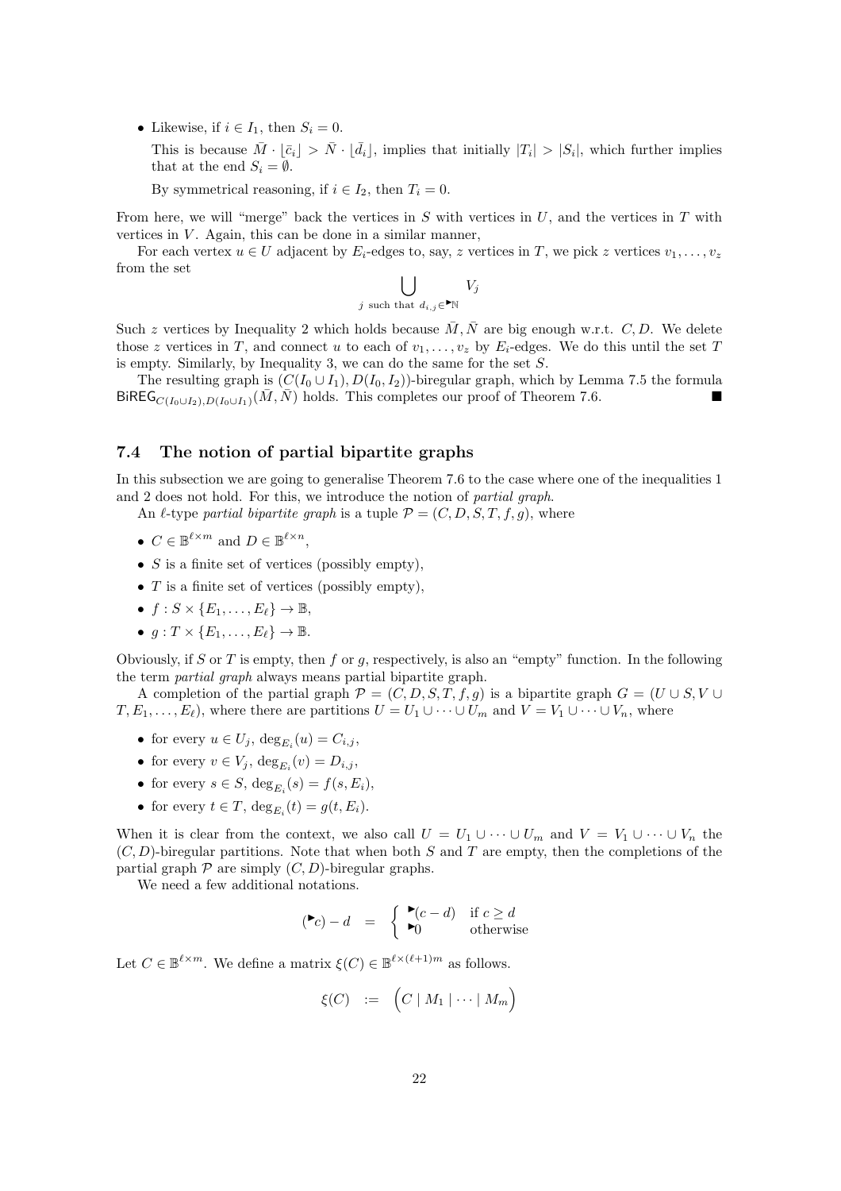- Likewise, if $i \in I_1$, then $S_i = 0$.

  This is because $\bar{M} \cdot \lfloor \bar{c}_i \rfloor > \bar{N} \cdot \lfloor \bar{d}_i \rfloor$, implies that initially $|T_i| > |S_i|$, which further implies that at the end $S_i = \emptyset$.

  By symmetrical reasoning, if $i \in I_2$, then $T_i = 0$.

From here, we will "merge" back the vertices in $S$ with vertices in $U$, and the vertices in $T$ with vertices in $V$. Again, this can be done in a similar manner,

For each vertex $u \in U$ adjacent by $E_i$-edges to, say, $z$ vertices in $T$, we pick $z$ vertices $v_1, \ldots, v_z$ from the set

$$\bigcup_{j \text{ such that } d_{i,j} \in {}^{\blacktriangleright}\mathbb{N}} V_j$$

Such $z$ vertices by Inequality 2 which holds because $\bar{M}, \bar{N}$ are big enough w.r.t. $C, D$. We delete those $z$ vertices in $T$, and connect $u$ to each of $v_1, \ldots, v_z$ by $E_i$-edges. We do this until the set $T$ is empty. Similarly, by Inequality 3, we can do the same for the set $S$.

The resulting graph is $(C(I_0 \cup I_1), D(I_0, I_2))$-biregular graph, which by Lemma 7.5 the formula $\mathsf{BiREG}_{C(I_0 \cup I_2), D(I_0 \cup I_1)}(\bar{M}, \bar{N})$ holds. This completes our proof of Theorem 7.6. ■

### 7.4 The notion of partial bipartite graphs

In this subsection we are going to generalise Theorem 7.6 to the case where one of the inequalities 1 and 2 does not hold. For this, we introduce the notion of *partial graph*.

An $\ell$-type *partial bipartite graph* is a tuple $\mathcal{P} = (C, D, S, T, f, g)$, where

- $C \in \mathbb{B}^{\ell \times m}$ and $D \in \mathbb{B}^{\ell \times n}$,
- $S$ is a finite set of vertices (possibly empty),
- $T$ is a finite set of vertices (possibly empty),
- $f : S \times \{E_1, \ldots, E_\ell\} \to \mathbb{B}$,
- $g : T \times \{E_1, \ldots, E_\ell\} \to \mathbb{B}$.

Obviously, if $S$ or $T$ is empty, then $f$ or $g$, respectively, is also an "empty" function. In the following the term *partial graph* always means partial bipartite graph.

A completion of the partial graph $\mathcal{P} = (C, D, S, T, f, g)$ is a bipartite graph $G = (U \cup S, V \cup T, E_1, \ldots, E_\ell)$, where there are partitions $U = U_1 \cup \cdots \cup U_m$ and $V = V_1 \cup \cdots \cup V_n$, where

- for every $u \in U_j$, $\deg_{E_i}(u) = C_{i,j}$,
- for every $v \in V_j$, $\deg_{E_i}(v) = D_{i,j}$,
- for every $s \in S$, $\deg_{E_i}(s) = f(s, E_i)$,
- for every $t \in T$, $\deg_{E_i}(t) = g(t, E_i)$.

When it is clear from the context, we also call $U = U_1 \cup \cdots \cup U_m$ and $V = V_1 \cup \cdots \cup V_n$ the $(C, D)$-biregular partitions. Note that when both $S$ and $T$ are empty, then the completions of the partial graph $\mathcal{P}$ are simply $(C, D)$-biregular graphs.

We need a few additional notations.

$$({}^{\blacktriangleright}c) - d \quad = \quad \begin{cases} {}^{\blacktriangleright}(c - d) & \text{if } c \geq d \\ {}^{\blacktriangleright}0 & \text{otherwise} \end{cases}$$

Let $C \in \mathbb{B}^{\ell \times m}$. We define a matrix $\xi(C) \in \mathbb{B}^{\ell \times (\ell+1)m}$ as follows.

$$\xi(C) \quad := \quad \Big( C \mid M_1 \mid \cdots \mid M_m \Big)$$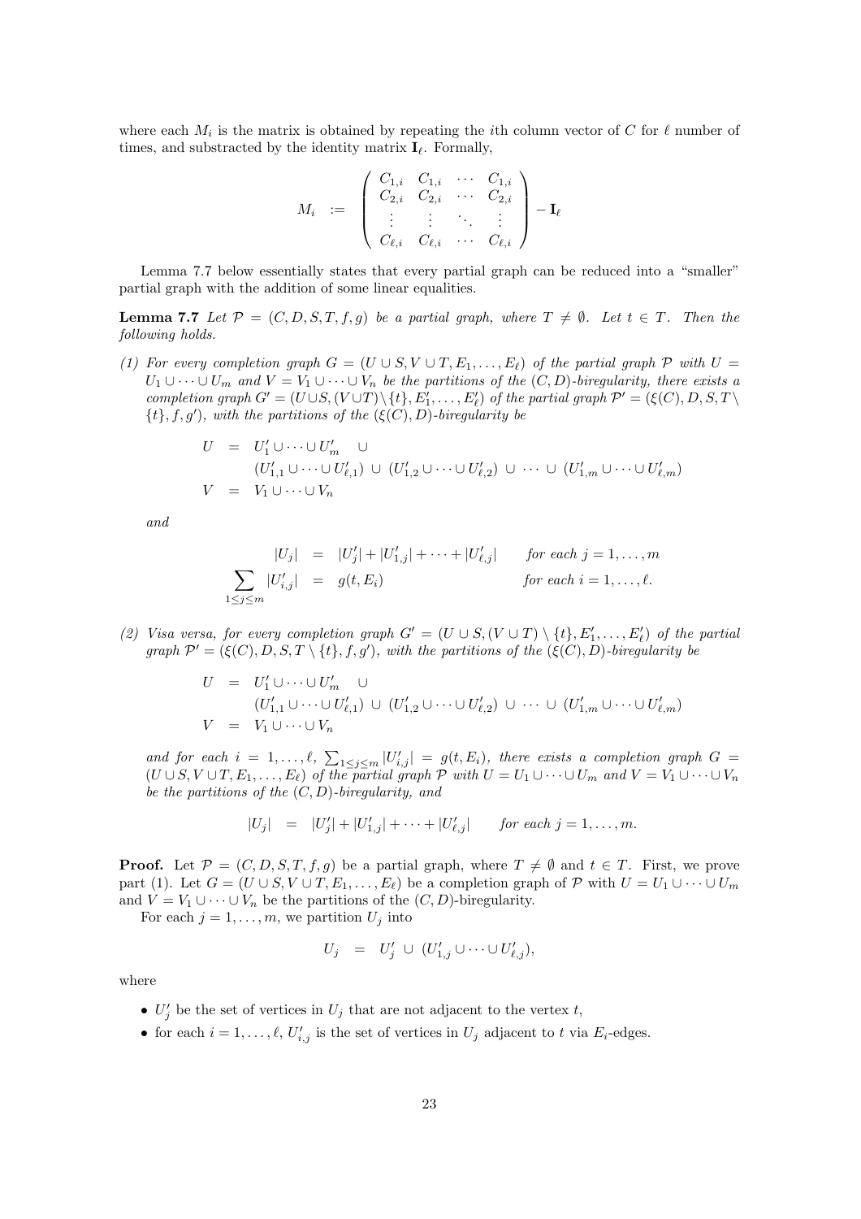where each $M_i$ is the matrix is obtained by repeating the $i$th column vector of $C$ for $\ell$ number of times, and substracted by the identity matrix $\mathbf{I}_\ell$. Formally,

$$
M_i \;:=\; \begin{pmatrix} C_{1,i} & C_{1,i} & \cdots & C_{1,i} \\ C_{2,i} & C_{2,i} & \cdots & C_{2,i} \\ \vdots & \vdots & \ddots & \vdots \\ C_{\ell,i} & C_{\ell,i} & \cdots & C_{\ell,i} \end{pmatrix} - \mathbf{I}_\ell
$$

Lemma 7.7 below essentially states that every partial graph can be reduced into a "smaller" partial graph with the addition of some linear equalities.

**Lemma 7.7** *Let $\mathcal{P} = (C, D, S, T, f, g)$ be a partial graph, where $T \neq \emptyset$. Let $t \in T$. Then the following holds.*

*(1) For every completion graph $G = (U \cup S, V \cup T, E_1, \ldots, E_\ell)$ of the partial graph $\mathcal{P}$ with $U = U_1 \cup \cdots \cup U_m$ and $V = V_1 \cup \cdots \cup V_n$ be the partitions of the $(C, D)$-biregularity, there exists a completion graph $G' = (U \cup S, (V \cup T) \setminus \{t\}, E_1', \ldots, E_\ell')$ of the partial graph $\mathcal{P}' = (\xi(C), D, S, T \setminus \{t\}, f, g')$, with the partitions of the $(\xi(C), D)$-biregularity be*

$$
\begin{aligned}
U &= U_1' \cup \cdots \cup U_m' \quad \cup \\
&\quad (U_{1,1}' \cup \cdots \cup U_{\ell,1}') \;\cup\; (U_{1,2}' \cup \cdots \cup U_{\ell,2}') \;\cup\; \cdots \;\cup\; (U_{1,m}' \cup \cdots \cup U_{\ell,m}') \\
V &= V_1 \cup \cdots \cup V_n
\end{aligned}
$$

*and*

$$
\begin{aligned}
|U_j| &= |U_j'| + |U_{1,j}'| + \cdots + |U_{\ell,j}'| \qquad \text{for each } j = 1, \ldots, m \\
\sum_{1 \le j \le m} |U_{i,j}'| &= g(t, E_i) \qquad\qquad\qquad\qquad \text{for each } i = 1, \ldots, \ell.
\end{aligned}
$$

*(2) Visa versa, for every completion graph $G' = (U \cup S, (V \cup T) \setminus \{t\}, E_1', \ldots, E_\ell')$ of the partial graph $\mathcal{P}' = (\xi(C), D, S, T \setminus \{t\}, f, g')$, with the partitions of the $(\xi(C), D)$-biregularity be*

$$
\begin{aligned}
U &= U_1' \cup \cdots \cup U_m' \quad \cup \\
&\quad (U_{1,1}' \cup \cdots \cup U_{\ell,1}') \;\cup\; (U_{1,2}' \cup \cdots \cup U_{\ell,2}') \;\cup\; \cdots \;\cup\; (U_{1,m}' \cup \cdots \cup U_{\ell,m}') \\
V &= V_1 \cup \cdots \cup V_n
\end{aligned}
$$

*and for each $i = 1, \ldots, \ell$, $\sum_{1 \le j \le m} |U_{i,j}'| = g(t, E_i)$, there exists a completion graph $G = (U \cup S, V \cup T, E_1, \ldots, E_\ell)$ of the partial graph $\mathcal{P}$ with $U = U_1 \cup \cdots \cup U_m$ and $V = V_1 \cup \cdots \cup V_n$ be the partitions of the $(C, D)$-biregularity, and*

$$
|U_j| \;=\; |U_j'| + |U_{1,j}'| + \cdots + |U_{\ell,j}'| \qquad \text{for each } j = 1, \ldots, m.
$$

**Proof.** Let $\mathcal{P} = (C, D, S, T, f, g)$ be a partial graph, where $T \neq \emptyset$ and $t \in T$. First, we prove part (1). Let $G = (U \cup S, V \cup T, E_1, \ldots, E_\ell)$ be a completion graph of $\mathcal{P}$ with $U = U_1 \cup \cdots \cup U_m$ and $V = V_1 \cup \cdots \cup V_n$ be the partitions of the $(C, D)$-biregularity.

For each $j = 1, \ldots, m$, we partition $U_j$ into

$$
U_j \;=\; U_j' \;\cup\; (U_{1,j}' \cup \cdots \cup U_{\ell,j}'),
$$

where

- $U_j'$ be the set of vertices in $U_j$ that are not adjacent to the vertex $t$,
- for each $i = 1, \ldots, \ell$, $U_{i,j}'$ is the set of vertices in $U_j$ adjacent to $t$ via $E_i$-edges.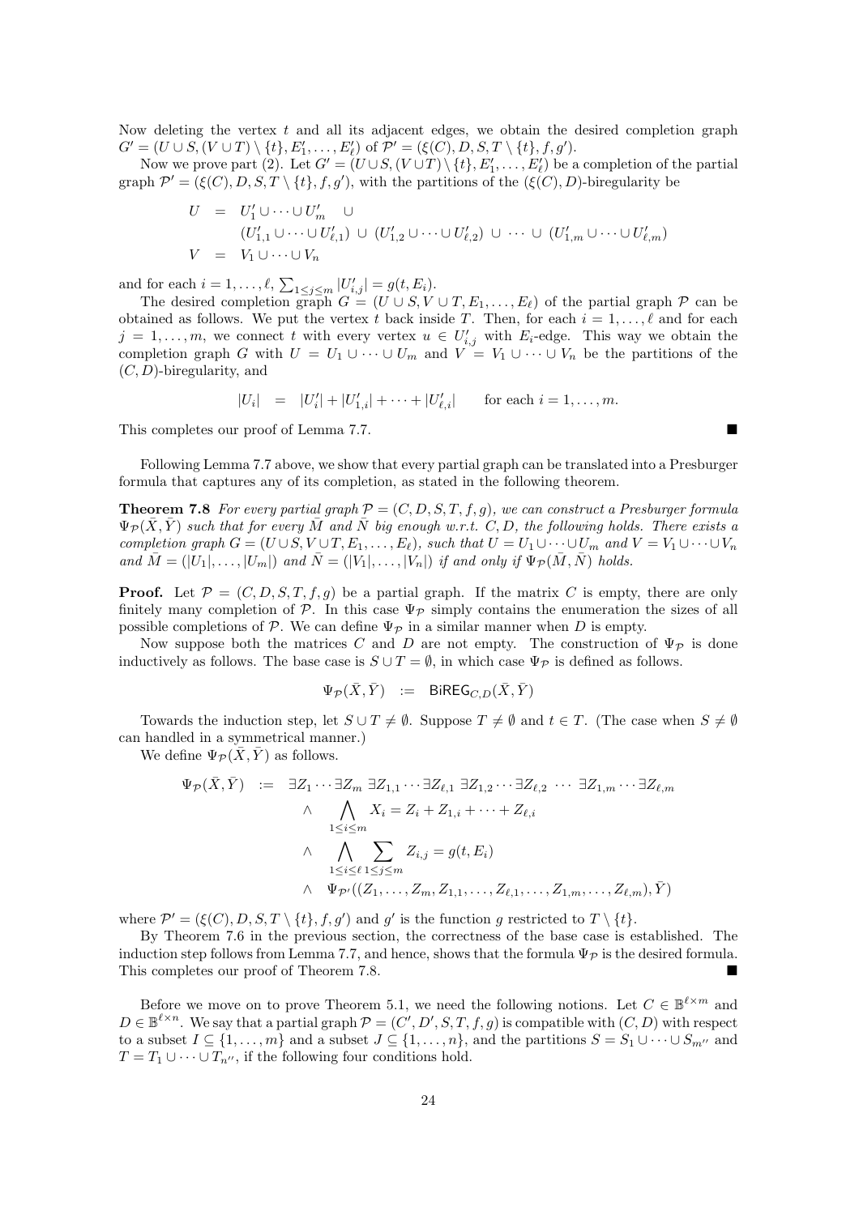Now deleting the vertex $t$ and all its adjacent edges, we obtain the desired completion graph $G' = (U \cup S, (V \cup T) \setminus \{t\}, E'_1, \ldots, E'_\ell)$ of $\mathcal{P}' = (\xi(C), D, S, T \setminus \{t\}, f, g')$.

Now we prove part (2). Let $G' = (U \cup S, (V \cup T) \setminus \{t\}, E'_1, \ldots, E'_\ell)$ be a completion of the partial graph $\mathcal{P}' = (\xi(C), D, S, T \setminus \{t\}, f, g')$, with the partitions of the $(\xi(C), D)$-biregularity be

$$
\begin{aligned}
U &= U'_1 \cup \cdots \cup U'_m \quad \cup \\
& \quad (U'_{1,1} \cup \cdots \cup U'_{\ell,1}) \ \cup \ (U'_{1,2} \cup \cdots \cup U'_{\ell,2}) \ \cup \ \cdots \ \cup \ (U'_{1,m} \cup \cdots \cup U'_{\ell,m}) \\
V &= V_1 \cup \cdots \cup V_n
\end{aligned}
$$

and for each $i = 1, \ldots, \ell$, $\sum_{1 \leq j \leq m} |U'_{i,j}| = g(t, E_i)$.

The desired completion graph $G = (U \cup S, V \cup T, E_1, \ldots, E_\ell)$ of the partial graph $\mathcal{P}$ can be obtained as follows. We put the vertex $t$ back inside $T$. Then, for each $i = 1, \ldots, \ell$ and for each $j = 1, \ldots, m$, we connect $t$ with every vertex $u \in U'_{i,j}$ with $E_i$-edge. This way we obtain the completion graph $G$ with $U = U_1 \cup \cdots \cup U_m$ and $V = V_1 \cup \cdots \cup V_n$ be the partitions of the $(C, D)$-biregularity, and

$$
|U_i| \quad = \quad |U'_i| + |U'_{1,i}| + \cdots + |U'_{\ell,i}| \qquad \text{for each } i = 1, \ldots, m.
$$

This completes our proof of Lemma 7.7. ■

Following Lemma 7.7 above, we show that every partial graph can be translated into a Presburger formula that captures any of its completion, as stated in the following theorem.

**Theorem 7.8** *For every partial graph $\mathcal{P} = (C, D, S, T, f, g)$, we can construct a Presburger formula $\Psi_{\mathcal{P}}(\bar{X}, \bar{Y})$ such that for every $\bar{M}$ and $\bar{N}$ big enough w.r.t. $C, D$, the following holds. There exists a completion graph $G = (U \cup S, V \cup T, E_1, \ldots, E_\ell)$, such that $U = U_1 \cup \cdots \cup U_m$ and $V = V_1 \cup \cdots \cup V_n$ and $\bar{M} = (|U_1|, \ldots, |U_m|)$ and $\bar{N} = (|V_1|, \ldots, |V_n|)$ if and only if $\Psi_{\mathcal{P}}(\bar{M}, \bar{N})$ holds.*

**Proof.** Let $\mathcal{P} = (C, D, S, T, f, g)$ be a partial graph. If the matrix $C$ is empty, there are only finitely many completion of $\mathcal{P}$. In this case $\Psi_{\mathcal{P}}$ simply contains the enumeration the sizes of all possible completions of $\mathcal{P}$. We can define $\Psi_{\mathcal{P}}$ in a similar manner when $D$ is empty.

Now suppose both the matrices $C$ and $D$ are not empty. The construction of $\Psi_{\mathcal{P}}$ is done inductively as follows. The base case is $S \cup T = \emptyset$, in which case $\Psi_{\mathcal{P}}$ is defined as follows.

$$
\Psi_{\mathcal{P}}(\bar{X}, \bar{Y}) \quad := \quad \mathsf{BiREG}_{C,D}(\bar{X}, \bar{Y})
$$

Towards the induction step, let $S \cup T \neq \emptyset$. Suppose $T \neq \emptyset$ and $t \in T$. (The case when $S \neq \emptyset$ can handled in a symmetrical manner.)

We define $\Psi_{\mathcal{P}}(\bar{X}, \bar{Y})$ as follows.

$$
\begin{aligned}
\Psi_{\mathcal{P}}(\bar{X}, \bar{Y}) \quad := \quad & \exists Z_1 \cdots \exists Z_m \ \exists Z_{1,1} \cdots \exists Z_{\ell,1} \ \exists Z_{1,2} \cdots \exists Z_{\ell,2} \ \cdots \ \exists Z_{1,m} \cdots \exists Z_{\ell,m} \\
& \wedge \bigwedge_{1 \leq i \leq m} X_i = Z_i + Z_{1,i} + \cdots + Z_{\ell,i} \\
& \wedge \bigwedge_{1 \leq i \leq \ell} \sum_{1 \leq j \leq m} Z_{i,j} = g(t, E_i) \\
& \wedge \ \Psi_{\mathcal{P}'}((Z_1, \ldots, Z_m, Z_{1,1}, \ldots, Z_{\ell,1}, \ldots, Z_{1,m}, \ldots, Z_{\ell,m}), \bar{Y})
\end{aligned}
$$

where $\mathcal{P}' = (\xi(C), D, S, T \setminus \{t\}, f, g')$ and $g'$ is the function $g$ restricted to $T \setminus \{t\}$.

By Theorem 7.6 in the previous section, the correctness of the base case is established. The induction step follows from Lemma 7.7, and hence, shows that the formula $\Psi_{\mathcal{P}}$ is the desired formula. This completes our proof of Theorem 7.8. ■

Before we move on to prove Theorem 5.1, we need the following notions. Let $C \in \mathbb{B}^{\ell \times m}$ and $D \in \mathbb{B}^{\ell \times n}$. We say that a partial graph $\mathcal{P} = (C', D', S, T, f, g)$ is compatible with $(C, D)$ with respect to a subset $I \subseteq \{1, \ldots, m\}$ and a subset $J \subseteq \{1, \ldots, n\}$, and the partitions $S = S_1 \cup \cdots \cup S_{m''}$ and $T = T_1 \cup \cdots \cup T_{n''}$, if the following four conditions hold.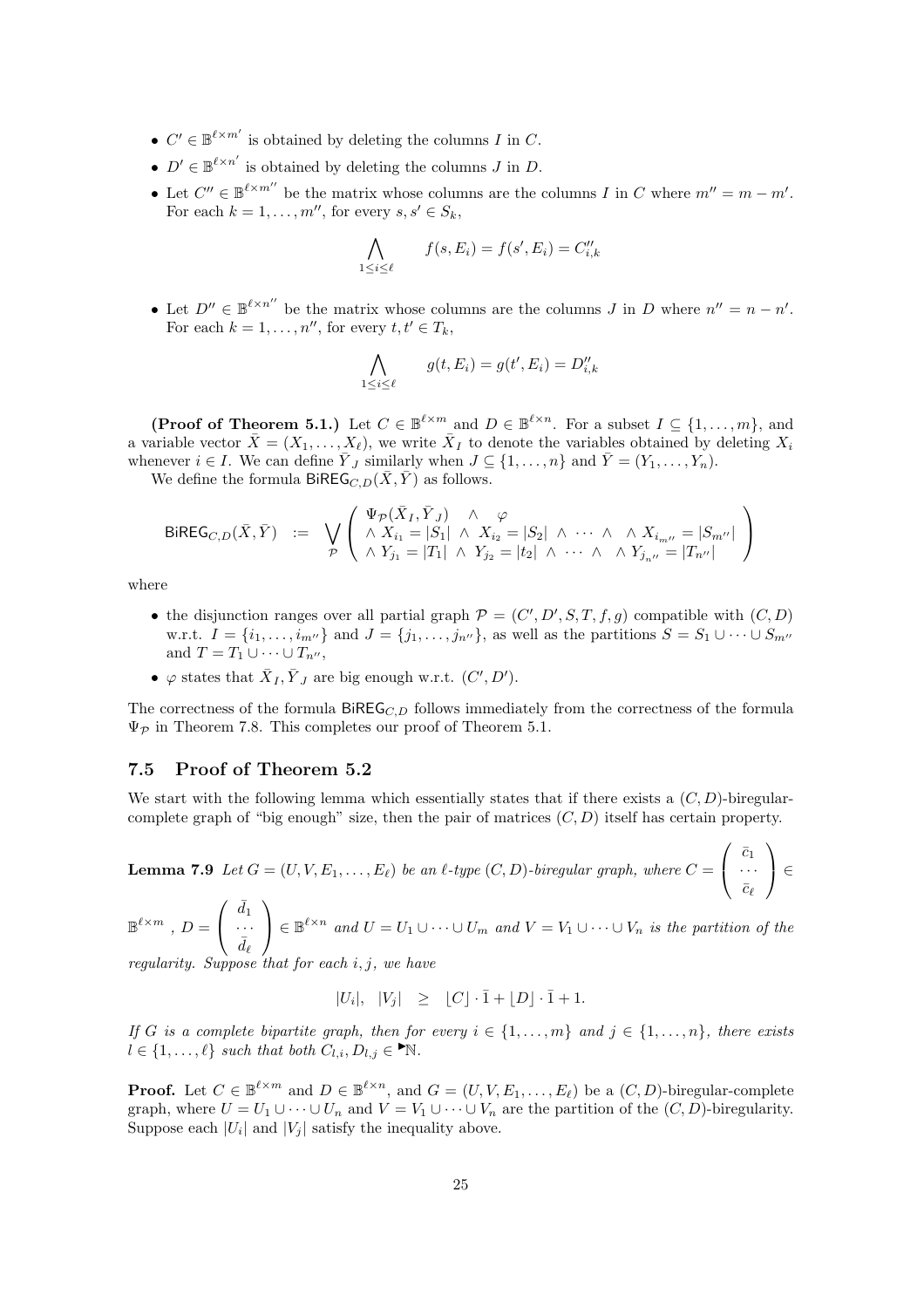- $C' \in \mathbb{B}^{\ell \times m'}$ is obtained by deleting the columns $I$ in $C$.
- $D' \in \mathbb{B}^{\ell \times n'}$ is obtained by deleting the columns $J$ in $D$.
- Let $C'' \in \mathbb{B}^{\ell \times m''}$ be the matrix whose columns are the columns $I$ in $C$ where $m'' = m - m'$. For each $k = 1, \ldots, m''$, for every $s, s' \in S_k$,

$$\bigwedge_{1 \leq i \leq \ell} \qquad f(s, E_i) = f(s', E_i) = C''_{i,k}$$

- Let $D'' \in \mathbb{B}^{\ell \times n''}$ be the matrix whose columns are the columns $J$ in $D$ where $n'' = n - n'$. For each $k = 1, \ldots, n''$, for every $t, t' \in T_k$,

$$\bigwedge_{1 \leq i \leq \ell} \qquad g(t, E_i) = g(t', E_i) = D''_{i,k}$$

**(Proof of Theorem 5.1.)** Let $C \in \mathbb{B}^{\ell \times m}$ and $D \in \mathbb{B}^{\ell \times n}$. For a subset $I \subseteq \{1, \ldots, m\}$, and a variable vector $\bar{X} = (X_1, \ldots, X_\ell)$, we write $\bar{X}_I$ to denote the variables obtained by deleting $X_i$ whenever $i \in I$. We can define $\bar{Y}_J$ similarly when $J \subseteq \{1, \ldots, n\}$ and $\bar{Y} = (Y_1, \ldots, Y_n)$.

We define the formula $\mathsf{BiREG}_{C,D}(\bar{X}, \bar{Y})$ as follows.

$$\mathsf{BiREG}_{C,D}(\bar{X}, \bar{Y}) \quad := \quad \bigvee_{\mathcal{P}} \left( \begin{array}{l} \Psi_{\mathcal{P}}(\bar{X}_I, \bar{Y}_J) \quad \wedge \quad \varphi \\ \wedge\ X_{i_1} = |S_1| \ \wedge \ X_{i_2} = |S_2| \ \wedge \ \cdots \ \wedge \ \wedge\ X_{i_{m''}} = |S_{m''}| \\ \wedge\ Y_{j_1} = |T_1| \ \wedge \ Y_{j_2} = |t_2| \ \wedge \ \cdots \ \wedge \ \wedge\ Y_{j_{n''}} = |T_{n''}| \end{array} \right)$$

where

- the disjunction ranges over all partial graph $\mathcal{P} = (C', D', S, T, f, g)$ compatible with $(C, D)$ w.r.t. $I = \{i_1, \ldots, i_{m''}\}$ and $J = \{j_1, \ldots, j_{n''}\}$, as well as the partitions $S = S_1 \cup \cdots \cup S_{m''}$ and $T = T_1 \cup \cdots \cup T_{n''}$,
- $\varphi$ states that $\bar{X}_I, \bar{Y}_J$ are big enough w.r.t. $(C', D')$.

The correctness of the formula $\mathsf{BiREG}_{C,D}$ follows immediately from the correctness of the formula $\Psi_{\mathcal{P}}$ in Theorem 7.8. This completes our proof of Theorem 5.1.

### 7.5 Proof of Theorem 5.2

We start with the following lemma which essentially states that if there exists a $(C, D)$-biregular-complete graph of "big enough" size, then the pair of matrices $(C, D)$ itself has certain property.

**Lemma 7.9** *Let $G = (U, V, E_1, \ldots, E_\ell)$ be an $\ell$-type $(C, D)$-biregular graph, where $C = \begin{pmatrix} \bar{c}_1 \\ \cdots \\ \bar{c}_\ell \end{pmatrix} \in \mathbb{B}^{\ell \times m}$, $D = \begin{pmatrix} \bar{d}_1 \\ \cdots \\ \bar{d}_\ell \end{pmatrix} \in \mathbb{B}^{\ell \times n}$ and $U = U_1 \cup \cdots \cup U_m$ and $V = V_1 \cup \cdots \cup V_n$ is the partition of the regularity. Suppose that for each $i, j$, we have*

$$|U_i|, \quad |V_j| \quad \geq \quad \lfloor C \rfloor \cdot \bar{1} + \lfloor D \rfloor \cdot \bar{1} + 1.$$

*If $G$ is a complete bipartite graph, then for every $i \in \{1, \ldots, m\}$ and $j \in \{1, \ldots, n\}$, there exists $l \in \{1, \ldots, \ell\}$ such that both $C_{l,i}, D_{l,j} \in {}^{\blacktriangleright}\mathbb{N}$.*

**Proof.** Let $C \in \mathbb{B}^{\ell \times m}$ and $D \in \mathbb{B}^{\ell \times n}$, and $G = (U, V, E_1, \ldots, E_\ell)$ be a $(C, D)$-biregular-complete graph, where $U = U_1 \cup \cdots \cup U_n$ and $V = V_1 \cup \cdots \cup V_n$ are the partition of the $(C, D)$-biregularity. Suppose each $|U_i|$ and $|V_j|$ satisfy the inequality above.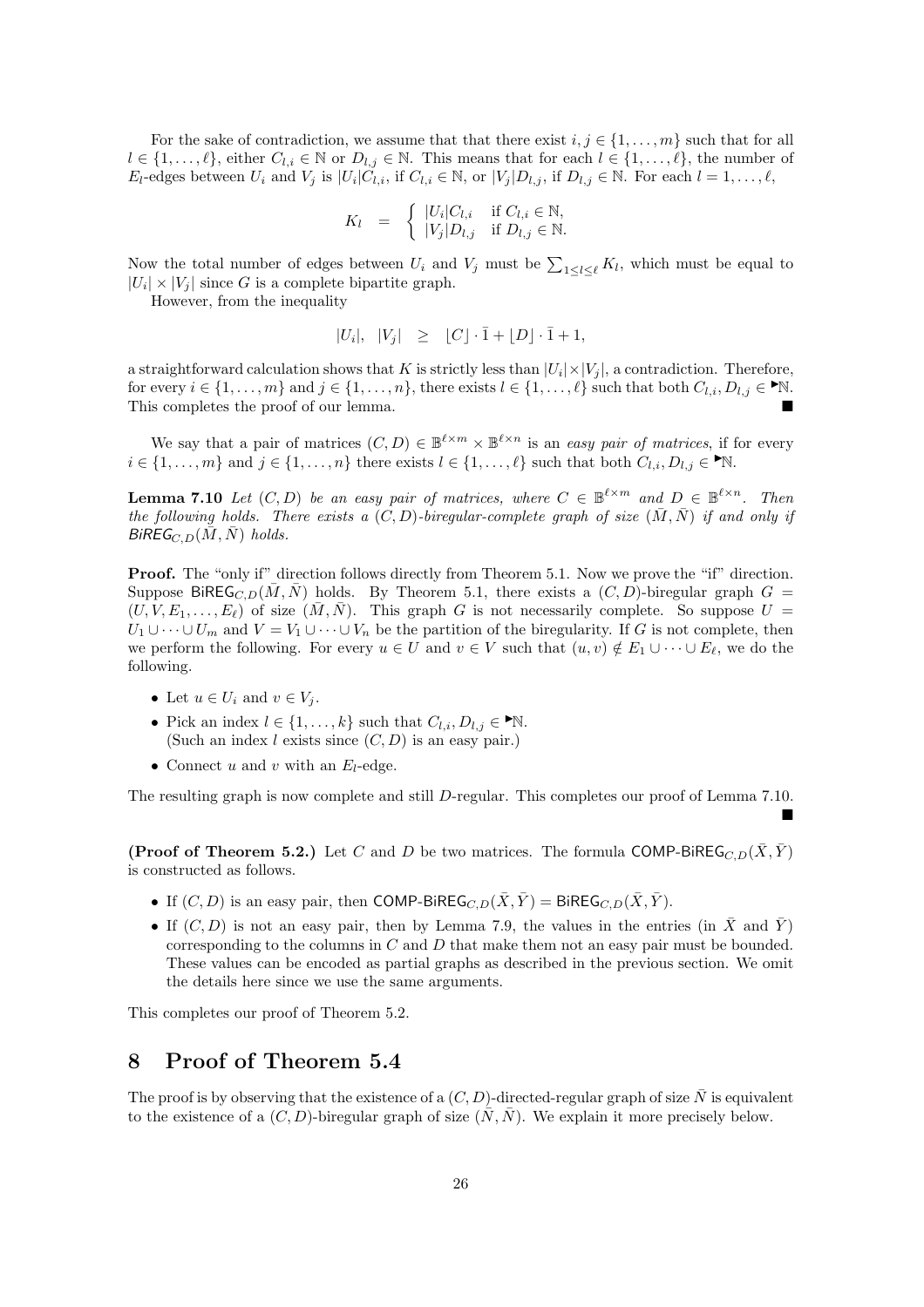For the sake of contradiction, we assume that that there exist $i, j \in \{1, \ldots, m\}$ such that for all $l \in \{1, \ldots, \ell\}$, either $C_{l,i} \in \mathbb{N}$ or $D_{l,j} \in \mathbb{N}$. This means that for each $l \in \{1, \ldots, \ell\}$, the number of $E_l$-edges between $U_i$ and $V_j$ is $|U_i|C_{l,i}$, if $C_{l,i} \in \mathbb{N}$, or $|V_j|D_{l,j}$, if $D_{l,j} \in \mathbb{N}$. For each $l = 1, \ldots, \ell$,

$$K_l \quad = \quad \begin{cases} |U_i|C_{l,i} & \text{if } C_{l,i} \in \mathbb{N}, \\ |V_j|D_{l,j} & \text{if } D_{l,j} \in \mathbb{N}. \end{cases}$$

Now the total number of edges between $U_i$ and $V_j$ must be $\sum_{1 \leq l \leq \ell} K_l$, which must be equal to $|U_i| \times |V_j|$ since $G$ is a complete bipartite graph.

However, from the inequality

$$|U_i|, \quad |V_j| \quad \geq \quad \lfloor C \rfloor \cdot \bar{1} + \lfloor D \rfloor \cdot \bar{1} + 1,$$

a straightforward calculation shows that $K$ is strictly less than $|U_i| \times |V_j|$, a contradiction. Therefore, for every $i \in \{1, \ldots, m\}$ and $j \in \{1, \ldots, n\}$, there exists $l \in \{1, \ldots, \ell\}$ such that both $C_{l,i}, D_{l,j} \in {}^{\blacktriangleright}\mathbb{N}$. This completes the proof of our lemma. ∎

We say that a pair of matrices $(C, D) \in \mathbb{B}^{\ell \times m} \times \mathbb{B}^{\ell \times n}$ is an *easy pair of matrices*, if for every $i \in \{1, \ldots, m\}$ and $j \in \{1, \ldots, n\}$ there exists $l \in \{1, \ldots, \ell\}$ such that both $C_{l,i}, D_{l,j} \in {}^{\blacktriangleright}\mathbb{N}$.

**Lemma 7.10** *Let $(C, D)$ be an easy pair of matrices, where $C \in \mathbb{B}^{\ell \times m}$ and $D \in \mathbb{B}^{\ell \times n}$. Then the following holds. There exists a $(C, D)$-biregular-complete graph of size $(\bar{M}, \bar{N})$ if and only if $\mathsf{BiREG}_{C,D}(\bar{M}, \bar{N})$ holds.*

**Proof.** The "only if" direction follows directly from Theorem 5.1. Now we prove the "if" direction. Suppose $\mathsf{BiREG}_{C,D}(\bar{M}, \bar{N})$ holds. By Theorem 5.1, there exists a $(C, D)$-biregular graph $G = (U, V, E_1, \ldots, E_\ell)$ of size $(\bar{M}, \bar{N})$. This graph $G$ is not necessarily complete. So suppose $U = U_1 \cup \cdots \cup U_m$ and $V = V_1 \cup \cdots \cup V_n$ be the partition of the biregularity. If $G$ is not complete, then we perform the following. For every $u \in U$ and $v \in V$ such that $(u, v) \notin E_1 \cup \cdots \cup E_\ell$, we do the following.

- Let $u \in U_i$ and $v \in V_j$.
- Pick an index $l \in \{1, \ldots, k\}$ such that $C_{l,i}, D_{l,j} \in {}^{\blacktriangleright}\mathbb{N}$.
  (Such an index $l$ exists since $(C, D)$ is an easy pair.)
- Connect $u$ and $v$ with an $E_l$-edge.

The resulting graph is now complete and still $D$-regular. This completes our proof of Lemma 7.10. ∎

**(Proof of Theorem 5.2.)** Let $C$ and $D$ be two matrices. The formula $\mathsf{COMP\text{-}BiREG}_{C,D}(\bar{X}, \bar{Y})$ is constructed as follows.

- If $(C, D)$ is an easy pair, then $\mathsf{COMP\text{-}BiREG}_{C,D}(\bar{X}, \bar{Y}) = \mathsf{BiREG}_{C,D}(\bar{X}, \bar{Y})$.
- If $(C, D)$ is not an easy pair, then by Lemma 7.9, the values in the entries (in $\bar{X}$ and $\bar{Y}$) corresponding to the columns in $C$ and $D$ that make them not an easy pair must be bounded. These values can be encoded as partial graphs as described in the previous section. We omit the details here since we use the same arguments.

This completes our proof of Theorem 5.2.

# 8 Proof of Theorem 5.4

The proof is by observing that the existence of a $(C, D)$-directed-regular graph of size $\bar{N}$ is equivalent to the existence of a $(C, D)$-biregular graph of size $(\bar{N}, \bar{N})$. We explain it more precisely below.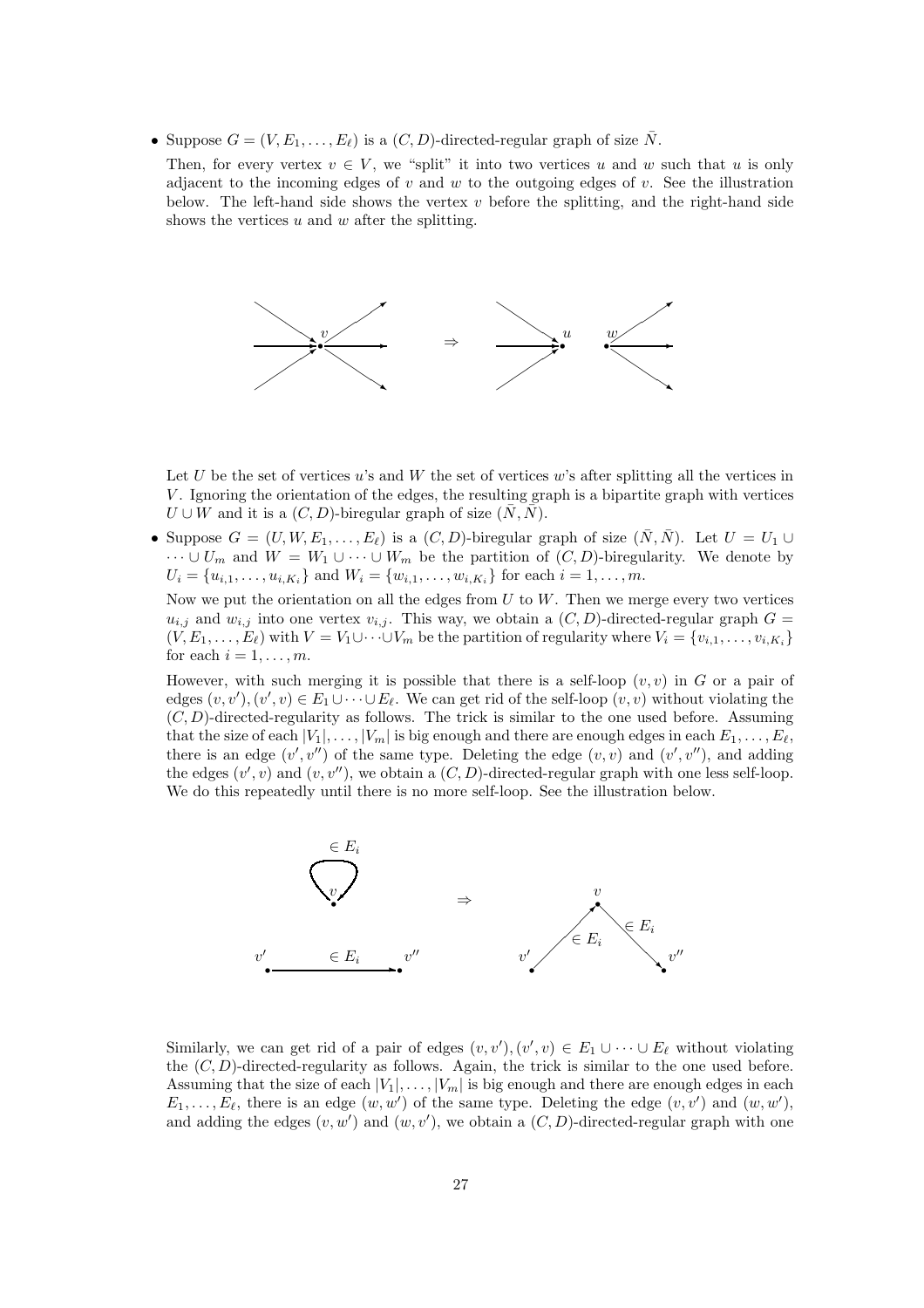- Suppose $G = (V, E_1, \ldots, E_\ell)$ is a $(C, D)$-directed-regular graph of size $\bar{N}$.

  Then, for every vertex $v \in V$, we "split" it into two vertices $u$ and $w$ such that $u$ is only adjacent to the incoming edges of $v$ and $w$ to the outgoing edges of $v$. See the illustration below. The left-hand side shows the vertex $v$ before the splitting, and the right-hand side shows the vertices $u$ and $w$ after the splitting.

  Let $U$ be the set of vertices $u$'s and $W$ the set of vertices $w$'s after splitting all the vertices in $V$. Ignoring the orientation of the edges, the resulting graph is a bipartite graph with vertices $U \cup W$ and it is a $(C, D)$-biregular graph of size $(\bar{N}, \bar{N})$.

- Suppose $G = (U, W, E_1, \ldots, E_\ell)$ is a $(C, D)$-biregular graph of size $(\bar{N}, \bar{N})$. Let $U = U_1 \cup \cdots \cup U_m$ and $W = W_1 \cup \cdots \cup W_m$ be the partition of $(C, D)$-biregularity. We denote by $U_i = \{u_{i,1}, \ldots, u_{i,K_i}\}$ and $W_i = \{w_{i,1}, \ldots, w_{i,K_i}\}$ for each $i = 1, \ldots, m$.

  Now we put the orientation on all the edges from $U$ to $W$. Then we merge every two vertices $u_{i,j}$ and $w_{i,j}$ into one vertex $v_{i,j}$. This way, we obtain a $(C, D)$-directed-regular graph $G = (V, E_1, \ldots, E_\ell)$ with $V = V_1 \cup \cdots \cup V_m$ be the partition of regularity where $V_i = \{v_{i,1}, \ldots, v_{i,K_i}\}$ for each $i = 1, \ldots, m$.

  However, with such merging it is possible that there is a self-loop $(v, v)$ in $G$ or a pair of edges $(v, v'), (v', v) \in E_1 \cup \cdots \cup E_\ell$. We can get rid of the self-loop $(v, v)$ without violating the $(C, D)$-directed-regularity as follows. The trick is similar to the one used before. Assuming that the size of each $|V_1|, \ldots, |V_m|$ is big enough and there are enough edges in each $E_1, \ldots, E_\ell$, there is an edge $(v', v'')$ of the same type. Deleting the edge $(v, v)$ and $(v', v'')$, and adding the edges $(v', v)$ and $(v, v'')$, we obtain a $(C, D)$-directed-regular graph with one less self-loop. We do this repeatedly until there is no more self-loop. See the illustration below.

  Similarly, we can get rid of a pair of edges $(v, v'), (v', v) \in E_1 \cup \cdots \cup E_\ell$ without violating the $(C, D)$-directed-regularity as follows. Again, the trick is similar to the one used before. Assuming that the size of each $|V_1|, \ldots, |V_m|$ is big enough and there are enough edges in each $E_1, \ldots, E_\ell$, there is an edge $(w, w')$ of the same type. Deleting the edge $(v, v')$ and $(w, w')$, and adding the edges $(v, w')$ and $(w, v')$, we obtain a $(C, D)$-directed-regular graph with one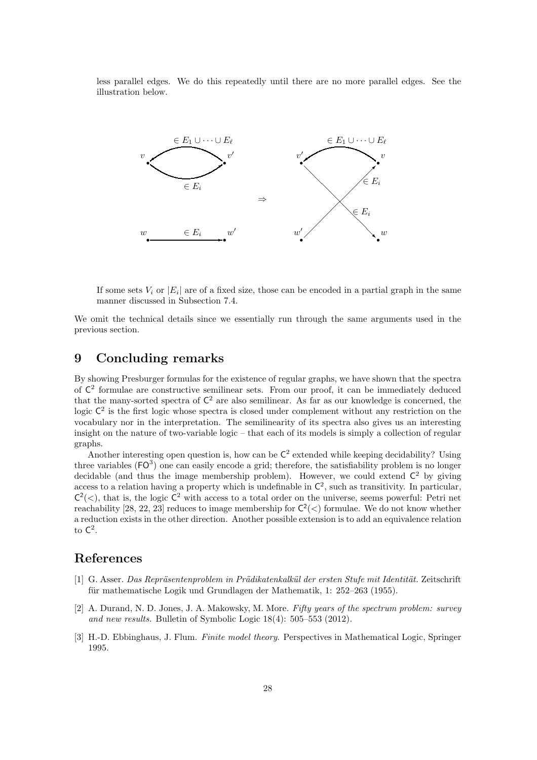less parallel edges. We do this repeatedly until there are no more parallel edges. See the illustration below.

If some sets $V_i$ or $|E_i|$ are of a fixed size, those can be encoded in a partial graph in the same manner discussed in Subsection 7.4.

We omit the technical details since we essentially run through the same arguments used in the previous section.

## 9 Concluding remarks

By showing Presburger formulas for the existence of regular graphs, we have shown that the spectra of $\mathsf{C}^2$ formulae are constructive semilinear sets. From our proof, it can be immediately deduced that the many-sorted spectra of $\mathsf{C}^2$ are also semilinear. As far as our knowledge is concerned, the logic $\mathsf{C}^2$ is the first logic whose spectra is closed under complement without any restriction on the vocabulary nor in the interpretation. The semilinearity of its spectra also gives us an interesting insight on the nature of two-variable logic – that each of its models is simply a collection of regular graphs.

Another interesting open question is, how can be $\mathsf{C}^2$ extended while keeping decidability? Using three variables ($\mathsf{FO}^3$) one can easily encode a grid; therefore, the satisfiability problem is no longer decidable (and thus the image membership problem). However, we could extend $\mathsf{C}^2$ by giving access to a relation having a property which is undefinable in $\mathsf{C}^2$, such as transitivity. In particular, $\mathsf{C}^2(<)$, that is, the logic $\mathsf{C}^2$ with access to a total order on the universe, seems powerful: Petri net reachability [28, 22, 23] reduces to image membership for $\mathsf{C}^2(<)$ formulae. We do not know whether a reduction exists in the other direction. Another possible extension is to add an equivalence relation to $\mathsf{C}^2$.

## References

[1] G. Asser. *Das Repräsentenproblem in Prädikatenkalkül der ersten Stufe mit Identität.* Zeitschrift für mathematische Logik und Grundlagen der Mathematik, 1: 252–263 (1955).

[2] A. Durand, N. D. Jones, J. A. Makowsky, M. More. *Fifty years of the spectrum problem: survey and new results.* Bulletin of Symbolic Logic 18(4): 505–553 (2012).

[3] H.-D. Ebbinghaus, J. Flum. *Finite model theory.* Perspectives in Mathematical Logic, Springer 1995.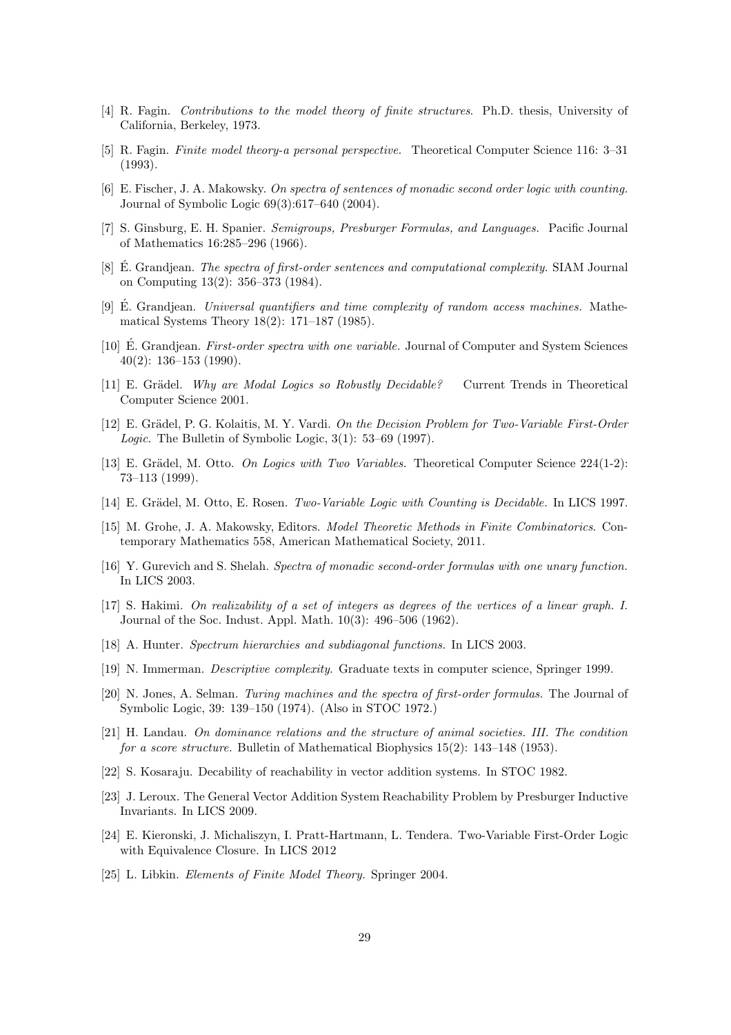[4] R. Fagin. *Contributions to the model theory of finite structures*. Ph.D. thesis, University of California, Berkeley, 1973.

[5] R. Fagin. *Finite model theory-a personal perspective.* Theoretical Computer Science 116: 3–31 (1993).

[6] E. Fischer, J. A. Makowsky. *On spectra of sentences of monadic second order logic with counting.* Journal of Symbolic Logic 69(3):617–640 (2004).

[7] S. Ginsburg, E. H. Spanier. *Semigroups, Presburger Formulas, and Languages.* Pacific Journal of Mathematics 16:285–296 (1966).

[8] É. Grandjean. *The spectra of first-order sentences and computational complexity.* SIAM Journal on Computing 13(2): 356–373 (1984).

[9] É. Grandjean. *Universal quantifiers and time complexity of random access machines.* Mathematical Systems Theory 18(2): 171–187 (1985).

[10] É. Grandjean. *First-order spectra with one variable.* Journal of Computer and System Sciences 40(2): 136–153 (1990).

[11] E. Grädel. *Why are Modal Logics so Robustly Decidable?* Current Trends in Theoretical Computer Science 2001.

[12] E. Grädel, P. G. Kolaitis, M. Y. Vardi. *On the Decision Problem for Two-Variable First-Order Logic.* The Bulletin of Symbolic Logic, 3(1): 53–69 (1997).

[13] E. Grädel, M. Otto. *On Logics with Two Variables.* Theoretical Computer Science 224(1-2): 73–113 (1999).

[14] E. Grädel, M. Otto, E. Rosen. *Two-Variable Logic with Counting is Decidable.* In LICS 1997.

[15] M. Grohe, J. A. Makowsky, Editors. *Model Theoretic Methods in Finite Combinatorics*. Contemporary Mathematics 558, American Mathematical Society, 2011.

[16] Y. Gurevich and S. Shelah. *Spectra of monadic second-order formulas with one unary function.* In LICS 2003.

[17] S. Hakimi. *On realizability of a set of integers as degrees of the vertices of a linear graph. I.* Journal of the Soc. Indust. Appl. Math. 10(3): 496–506 (1962).

[18] A. Hunter. *Spectrum hierarchies and subdiagonal functions.* In LICS 2003.

[19] N. Immerman. *Descriptive complexity*. Graduate texts in computer science, Springer 1999.

[20] N. Jones, A. Selman. *Turing machines and the spectra of first-order formulas.* The Journal of Symbolic Logic, 39: 139–150 (1974). (Also in STOC 1972.)

[21] H. Landau. *On dominance relations and the structure of animal societies. III. The condition for a score structure.* Bulletin of Mathematical Biophysics 15(2): 143–148 (1953).

[22] S. Kosaraju. Decability of reachability in vector addition systems. In STOC 1982.

[23] J. Leroux. The General Vector Addition System Reachability Problem by Presburger Inductive Invariants. In LICS 2009.

[24] E. Kieronski, J. Michaliszyn, I. Pratt-Hartmann, L. Tendera. Two-Variable First-Order Logic with Equivalence Closure. In LICS 2012

[25] L. Libkin. *Elements of Finite Model Theory.* Springer 2004.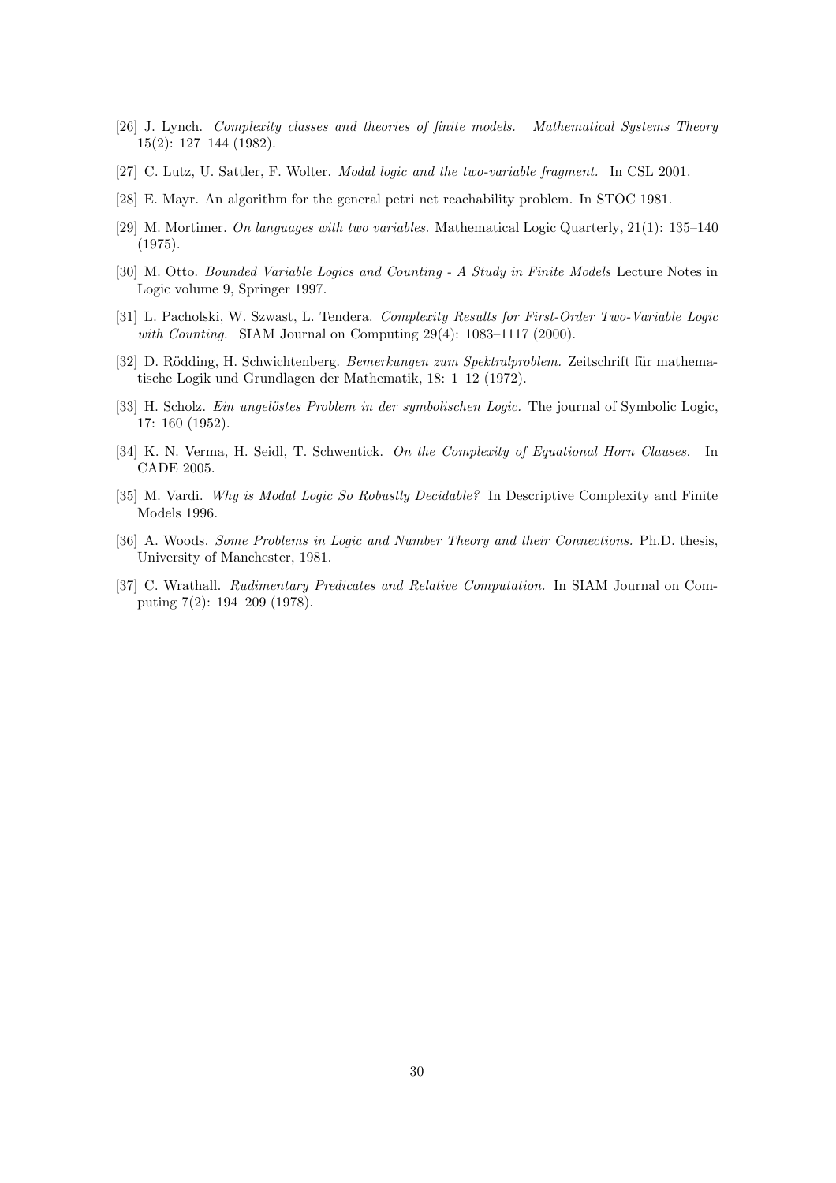[26] J. Lynch. *Complexity classes and theories of finite models.* *Mathematical Systems Theory* 15(2): 127–144 (1982).

[27] C. Lutz, U. Sattler, F. Wolter. *Modal logic and the two-variable fragment.* In CSL 2001.

[28] E. Mayr. An algorithm for the general petri net reachability problem. In STOC 1981.

[29] M. Mortimer. *On languages with two variables.* Mathematical Logic Quarterly, 21(1): 135–140 (1975).

[30] M. Otto. *Bounded Variable Logics and Counting - A Study in Finite Models* Lecture Notes in Logic volume 9, Springer 1997.

[31] L. Pacholski, W. Szwast, L. Tendera. *Complexity Results for First-Order Two-Variable Logic with Counting.* SIAM Journal on Computing 29(4): 1083–1117 (2000).

[32] D. Rödding, H. Schwichtenberg. *Bemerkungen zum Spektralproblem.* Zeitschrift für mathematische Logik und Grundlagen der Mathematik, 18: 1–12 (1972).

[33] H. Scholz. *Ein ungelöstes Problem in der symbolischen Logic.* The journal of Symbolic Logic, 17: 160 (1952).

[34] K. N. Verma, H. Seidl, T. Schwentick. *On the Complexity of Equational Horn Clauses.* In CADE 2005.

[35] M. Vardi. *Why is Modal Logic So Robustly Decidable?* In Descriptive Complexity and Finite Models 1996.

[36] A. Woods. *Some Problems in Logic and Number Theory and their Connections.* Ph.D. thesis, University of Manchester, 1981.

[37] C. Wrathall. *Rudimentary Predicates and Relative Computation.* In SIAM Journal on Computing 7(2): 194–209 (1978).